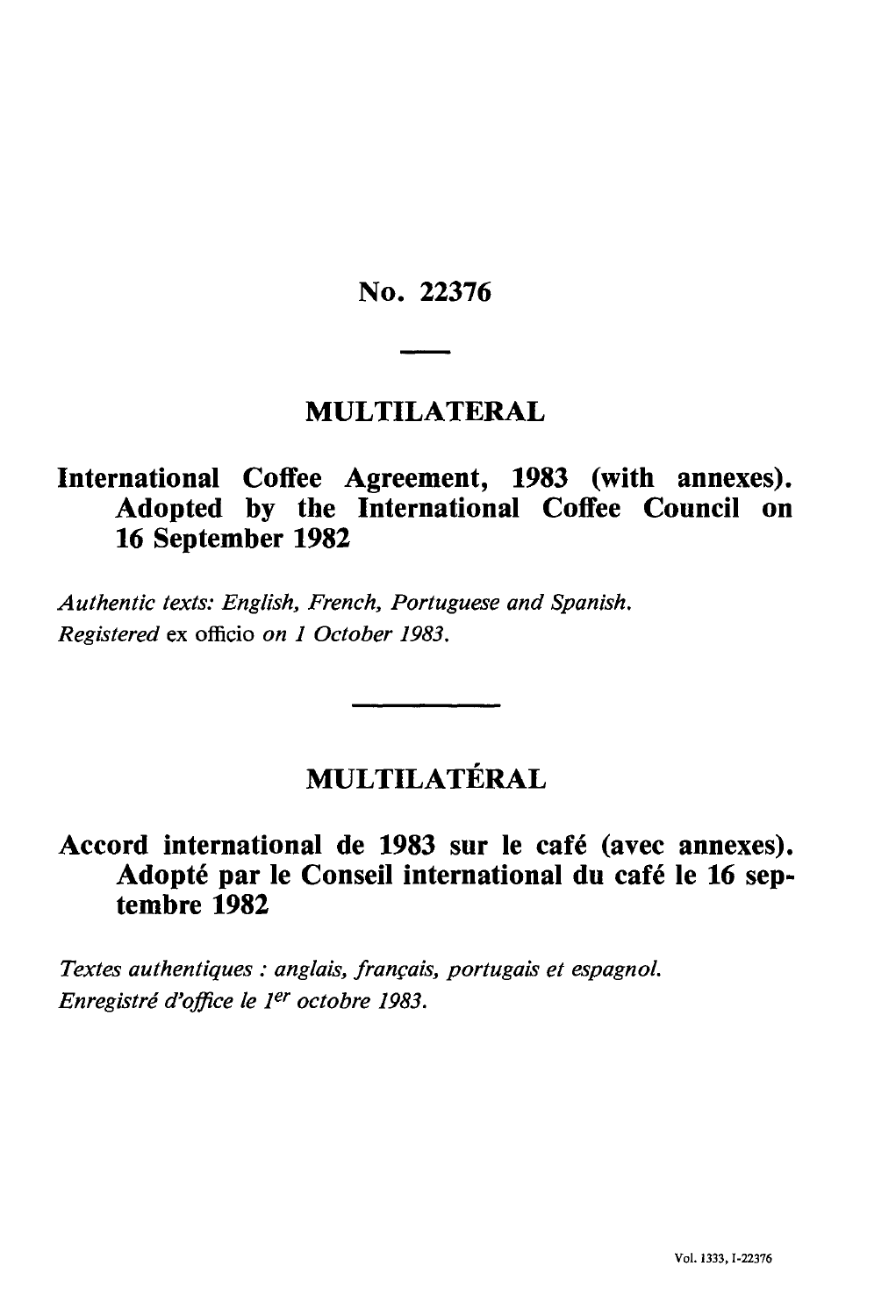# No. 22376

## MULTILATERAL

## International Coffee Agreement, 1983 (with annexes). Adopted by the International Coffee Council on 16 September 1982

*Authentic texts: English, French, Portuguese and Spanish.*
*Registered* ex officio *on 1 October 1983.*

## MULTILATÉRAL

## Accord international de 1983 sur le café (avec annexes). Adopté par le Conseil international du café le 16 septembre 1982

*Textes authentiques : anglais, français, portugais et espagnol.*
*Enregistré d'office le 1er octobre 1983.*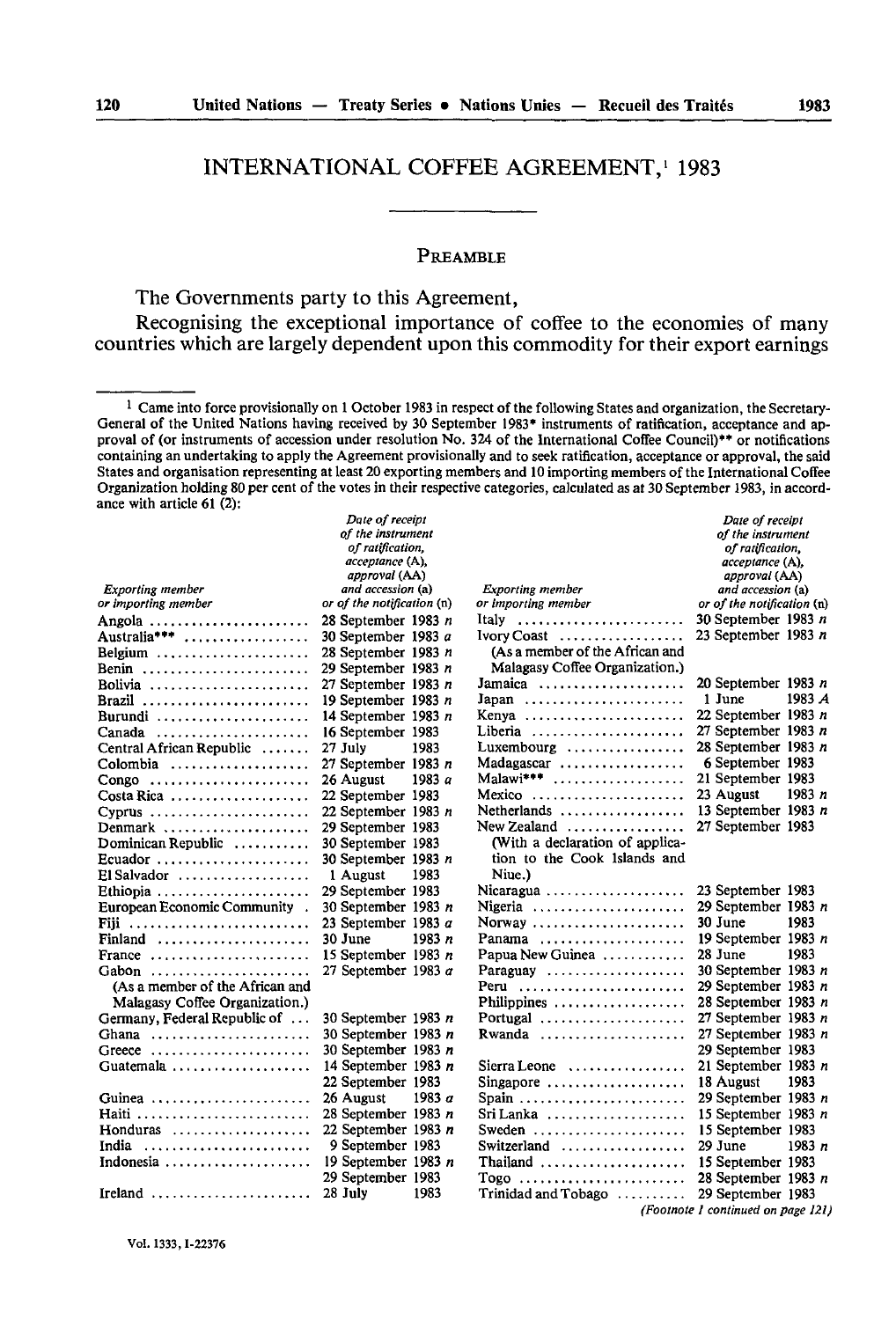# INTERNATIONAL COFFEE AGREEMENT,[1] 1983

## PREAMBLE

The Governments party to this Agreement,

Recognising the exceptional importance of coffee to the economies of many countries which are largely dependent upon this commodity for their export earnings

---

[1] Came into force provisionally on 1 October 1983 in respect of the following States and organization, the Secretary-General of the United Nations having received by 30 September 1983* instruments of ratification, acceptance and approval of (or instruments of accession under resolution No. 324 of the International Coffee Council)** or notifications containing an undertaking to apply the Agreement provisionally and to seek ratification, acceptance or approval, the said States and organisation representing at least 20 exporting members and 10 importing members of the International Coffee Organization holding 80 per cent of the votes in their respective categories, calculated as at 30 September 1983, in accordance with article 61 (2):

| *Exporting member or importing member* | *Date of receipt of the instrument of ratification, acceptance (A), approval (AA) and accession (a) or of the notification (n)* |
|---|---|
| Angola | 28 September 1983 *n* |
| Australia*** | 30 September 1983 *a* |
| Belgium | 28 September 1983 *n* |
| Benin | 29 September 1983 *n* |
| Bolivia | 27 September 1983 *n* |
| Brazil | 19 September 1983 *n* |
| Burundi | 14 September 1983 *n* |
| Canada | 16 September 1983 |
| Central African Republic | 27 July 1983 |
| Colombia | 27 September 1983 *n* |
| Congo | 26 August 1983 *a* |
| Costa Rica | 22 September 1983 |
| Cyprus | 22 September 1983 *n* |
| Denmark | 29 September 1983 |
| Dominican Republic | 30 September 1983 |
| Ecuador | 30 September 1983 *n* |
| El Salvador | 1 August 1983 |
| Ethiopia | 29 September 1983 |
| European Economic Community | 30 September 1983 *n* |
| Fiji | 23 September 1983 *a* |
| Finland | 30 June 1983 *n* |
| France | 15 September 1983 *n* |
| Gabon (As a member of the African and Malagasy Coffee Organization.) | 27 September 1983 *a* |
| Germany, Federal Republic of | 30 September 1983 *n* |
| Ghana | 30 September 1983 *n* |
| Greece | 30 September 1983 *n* |
| Guatemala | 14 September 1983 *n*<br>22 September 1983 |
| Guinea | 26 August 1983 *a* |
| Haiti | 28 September 1983 *n* |
| Honduras | 22 September 1983 *n* |
| India | 9 September 1983 |
| Indonesia | 19 September 1983 *n*<br>29 September 1983 |
| Ireland | 28 July 1983 |
| Italy | 30 September 1983 *n* |
| Ivory Coast (As a member of the African and Malagasy Coffee Organization.) | 23 September 1983 *n* |
| Jamaica | 20 September 1983 *n* |
| Japan | 1 June 1983 *A* |
| Kenya | 22 September 1983 *n* |
| Liberia | 27 September 1983 *n* |
| Luxembourg | 28 September 1983 *n* |
| Madagascar | 6 September 1983 |
| Malawi*** | 21 September 1983 |
| Mexico | 23 August 1983 *n* |
| Netherlands | 13 September 1983 *n* |
| New Zealand (With a declaration of application to the Cook Islands and Niue.) | 27 September 1983 |
| Nicaragua | 23 September 1983 |
| Nigeria | 29 September 1983 *n* |
| Norway | 30 June 1983 |
| Panama | 19 September 1983 *n* |
| Papua New Guinea | 28 June 1983 |
| Paraguay | 30 September 1983 *n* |
| Peru | 29 September 1983 *n* |
| Philippines | 28 September 1983 *n* |
| Portugal | 27 September 1983 *n* |
| Rwanda | 27 September 1983 *n*<br>29 September 1983 |
| Sierra Leone | 21 September 1983 *n* |
| Singapore | 18 August 1983 |
| Spain | 29 September 1983 *n* |
| Sri Lanka | 15 September 1983 *n* |
| Sweden | 15 September 1983 |
| Switzerland | 29 June 1983 *n* |
| Thailand | 15 September 1983 |
| Togo | 28 September 1983 *n* |
| Trinidad and Tobago | 29 September 1983 |

*(Footnote 1 continued on page 121)*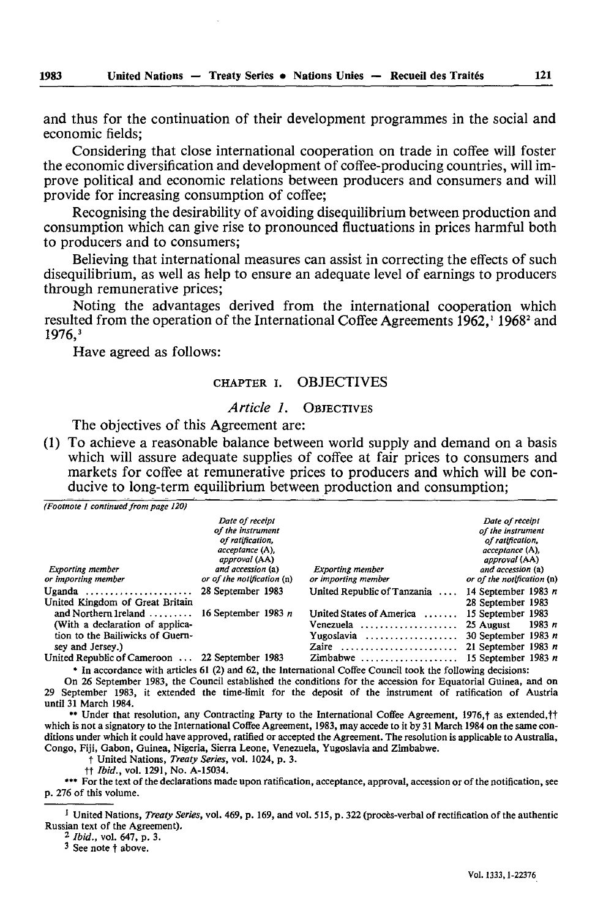and thus for the continuation of their development programmes in the social and economic fields;

Considering that close international cooperation on trade in coffee will foster the economic diversification and development of coffee-producing countries, will improve political and economic relations between producers and consumers and will provide for increasing consumption of coffee;

Recognising the desirability of avoiding disequilibrium between production and consumption which can give rise to pronounced fluctuations in prices harmful both to producers and to consumers;

Believing that international measures can assist in correcting the effects of such disequilibrium, as well as help to ensure an adequate level of earnings to producers through remunerative prices;

Noting the advantages derived from the international cooperation which resulted from the operation of the International Coffee Agreements 1962,[1] 1968[2] and 1976,[3]

Have agreed as follows:

## CHAPTER I. OBJECTIVES

### *Article 1.* OBJECTIVES

The objectives of this Agreement are:

(1) To achieve a reasonable balance between world supply and demand on a basis which will assure adequate supplies of coffee at fair prices to consumers and markets for coffee at remunerative prices to producers and which will be conducive to long-term equilibrium between production and consumption;

---

*(Footnote 1 continued from page 120)*

| *Exporting member or importing member* | *Date of receipt of the instrument of ratification, acceptance (A), approval (AA) and accession (a) or of the notification (n)* | *Exporting member or importing member* | *Date of receipt of the instrument of ratification, acceptance (A), approval (AA) and accession (a) or of the notification (n)* |
|---|---|---|---|
| Uganda | 28 September 1983 | United Republic of Tanzania | 14 September 1983 *n* |
| | | | 28 September 1983 |
| United Kingdom of Great Britain and Northern Ireland (With a declaration of application to the Bailiwicks of Guernsey and Jersey.) | 16 September 1983 *n* | United States of America | 15 September 1983 |
| | | Venezuela | 25 August 1983 *n* |
| | | Yugoslavia | 30 September 1983 *n* |
| | | Zaire | 21 September 1983 *n* |
| United Republic of Cameroon | 22 September 1983 | Zimbabwe | 15 September 1983 *n* |

\* In accordance with articles 61 (2) and 62, the International Coffee Council took the following decisions:

On 26 September 1983, the Council established the conditions for the accession for Equatorial Guinea, and on 29 September 1983, it extended the time-limit for the deposit of the instrument of ratification of Austria until 31 March 1984.

\*\* Under that resolution, any Contracting Party to the International Coffee Agreement, 1976,† as extended,†† which is not a signatory to the International Coffee Agreement, 1983, may accede to it by 31 March 1984 on the same conditions under which it could have approved, ratified or accepted the Agreement. The resolution is applicable to Australia, Congo, Fiji, Gabon, Guinea, Nigeria, Sierra Leone, Venezuela, Yugoslavia and Zimbabwe.

† United Nations, *Treaty Series*, vol. 1024, p. 3.

†† *Ibid.*, vol. 1291, No. A-15034.

\*\*\* For the text of the declarations made upon ratification, acceptance, approval, accession or of the notification, see p. 276 of this volume.

---

[1] United Nations, *Treaty Series*, vol. 469, p. 169, and vol. 515, p. 322 (procès-verbal of rectification of the authentic Russian text of the Agreement).

[2] *Ibid.*, vol. 647, p. 3.

[3] See note † above.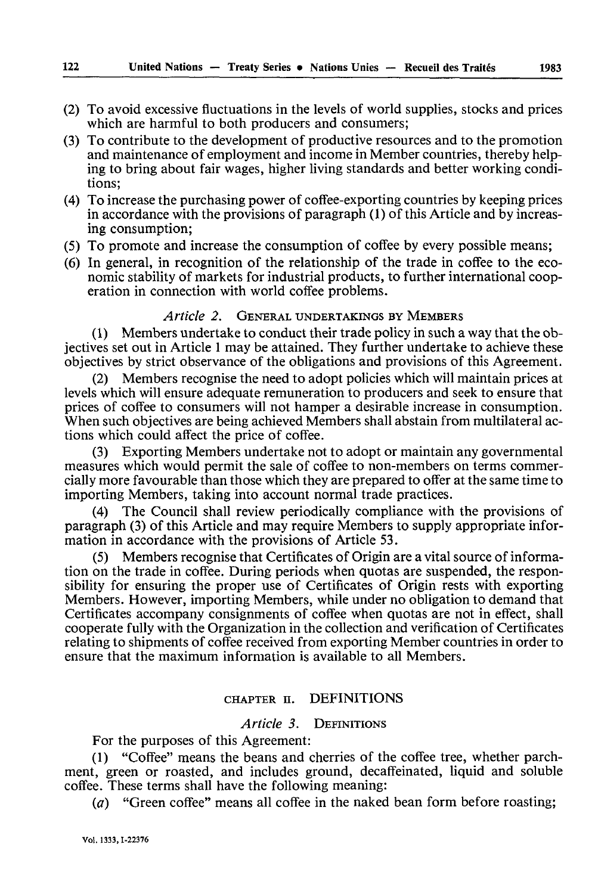(2) To avoid excessive fluctuations in the levels of world supplies, stocks and prices which are harmful to both producers and consumers;

(3) To contribute to the development of productive resources and to the promotion and maintenance of employment and income in Member countries, thereby helping to bring about fair wages, higher living standards and better working conditions;

(4) To increase the purchasing power of coffee-exporting countries by keeping prices in accordance with the provisions of paragraph (1) of this Article and by increasing consumption;

(5) To promote and increase the consumption of coffee by every possible means;

(6) In general, in recognition of the relationship of the trade in coffee to the economic stability of markets for industrial products, to further international cooperation in connection with world coffee problems.

### *Article 2.* GENERAL UNDERTAKINGS BY MEMBERS

(1) Members undertake to conduct their trade policy in such a way that the objectives set out in Article 1 may be attained. They further undertake to achieve these objectives by strict observance of the obligations and provisions of this Agreement.

(2) Members recognise the need to adopt policies which will maintain prices at levels which will ensure adequate remuneration to producers and seek to ensure that prices of coffee to consumers will not hamper a desirable increase in consumption. When such objectives are being achieved Members shall abstain from multilateral actions which could affect the price of coffee.

(3) Exporting Members undertake not to adopt or maintain any governmental measures which would permit the sale of coffee to non-members on terms commercially more favourable than those which they are prepared to offer at the same time to importing Members, taking into account normal trade practices.

(4) The Council shall review periodically compliance with the provisions of paragraph (3) of this Article and may require Members to supply appropriate information in accordance with the provisions of Article 53.

(5) Members recognise that Certificates of Origin are a vital source of information on the trade in coffee. During periods when quotas are suspended, the responsibility for ensuring the proper use of Certificates of Origin rests with exporting Members. However, importing Members, while under no obligation to demand that Certificates accompany consignments of coffee when quotas are not in effect, shall cooperate fully with the Organization in the collection and verification of Certificates relating to shipments of coffee received from exporting Member countries in order to ensure that the maximum information is available to all Members.

## CHAPTER II. DEFINITIONS

### *Article 3.* DEFINITIONS

For the purposes of this Agreement:

(1) "Coffee" means the beans and cherries of the coffee tree, whether parchment, green or roasted, and includes ground, decaffeinated, liquid and soluble coffee. These terms shall have the following meaning:

(*a*) "Green coffee" means all coffee in the naked bean form before roasting;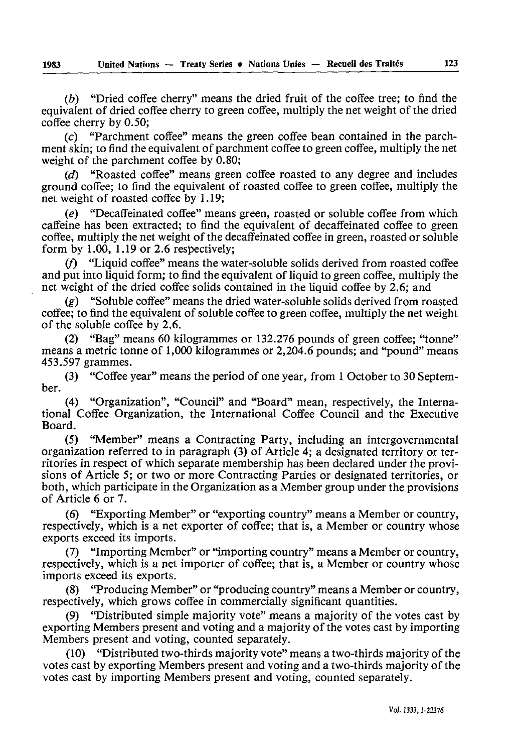(*b*) "Dried coffee cherry" means the dried fruit of the coffee tree; to find the equivalent of dried coffee cherry to green coffee, multiply the net weight of the dried coffee cherry by 0.50;

(*c*) "Parchment coffee" means the green coffee bean contained in the parchment skin; to find the equivalent of parchment coffee to green coffee, multiply the net weight of the parchment coffee by 0.80;

(*d*) "Roasted coffee" means green coffee roasted to any degree and includes ground coffee; to find the equivalent of roasted coffee to green coffee, multiply the net weight of roasted coffee by 1.19;

(*e*) "Decaffeinated coffee" means green, roasted or soluble coffee from which caffeine has been extracted; to find the equivalent of decaffeinated coffee to green coffee, multiply the net weight of the decaffeinated coffee in green, roasted or soluble form by 1.00, 1.19 or 2.6 respectively;

(*f*) "Liquid coffee" means the water-soluble solids derived from roasted coffee and put into liquid form; to find the equivalent of liquid to green coffee, multiply the net weight of the dried coffee solids contained in the liquid coffee by 2.6; and

(*g*) "Soluble coffee" means the dried water-soluble solids derived from roasted coffee; to find the equivalent of soluble coffee to green coffee, multiply the net weight of the soluble coffee by 2.6.

(2) "Bag" means 60 kilogrammes or 132.276 pounds of green coffee; "tonne" means a metric tonne of 1,000 kilogrammes or 2,204.6 pounds; and "pound" means 453.597 grammes.

(3) "Coffee year" means the period of one year, from 1 October to 30 September.

(4) "Organization", "Council" and "Board" mean, respectively, the International Coffee Organization, the International Coffee Council and the Executive Board.

(5) "Member" means a Contracting Party, including an intergovernmental organization referred to in paragraph (3) of Article 4; a designated territory or territories in respect of which separate membership has been declared under the provisions of Article 5; or two or more Contracting Parties or designated territories, or both, which participate in the Organization as a Member group under the provisions of Article 6 or 7.

(6) "Exporting Member" or "exporting country" means a Member or country, respectively, which is a net exporter of coffee; that is, a Member or country whose exports exceed its imports.

(7) "Importing Member" or "importing country" means a Member or country, respectively, which is a net importer of coffee; that is, a Member or country whose imports exceed its exports.

(8) "Producing Member" or "producing country" means a Member or country, respectively, which grows coffee in commercially significant quantities.

(9) "Distributed simple majority vote" means a majority of the votes cast by exporting Members present and voting and a majority of the votes cast by importing Members present and voting, counted separately.

(10) "Distributed two-thirds majority vote" means a two-thirds majority of the votes cast by exporting Members present and voting and a two-thirds majority of the votes cast by importing Members present and voting, counted separately.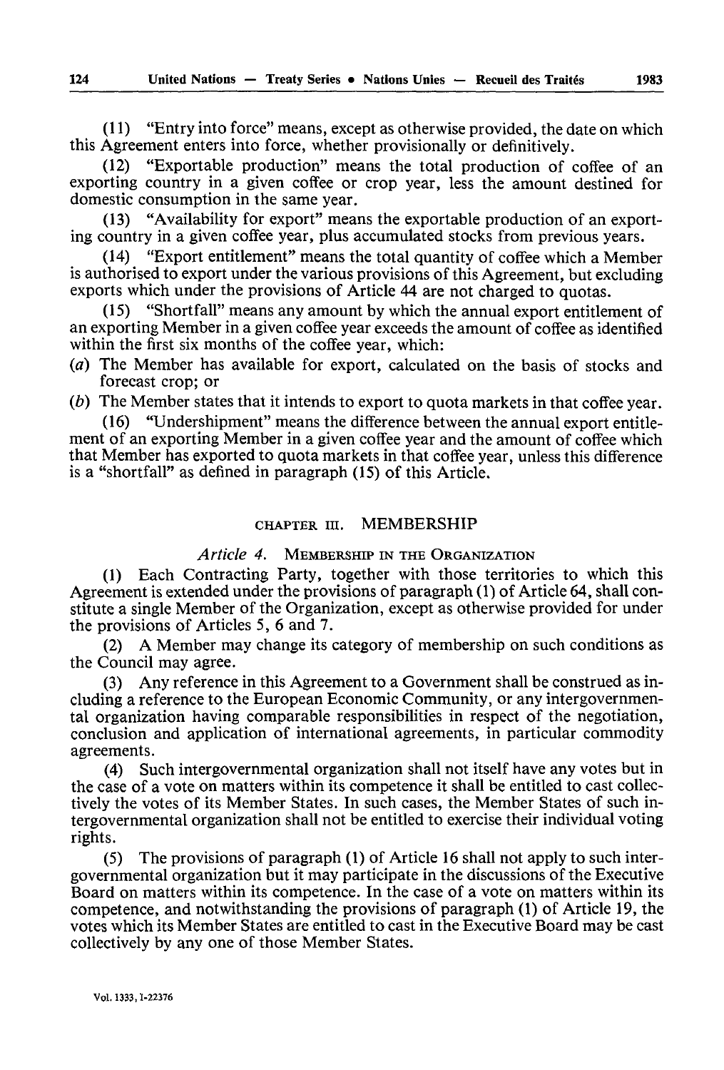(11) "Entry into force" means, except as otherwise provided, the date on which this Agreement enters into force, whether provisionally or definitively.

(12) "Exportable production" means the total production of coffee of an exporting country in a given coffee or crop year, less the amount destined for domestic consumption in the same year.

(13) "Availability for export" means the exportable production of an exporting country in a given coffee year, plus accumulated stocks from previous years.

(14) "Export entitlement" means the total quantity of coffee which a Member is authorised to export under the various provisions of this Agreement, but excluding exports which under the provisions of Article 44 are not charged to quotas.

(15) "Shortfall" means any amount by which the annual export entitlement of an exporting Member in a given coffee year exceeds the amount of coffee as identified within the first six months of the coffee year, which:

(*a*) The Member has available for export, calculated on the basis of stocks and forecast crop; or

(*b*) The Member states that it intends to export to quota markets in that coffee year.

(16) "Undershipment" means the difference between the annual export entitlement of an exporting Member in a given coffee year and the amount of coffee which that Member has exported to quota markets in that coffee year, unless this difference is a "shortfall" as defined in paragraph (15) of this Article.

## CHAPTER III. MEMBERSHIP

### *Article 4.* MEMBERSHIP IN THE ORGANIZATION

(1) Each Contracting Party, together with those territories to which this Agreement is extended under the provisions of paragraph (1) of Article 64, shall constitute a single Member of the Organization, except as otherwise provided for under the provisions of Articles 5, 6 and 7.

(2) A Member may change its category of membership on such conditions as the Council may agree.

(3) Any reference in this Agreement to a Government shall be construed as including a reference to the European Economic Community, or any intergovernmental organization having comparable responsibilities in respect of the negotiation, conclusion and application of international agreements, in particular commodity agreements.

(4) Such intergovernmental organization shall not itself have any votes but in the case of a vote on matters within its competence it shall be entitled to cast collectively the votes of its Member States. In such cases, the Member States of such intergovernmental organization shall not be entitled to exercise their individual voting rights.

(5) The provisions of paragraph (1) of Article 16 shall not apply to such intergovernmental organization but it may participate in the discussions of the Executive Board on matters within its competence. In the case of a vote on matters within its competence, and notwithstanding the provisions of paragraph (1) of Article 19, the votes which its Member States are entitled to cast in the Executive Board may be cast collectively by any one of those Member States.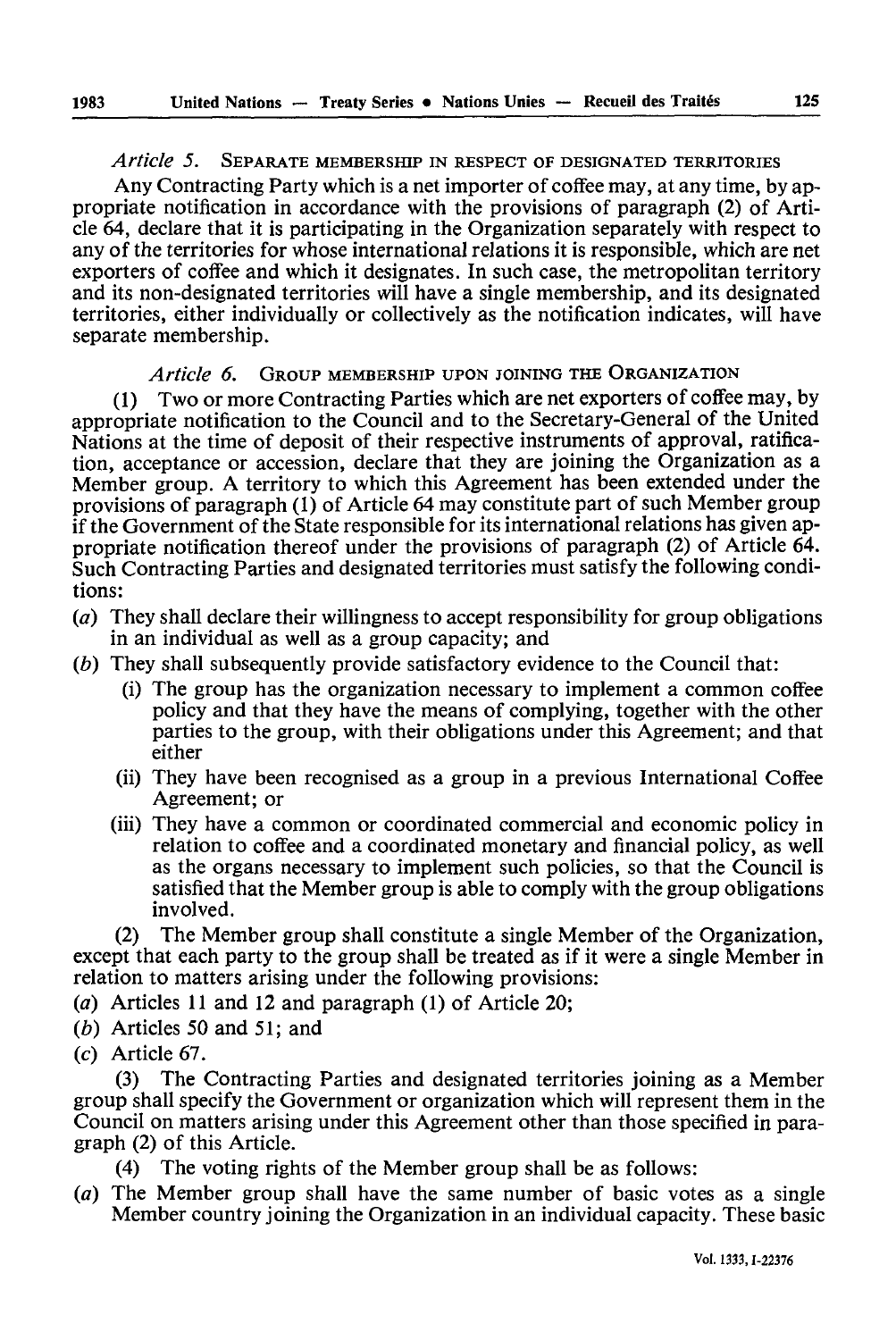*Article 5.* SEPARATE MEMBERSHIP IN RESPECT OF DESIGNATED TERRITORIES

Any Contracting Party which is a net importer of coffee may, at any time, by appropriate notification in accordance with the provisions of paragraph (2) of Article 64, declare that it is participating in the Organization separately with respect to any of the territories for whose international relations it is responsible, which are net exporters of coffee and which it designates. In such case, the metropolitan territory and its non-designated territories will have a single membership, and its designated territories, either individually or collectively as the notification indicates, will have separate membership.

*Article 6.* GROUP MEMBERSHIP UPON JOINING THE ORGANIZATION

(1) Two or more Contracting Parties which are net exporters of coffee may, by appropriate notification to the Council and to the Secretary-General of the United Nations at the time of deposit of their respective instruments of approval, ratification, acceptance or accession, declare that they are joining the Organization as a Member group. A territory to which this Agreement has been extended under the provisions of paragraph (1) of Article 64 may constitute part of such Member group if the Government of the State responsible for its international relations has given appropriate notification thereof under the provisions of paragraph (2) of Article 64. Such Contracting Parties and designated territories must satisfy the following conditions:

(*a*) They shall declare their willingness to accept responsibility for group obligations in an individual as well as a group capacity; and

(*b*) They shall subsequently provide satisfactory evidence to the Council that:

   (i) The group has the organization necessary to implement a common coffee policy and that they have the means of complying, together with the other parties to the group, with their obligations under this Agreement; and that either

   (ii) They have been recognised as a group in a previous International Coffee Agreement; or

   (iii) They have a common or coordinated commercial and economic policy in relation to coffee and a coordinated monetary and financial policy, as well as the organs necessary to implement such policies, so that the Council is satisfied that the Member group is able to comply with the group obligations involved.

(2) The Member group shall constitute a single Member of the Organization, except that each party to the group shall be treated as if it were a single Member in relation to matters arising under the following provisions:

(*a*) Articles 11 and 12 and paragraph (1) of Article 20;

(*b*) Articles 50 and 51; and

(*c*) Article 67.

(3) The Contracting Parties and designated territories joining as a Member group shall specify the Government or organization which will represent them in the Council on matters arising under this Agreement other than those specified in paragraph (2) of this Article.

(4) The voting rights of the Member group shall be as follows:

(*a*) The Member group shall have the same number of basic votes as a single Member country joining the Organization in an individual capacity. These basic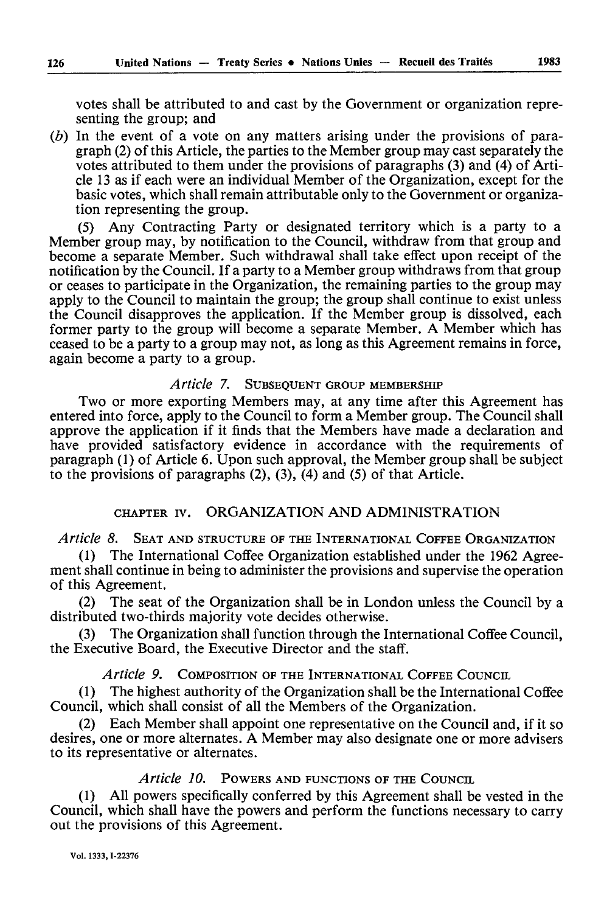votes shall be attributed to and cast by the Government or organization representing the group; and

(*b*) In the event of a vote on any matters arising under the provisions of paragraph (2) of this Article, the parties to the Member group may cast separately the votes attributed to them under the provisions of paragraphs (3) and (4) of Article 13 as if each were an individual Member of the Organization, except for the basic votes, which shall remain attributable only to the Government or organization representing the group.

(5) Any Contracting Party or designated territory which is a party to a Member group may, by notification to the Council, withdraw from that group and become a separate Member. Such withdrawal shall take effect upon receipt of the notification by the Council. If a party to a Member group withdraws from that group or ceases to participate in the Organization, the remaining parties to the group may apply to the Council to maintain the group; the group shall continue to exist unless the Council disapproves the application. If the Member group is dissolved, each former party to the group will become a separate Member. A Member which has ceased to be a party to a group may not, as long as this Agreement remains in force, again become a party to a group.

### *Article 7.* SUBSEQUENT GROUP MEMBERSHIP

Two or more exporting Members may, at any time after this Agreement has entered into force, apply to the Council to form a Member group. The Council shall approve the application if it finds that the Members have made a declaration and have provided satisfactory evidence in accordance with the requirements of paragraph (1) of Article 6. Upon such approval, the Member group shall be subject to the provisions of paragraphs (2), (3), (4) and (5) of that Article.

## CHAPTER IV. ORGANIZATION AND ADMINISTRATION

### *Article 8.* SEAT AND STRUCTURE OF THE INTERNATIONAL COFFEE ORGANIZATION

(1) The International Coffee Organization established under the 1962 Agreement shall continue in being to administer the provisions and supervise the operation of this Agreement.

(2) The seat of the Organization shall be in London unless the Council by a distributed two-thirds majority vote decides otherwise.

(3) The Organization shall function through the International Coffee Council, the Executive Board, the Executive Director and the staff.

### *Article 9.* COMPOSITION OF THE INTERNATIONAL COFFEE COUNCIL

(1) The highest authority of the Organization shall be the International Coffee Council, which shall consist of all the Members of the Organization.

(2) Each Member shall appoint one representative on the Council and, if it so desires, one or more alternates. A Member may also designate one or more advisers to its representative or alternates.

### *Article 10.* POWERS AND FUNCTIONS OF THE COUNCIL

(1) All powers specifically conferred by this Agreement shall be vested in the Council, which shall have the powers and perform the functions necessary to carry out the provisions of this Agreement.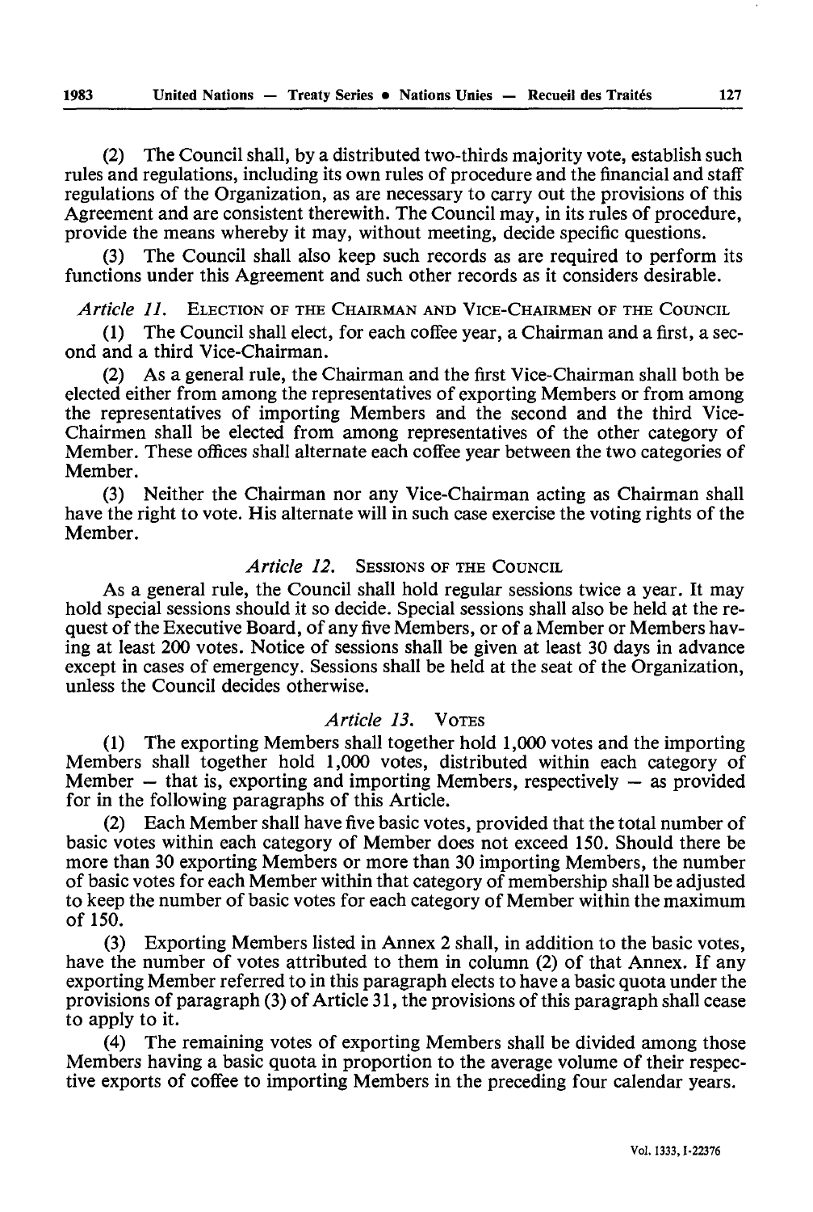(2) The Council shall, by a distributed two-thirds majority vote, establish such rules and regulations, including its own rules of procedure and the financial and staff regulations of the Organization, as are necessary to carry out the provisions of this Agreement and are consistent therewith. The Council may, in its rules of procedure, provide the means whereby it may, without meeting, decide specific questions.

(3) The Council shall also keep such records as are required to perform its functions under this Agreement and such other records as it considers desirable.

*Article 11.* ELECTION OF THE CHAIRMAN AND VICE-CHAIRMEN OF THE COUNCIL

(1) The Council shall elect, for each coffee year, a Chairman and a first, a second and a third Vice-Chairman.

(2) As a general rule, the Chairman and the first Vice-Chairman shall both be elected either from among the representatives of exporting Members or from among the representatives of importing Members and the second and the third Vice-Chairmen shall be elected from among representatives of the other category of Member. These offices shall alternate each coffee year between the two categories of Member.

(3) Neither the Chairman nor any Vice-Chairman acting as Chairman shall have the right to vote. His alternate will in such case exercise the voting rights of the Member.

### *Article 12.* SESSIONS OF THE COUNCIL

As a general rule, the Council shall hold regular sessions twice a year. It may hold special sessions should it so decide. Special sessions shall also be held at the request of the Executive Board, of any five Members, or of a Member or Members having at least 200 votes. Notice of sessions shall be given at least 30 days in advance except in cases of emergency. Sessions shall be held at the seat of the Organization, unless the Council decides otherwise.

### *Article 13.* VOTES

(1) The exporting Members shall together hold 1,000 votes and the importing Members shall together hold 1,000 votes, distributed within each category of Member — that is, exporting and importing Members, respectively — as provided for in the following paragraphs of this Article.

(2) Each Member shall have five basic votes, provided that the total number of basic votes within each category of Member does not exceed 150. Should there be more than 30 exporting Members or more than 30 importing Members, the number of basic votes for each Member within that category of membership shall be adjusted to keep the number of basic votes for each category of Member within the maximum of 150.

(3) Exporting Members listed in Annex 2 shall, in addition to the basic votes, have the number of votes attributed to them in column (2) of that Annex. If any exporting Member referred to in this paragraph elects to have a basic quota under the provisions of paragraph (3) of Article 31, the provisions of this paragraph shall cease to apply to it.

(4) The remaining votes of exporting Members shall be divided among those Members having a basic quota in proportion to the average volume of their respective exports of coffee to importing Members in the preceding four calendar years.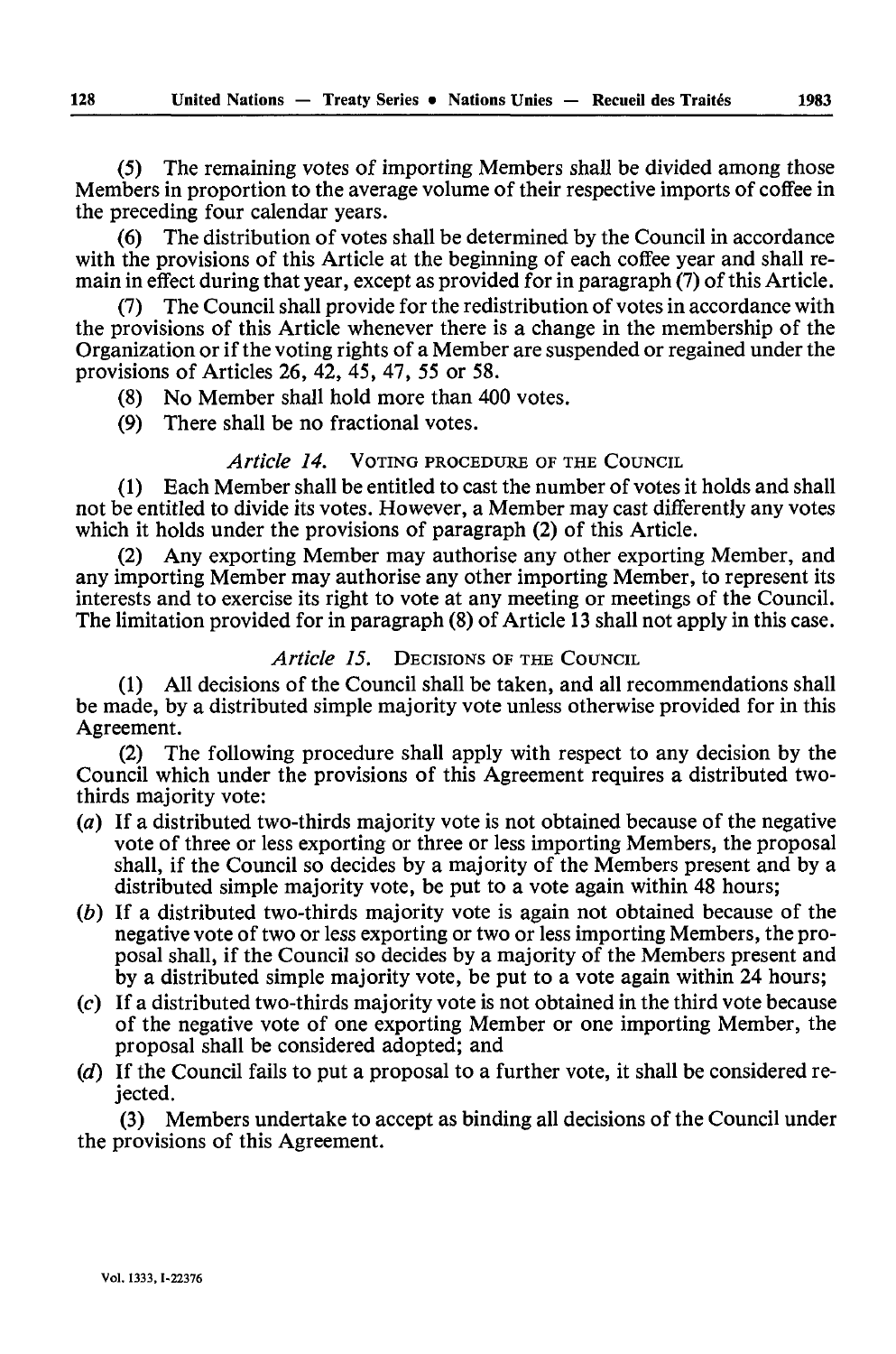(5) The remaining votes of importing Members shall be divided among those Members in proportion to the average volume of their respective imports of coffee in the preceding four calendar years.

(6) The distribution of votes shall be determined by the Council in accordance with the provisions of this Article at the beginning of each coffee year and shall remain in effect during that year, except as provided for in paragraph (7) of this Article.

(7) The Council shall provide for the redistribution of votes in accordance with the provisions of this Article whenever there is a change in the membership of the Organization or if the voting rights of a Member are suspended or regained under the provisions of Articles 26, 42, 45, 47, 55 or 58.

(8) No Member shall hold more than 400 votes.

(9) There shall be no fractional votes.

### *Article 14.* VOTING PROCEDURE OF THE COUNCIL

(1) Each Member shall be entitled to cast the number of votes it holds and shall not be entitled to divide its votes. However, a Member may cast differently any votes which it holds under the provisions of paragraph (2) of this Article.

(2) Any exporting Member may authorise any other exporting Member, and any importing Member may authorise any other importing Member, to represent its interests and to exercise its right to vote at any meeting or meetings of the Council. The limitation provided for in paragraph (8) of Article 13 shall not apply in this case.

### *Article 15.* DECISIONS OF THE COUNCIL

(1) All decisions of the Council shall be taken, and all recommendations shall be made, by a distributed simple majority vote unless otherwise provided for in this Agreement.

(2) The following procedure shall apply with respect to any decision by the Council which under the provisions of this Agreement requires a distributed two-thirds majority vote:

(*a*) If a distributed two-thirds majority vote is not obtained because of the negative vote of three or less exporting or three or less importing Members, the proposal shall, if the Council so decides by a majority of the Members present and by a distributed simple majority vote, be put to a vote again within 48 hours;

(*b*) If a distributed two-thirds majority vote is again not obtained because of the negative vote of two or less exporting or two or less importing Members, the proposal shall, if the Council so decides by a majority of the Members present and by a distributed simple majority vote, be put to a vote again within 24 hours;

(*c*) If a distributed two-thirds majority vote is not obtained in the third vote because of the negative vote of one exporting Member or one importing Member, the proposal shall be considered adopted; and

(*d*) If the Council fails to put a proposal to a further vote, it shall be considered rejected.

(3) Members undertake to accept as binding all decisions of the Council under the provisions of this Agreement.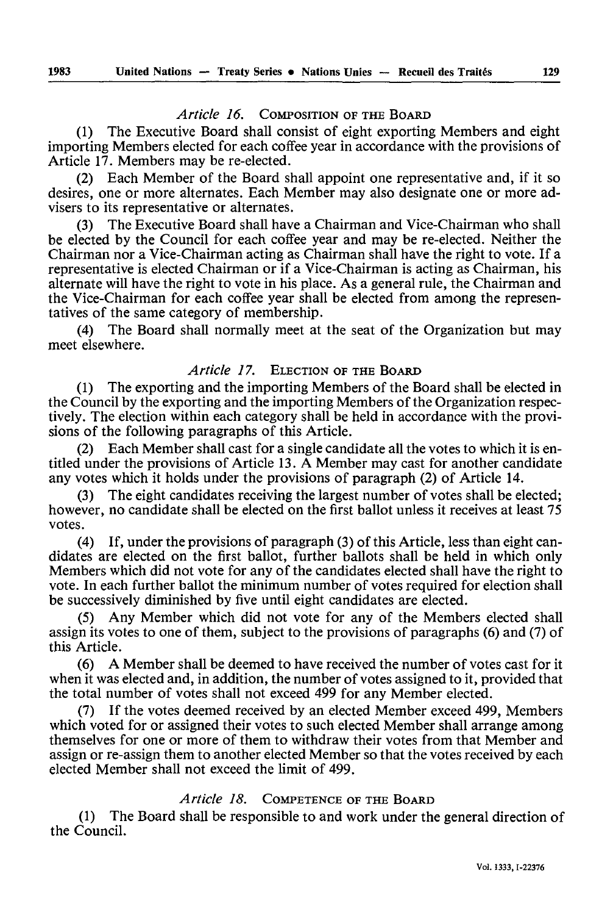*Article 16.* COMPOSITION OF THE BOARD

(1) The Executive Board shall consist of eight exporting Members and eight importing Members elected for each coffee year in accordance with the provisions of Article 17. Members may be re-elected.

(2) Each Member of the Board shall appoint one representative and, if it so desires, one or more alternates. Each Member may also designate one or more advisers to its representative or alternates.

(3) The Executive Board shall have a Chairman and Vice-Chairman who shall be elected by the Council for each coffee year and may be re-elected. Neither the Chairman nor a Vice-Chairman acting as Chairman shall have the right to vote. If a representative is elected Chairman or if a Vice-Chairman is acting as Chairman, his alternate will have the right to vote in his place. As a general rule, the Chairman and the Vice-Chairman for each coffee year shall be elected from among the representatives of the same category of membership.

(4) The Board shall normally meet at the seat of the Organization but may meet elsewhere.

*Article 17.* ELECTION OF THE BOARD

(1) The exporting and the importing Members of the Board shall be elected in the Council by the exporting and the importing Members of the Organization respectively. The election within each category shall be held in accordance with the provisions of the following paragraphs of this Article.

(2) Each Member shall cast for a single candidate all the votes to which it is entitled under the provisions of Article 13. A Member may cast for another candidate any votes which it holds under the provisions of paragraph (2) of Article 14.

(3) The eight candidates receiving the largest number of votes shall be elected; however, no candidate shall be elected on the first ballot unless it receives at least 75 votes.

(4) If, under the provisions of paragraph (3) of this Article, less than eight candidates are elected on the first ballot, further ballots shall be held in which only Members which did not vote for any of the candidates elected shall have the right to vote. In each further ballot the minimum number of votes required for election shall be successively diminished by five until eight candidates are elected.

(5) Any Member which did not vote for any of the Members elected shall assign its votes to one of them, subject to the provisions of paragraphs (6) and (7) of this Article.

(6) A Member shall be deemed to have received the number of votes cast for it when it was elected and, in addition, the number of votes assigned to it, provided that the total number of votes shall not exceed 499 for any Member elected.

(7) If the votes deemed received by an elected Member exceed 499, Members which voted for or assigned their votes to such elected Member shall arrange among themselves for one or more of them to withdraw their votes from that Member and assign or re-assign them to another elected Member so that the votes received by each elected Member shall not exceed the limit of 499.

*Article 18.* COMPETENCE OF THE BOARD

(1) The Board shall be responsible to and work under the general direction of the Council.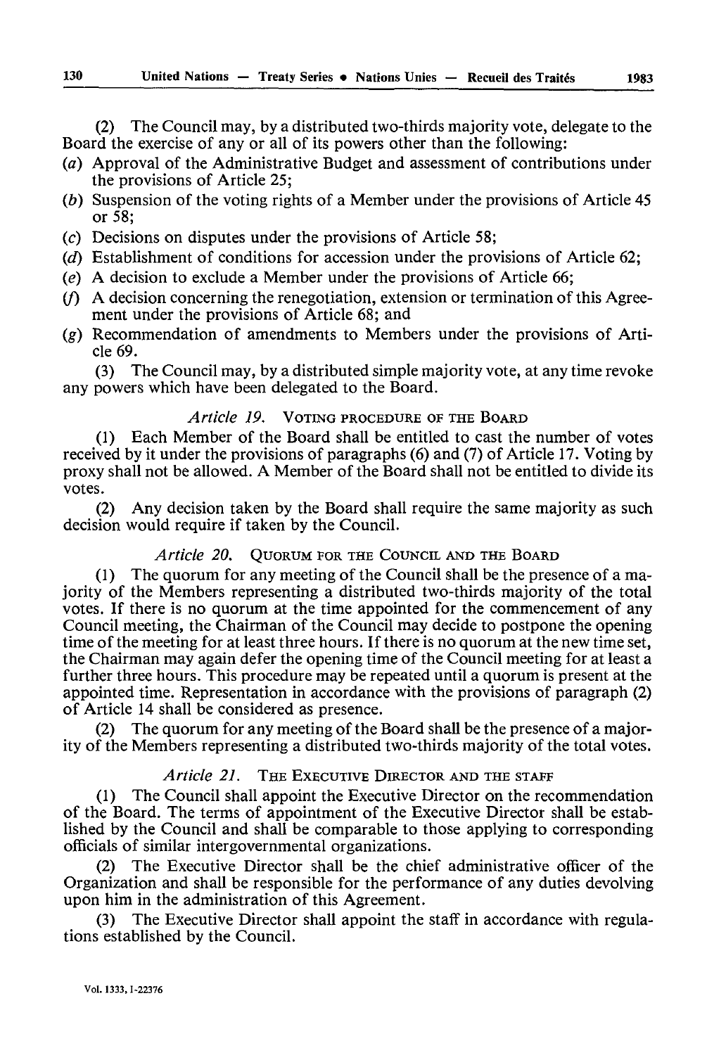(2) The Council may, by a distributed two-thirds majority vote, delegate to the Board the exercise of any or all of its powers other than the following:

(*a*) Approval of the Administrative Budget and assessment of contributions under the provisions of Article 25;

(*b*) Suspension of the voting rights of a Member under the provisions of Article 45 or 58;

(*c*) Decisions on disputes under the provisions of Article 58;

(*d*) Establishment of conditions for accession under the provisions of Article 62;

(*e*) A decision to exclude a Member under the provisions of Article 66;

(*f*) A decision concerning the renegotiation, extension or termination of this Agreement under the provisions of Article 68; and

(*g*) Recommendation of amendments to Members under the provisions of Article 69.

(3) The Council may, by a distributed simple majority vote, at any time revoke any powers which have been delegated to the Board.

### *Article 19.* VOTING PROCEDURE OF THE BOARD

(1) Each Member of the Board shall be entitled to cast the number of votes received by it under the provisions of paragraphs (6) and (7) of Article 17. Voting by proxy shall not be allowed. A Member of the Board shall not be entitled to divide its votes.

(2) Any decision taken by the Board shall require the same majority as such decision would require if taken by the Council.

### *Article 20.* QUORUM FOR THE COUNCIL AND THE BOARD

(1) The quorum for any meeting of the Council shall be the presence of a majority of the Members representing a distributed two-thirds majority of the total votes. If there is no quorum at the time appointed for the commencement of any Council meeting, the Chairman of the Council may decide to postpone the opening time of the meeting for at least three hours. If there is no quorum at the new time set, the Chairman may again defer the opening time of the Council meeting for at least a further three hours. This procedure may be repeated until a quorum is present at the appointed time. Representation in accordance with the provisions of paragraph (2) of Article 14 shall be considered as presence.

(2) The quorum for any meeting of the Board shall be the presence of a majority of the Members representing a distributed two-thirds majority of the total votes.

### *Article 21.* THE EXECUTIVE DIRECTOR AND THE STAFF

(1) The Council shall appoint the Executive Director on the recommendation of the Board. The terms of appointment of the Executive Director shall be established by the Council and shall be comparable to those applying to corresponding officials of similar intergovernmental organizations.

(2) The Executive Director shall be the chief administrative officer of the Organization and shall be responsible for the performance of any duties devolving upon him in the administration of this Agreement.

(3) The Executive Director shall appoint the staff in accordance with regulations established by the Council.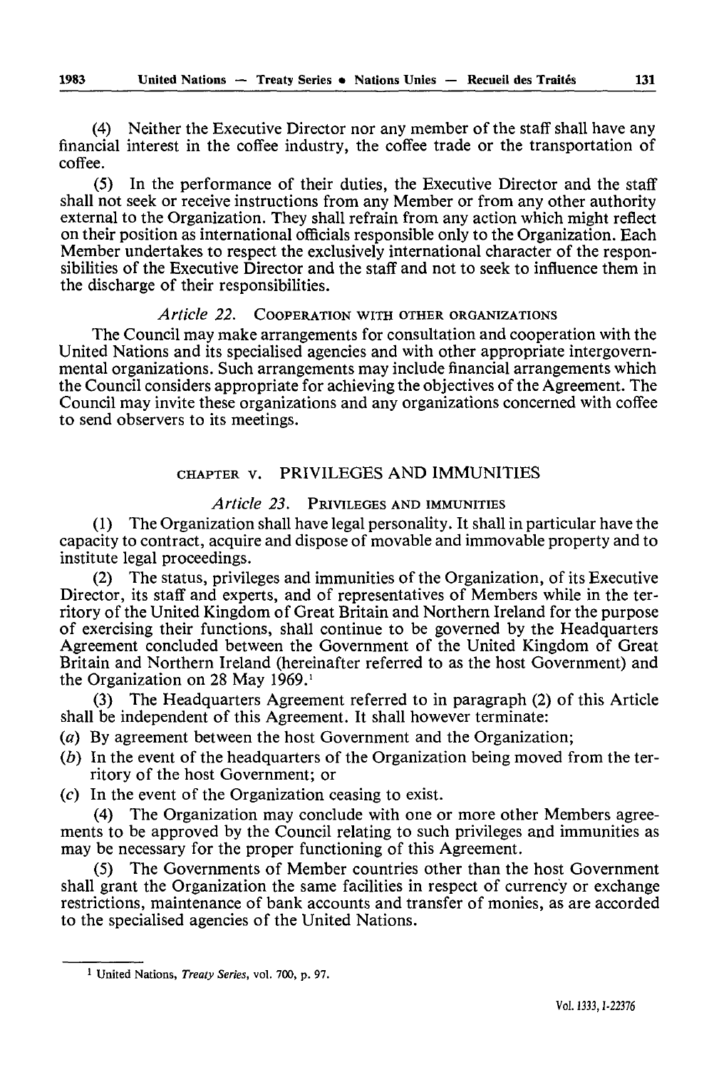(4) Neither the Executive Director nor any member of the staff shall have any financial interest in the coffee industry, the coffee trade or the transportation of coffee.

(5) In the performance of their duties, the Executive Director and the staff shall not seek or receive instructions from any Member or from any other authority external to the Organization. They shall refrain from any action which might reflect on their position as international officials responsible only to the Organization. Each Member undertakes to respect the exclusively international character of the responsibilities of the Executive Director and the staff and not to seek to influence them in the discharge of their responsibilities.

### *Article 22.* Cooperation with other organizations

The Council may make arrangements for consultation and cooperation with the United Nations and its specialised agencies and with other appropriate intergovernmental organizations. Such arrangements may include financial arrangements which the Council considers appropriate for achieving the objectives of the Agreement. The Council may invite these organizations and any organizations concerned with coffee to send observers to its meetings.

## Chapter V. PRIVILEGES AND IMMUNITIES

### *Article 23.* Privileges and immunities

(1) The Organization shall have legal personality. It shall in particular have the capacity to contract, acquire and dispose of movable and immovable property and to institute legal proceedings.

(2) The status, privileges and immunities of the Organization, of its Executive Director, its staff and experts, and of representatives of Members while in the territory of the United Kingdom of Great Britain and Northern Ireland for the purpose of exercising their functions, shall continue to be governed by the Headquarters Agreement concluded between the Government of the United Kingdom of Great Britain and Northern Ireland (hereinafter referred to as the host Government) and the Organization on 28 May 1969.[1]

(3) The Headquarters Agreement referred to in paragraph (2) of this Article shall be independent of this Agreement. It shall however terminate:

(*a*) By agreement between the host Government and the Organization;

(*b*) In the event of the headquarters of the Organization being moved from the territory of the host Government; or

(*c*) In the event of the Organization ceasing to exist.

(4) The Organization may conclude with one or more other Members agreements to be approved by the Council relating to such privileges and immunities as may be necessary for the proper functioning of this Agreement.

(5) The Governments of Member countries other than the host Government shall grant the Organization the same facilities in respect of currency or exchange restrictions, maintenance of bank accounts and transfer of monies, as are accorded to the specialised agencies of the United Nations.

---

[1] United Nations, *Treaty Series*, vol. 700, p. 97.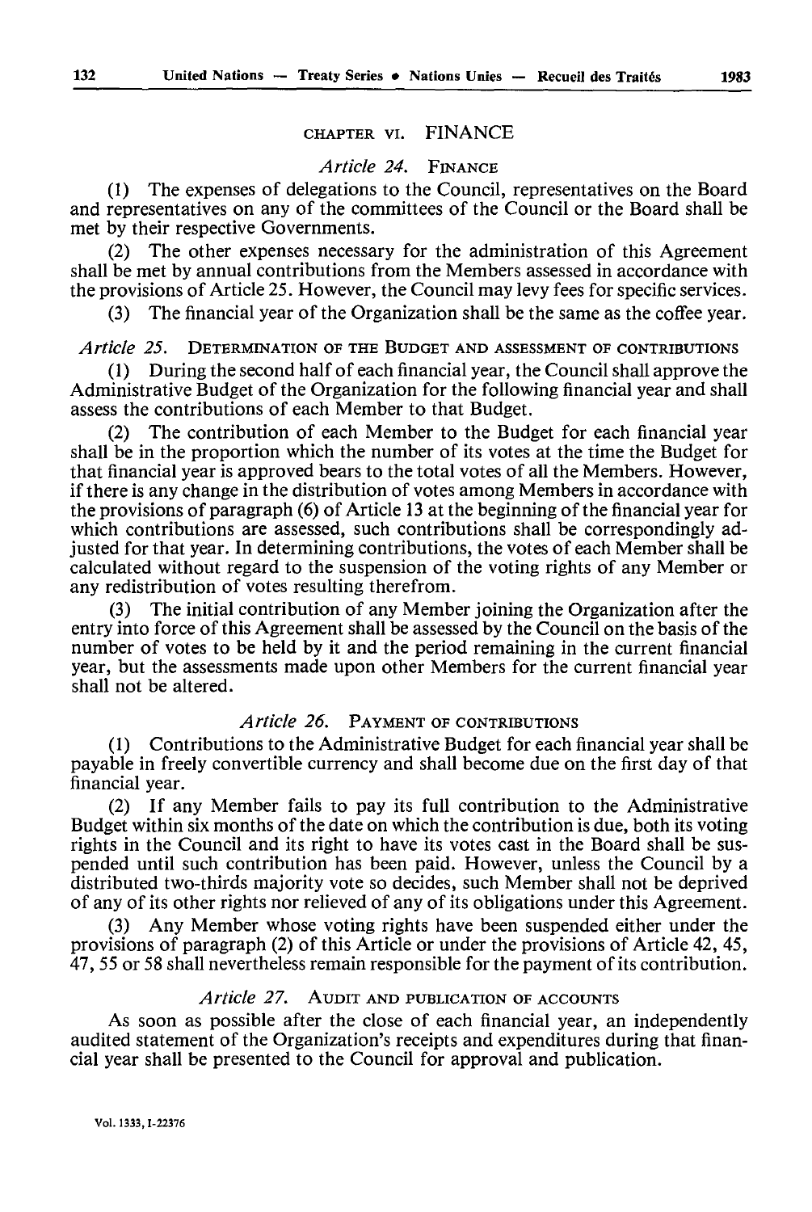## CHAPTER VI. FINANCE

### *Article 24.* FINANCE

(1) The expenses of delegations to the Council, representatives on the Board and representatives on any of the committees of the Council or the Board shall be met by their respective Governments.

(2) The other expenses necessary for the administration of this Agreement shall be met by annual contributions from the Members assessed in accordance with the provisions of Article 25. However, the Council may levy fees for specific services.

(3) The financial year of the Organization shall be the same as the coffee year.

### *Article 25.* DETERMINATION OF THE BUDGET AND ASSESSMENT OF CONTRIBUTIONS

(1) During the second half of each financial year, the Council shall approve the Administrative Budget of the Organization for the following financial year and shall assess the contributions of each Member to that Budget.

(2) The contribution of each Member to the Budget for each financial year shall be in the proportion which the number of its votes at the time the Budget for that financial year is approved bears to the total votes of all the Members. However, if there is any change in the distribution of votes among Members in accordance with the provisions of paragraph (6) of Article 13 at the beginning of the financial year for which contributions are assessed, such contributions shall be correspondingly adjusted for that year. In determining contributions, the votes of each Member shall be calculated without regard to the suspension of the voting rights of any Member or any redistribution of votes resulting therefrom.

(3) The initial contribution of any Member joining the Organization after the entry into force of this Agreement shall be assessed by the Council on the basis of the number of votes to be held by it and the period remaining in the current financial year, but the assessments made upon other Members for the current financial year shall not be altered.

### *Article 26.* PAYMENT OF CONTRIBUTIONS

(1) Contributions to the Administrative Budget for each financial year shall be payable in freely convertible currency and shall become due on the first day of that financial year.

(2) If any Member fails to pay its full contribution to the Administrative Budget within six months of the date on which the contribution is due, both its voting rights in the Council and its right to have its votes cast in the Board shall be suspended until such contribution has been paid. However, unless the Council by a distributed two-thirds majority vote so decides, such Member shall not be deprived of any of its other rights nor relieved of any of its obligations under this Agreement.

(3) Any Member whose voting rights have been suspended either under the provisions of paragraph (2) of this Article or under the provisions of Article 42, 45, 47, 55 or 58 shall nevertheless remain responsible for the payment of its contribution.

### *Article 27.* AUDIT AND PUBLICATION OF ACCOUNTS

As soon as possible after the close of each financial year, an independently audited statement of the Organization's receipts and expenditures during that financial year shall be presented to the Council for approval and publication.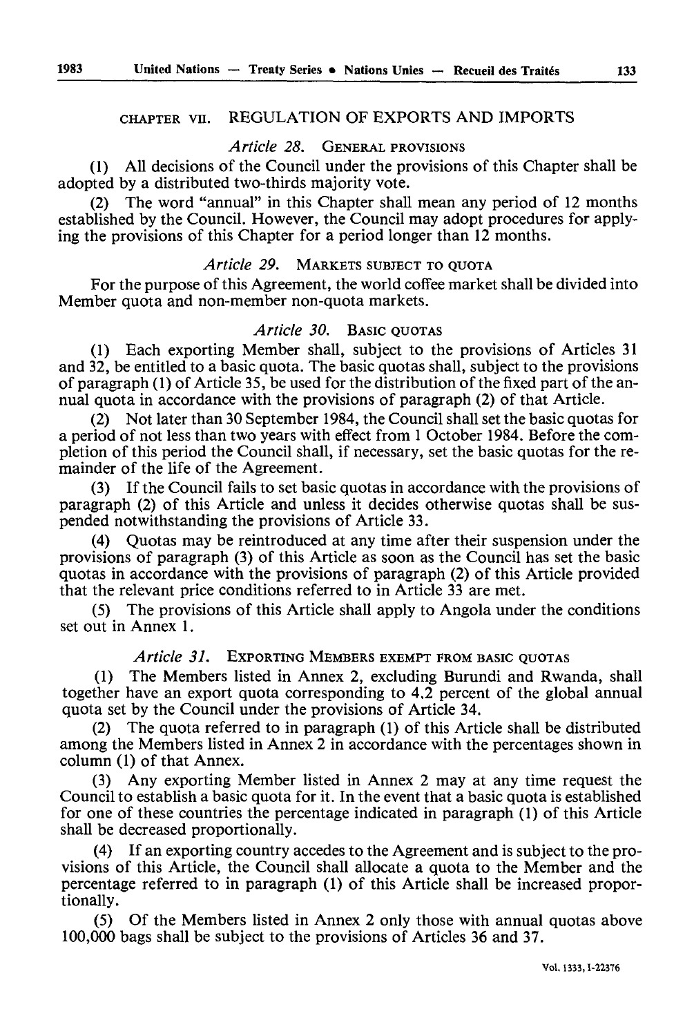## CHAPTER VII. REGULATION OF EXPORTS AND IMPORTS

### *Article 28.* GENERAL PROVISIONS

(1) All decisions of the Council under the provisions of this Chapter shall be adopted by a distributed two-thirds majority vote.

(2) The word "annual" in this Chapter shall mean any period of 12 months established by the Council. However, the Council may adopt procedures for applying the provisions of this Chapter for a period longer than 12 months.

### *Article 29.* MARKETS SUBJECT TO QUOTA

For the purpose of this Agreement, the world coffee market shall be divided into Member quota and non-member non-quota markets.

### *Article 30.* BASIC QUOTAS

(1) Each exporting Member shall, subject to the provisions of Articles 31 and 32, be entitled to a basic quota. The basic quotas shall, subject to the provisions of paragraph (1) of Article 35, be used for the distribution of the fixed part of the annual quota in accordance with the provisions of paragraph (2) of that Article.

(2) Not later than 30 September 1984, the Council shall set the basic quotas for a period of not less than two years with effect from 1 October 1984. Before the completion of this period the Council shall, if necessary, set the basic quotas for the remainder of the life of the Agreement.

(3) If the Council fails to set basic quotas in accordance with the provisions of paragraph (2) of this Article and unless it decides otherwise quotas shall be suspended notwithstanding the provisions of Article 33.

(4) Quotas may be reintroduced at any time after their suspension under the provisions of paragraph (3) of this Article as soon as the Council has set the basic quotas in accordance with the provisions of paragraph (2) of this Article provided that the relevant price conditions referred to in Article 33 are met.

(5) The provisions of this Article shall apply to Angola under the conditions set out in Annex 1.

### *Article 31.* EXPORTING MEMBERS EXEMPT FROM BASIC QUOTAS

(1) The Members listed in Annex 2, excluding Burundi and Rwanda, shall together have an export quota corresponding to 4.2 percent of the global annual quota set by the Council under the provisions of Article 34.

(2) The quota referred to in paragraph (1) of this Article shall be distributed among the Members listed in Annex 2 in accordance with the percentages shown in column (1) of that Annex.

(3) Any exporting Member listed in Annex 2 may at any time request the Council to establish a basic quota for it. In the event that a basic quota is established for one of these countries the percentage indicated in paragraph (1) of this Article shall be decreased proportionally.

(4) If an exporting country accedes to the Agreement and is subject to the provisions of this Article, the Council shall allocate a quota to the Member and the percentage referred to in paragraph (1) of this Article shall be increased proportionally.

(5) Of the Members listed in Annex 2 only those with annual quotas above 100,000 bags shall be subject to the provisions of Articles 36 and 37.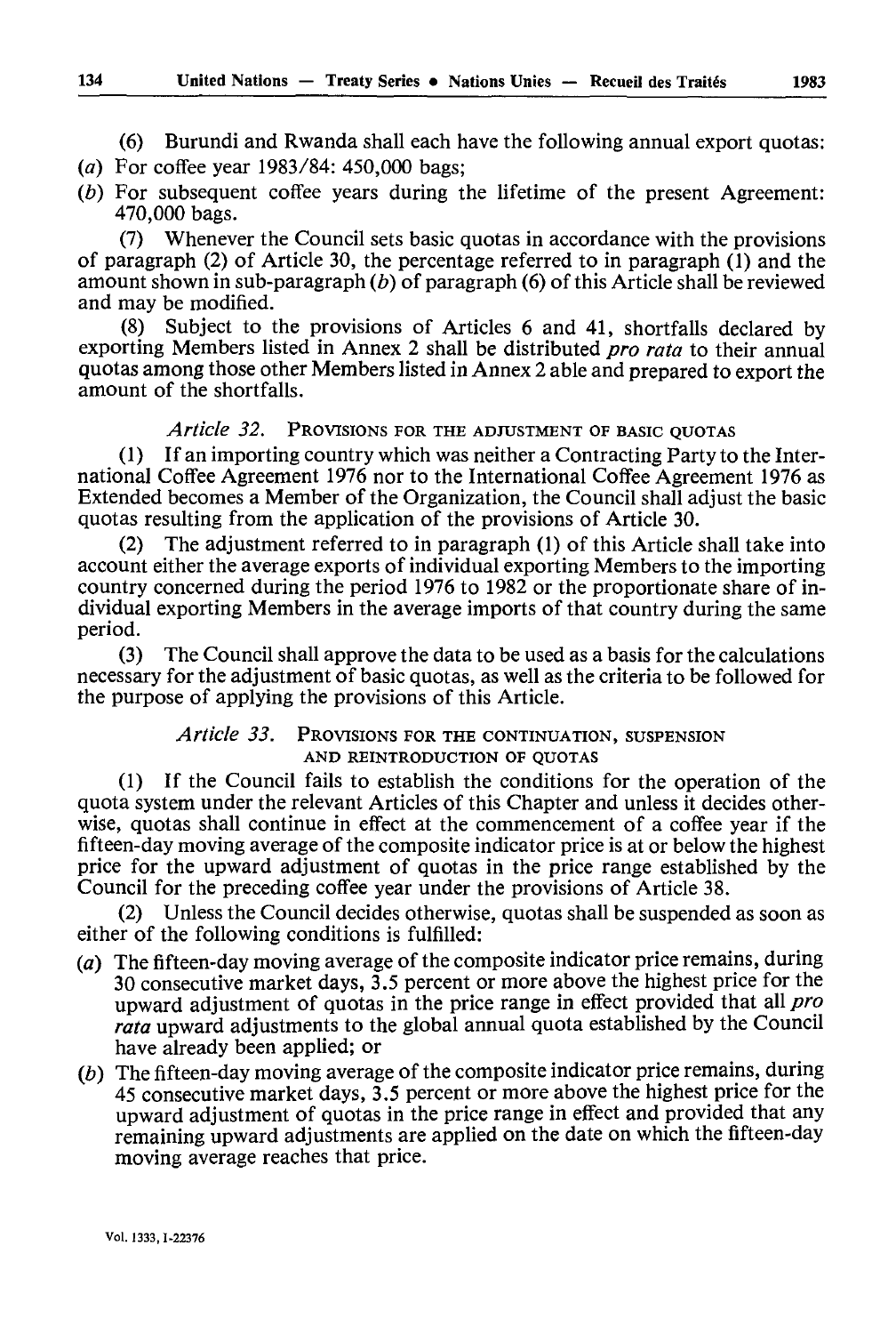(6) Burundi and Rwanda shall each have the following annual export quotas:

(*a*) For coffee year 1983/84: 450,000 bags;

(*b*) For subsequent coffee years during the lifetime of the present Agreement: 470,000 bags.

(7) Whenever the Council sets basic quotas in accordance with the provisions of paragraph (2) of Article 30, the percentage referred to in paragraph (1) and the amount shown in sub-paragraph (*b*) of paragraph (6) of this Article shall be reviewed and may be modified.

(8) Subject to the provisions of Articles 6 and 41, shortfalls declared by exporting Members listed in Annex 2 shall be distributed *pro rata* to their annual quotas among those other Members listed in Annex 2 able and prepared to export the amount of the shortfalls.

### *Article 32.* PROVISIONS FOR THE ADJUSTMENT OF BASIC QUOTAS

(1) If an importing country which was neither a Contracting Party to the International Coffee Agreement 1976 nor to the International Coffee Agreement 1976 as Extended becomes a Member of the Organization, the Council shall adjust the basic quotas resulting from the application of the provisions of Article 30.

(2) The adjustment referred to in paragraph (1) of this Article shall take into account either the average exports of individual exporting Members to the importing country concerned during the period 1976 to 1982 or the proportionate share of individual exporting Members in the average imports of that country during the same period.

(3) The Council shall approve the data to be used as a basis for the calculations necessary for the adjustment of basic quotas, as well as the criteria to be followed for the purpose of applying the provisions of this Article.

### *Article 33.* PROVISIONS FOR THE CONTINUATION, SUSPENSION AND REINTRODUCTION OF QUOTAS

(1) If the Council fails to establish the conditions for the operation of the quota system under the relevant Articles of this Chapter and unless it decides otherwise, quotas shall continue in effect at the commencement of a coffee year if the fifteen-day moving average of the composite indicator price is at or below the highest price for the upward adjustment of quotas in the price range established by the Council for the preceding coffee year under the provisions of Article 38.

(2) Unless the Council decides otherwise, quotas shall be suspended as soon as either of the following conditions is fulfilled:

(*a*) The fifteen-day moving average of the composite indicator price remains, during 30 consecutive market days, 3.5 percent or more above the highest price for the upward adjustment of quotas in the price range in effect provided that all *pro rata* upward adjustments to the global annual quota established by the Council have already been applied; or

(*b*) The fifteen-day moving average of the composite indicator price remains, during 45 consecutive market days, 3.5 percent or more above the highest price for the upward adjustment of quotas in the price range in effect and provided that any remaining upward adjustments are applied on the date on which the fifteen-day moving average reaches that price.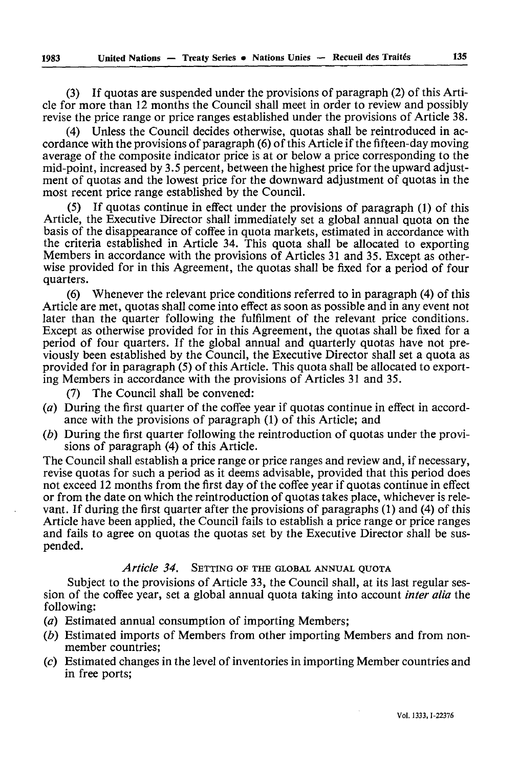(3) If quotas are suspended under the provisions of paragraph (2) of this Article for more than 12 months the Council shall meet in order to review and possibly revise the price range or price ranges established under the provisions of Article 38.

(4) Unless the Council decides otherwise, quotas shall be reintroduced in accordance with the provisions of paragraph (6) of this Article if the fifteen-day moving average of the composite indicator price is at or below a price corresponding to the mid-point, increased by 3.5 percent, between the highest price for the upward adjustment of quotas and the lowest price for the downward adjustment of quotas in the most recent price range established by the Council.

(5) If quotas continue in effect under the provisions of paragraph (1) of this Article, the Executive Director shall immediately set a global annual quota on the basis of the disappearance of coffee in quota markets, estimated in accordance with the criteria established in Article 34. This quota shall be allocated to exporting Members in accordance with the provisions of Articles 31 and 35. Except as otherwise provided for in this Agreement, the quotas shall be fixed for a period of four quarters.

(6) Whenever the relevant price conditions referred to in paragraph (4) of this Article are met, quotas shall come into effect as soon as possible and in any event not later than the quarter following the fulfilment of the relevant price conditions. Except as otherwise provided for in this Agreement, the quotas shall be fixed for a period of four quarters. If the global annual and quarterly quotas have not previously been established by the Council, the Executive Director shall set a quota as provided for in paragraph (5) of this Article. This quota shall be allocated to exporting Members in accordance with the provisions of Articles 31 and 35.

(7) The Council shall be convened:

(*a*) During the first quarter of the coffee year if quotas continue in effect in accordance with the provisions of paragraph (1) of this Article; and

(*b*) During the first quarter following the reintroduction of quotas under the provisions of paragraph (4) of this Article.

The Council shall establish a price range or price ranges and review and, if necessary, revise quotas for such a period as it deems advisable, provided that this period does not exceed 12 months from the first day of the coffee year if quotas continue in effect or from the date on which the reintroduction of quotas takes place, whichever is relevant. If during the first quarter after the provisions of paragraphs (1) and (4) of this Article have been applied, the Council fails to establish a price range or price ranges and fails to agree on quotas the quotas set by the Executive Director shall be suspended.

### *Article 34.* SETTING OF THE GLOBAL ANNUAL QUOTA

Subject to the provisions of Article 33, the Council shall, at its last regular session of the coffee year, set a global annual quota taking into account *inter alia* the following:

(*a*) Estimated annual consumption of importing Members;

(*b*) Estimated imports of Members from other importing Members and from non-member countries;

(*c*) Estimated changes in the level of inventories in importing Member countries and in free ports;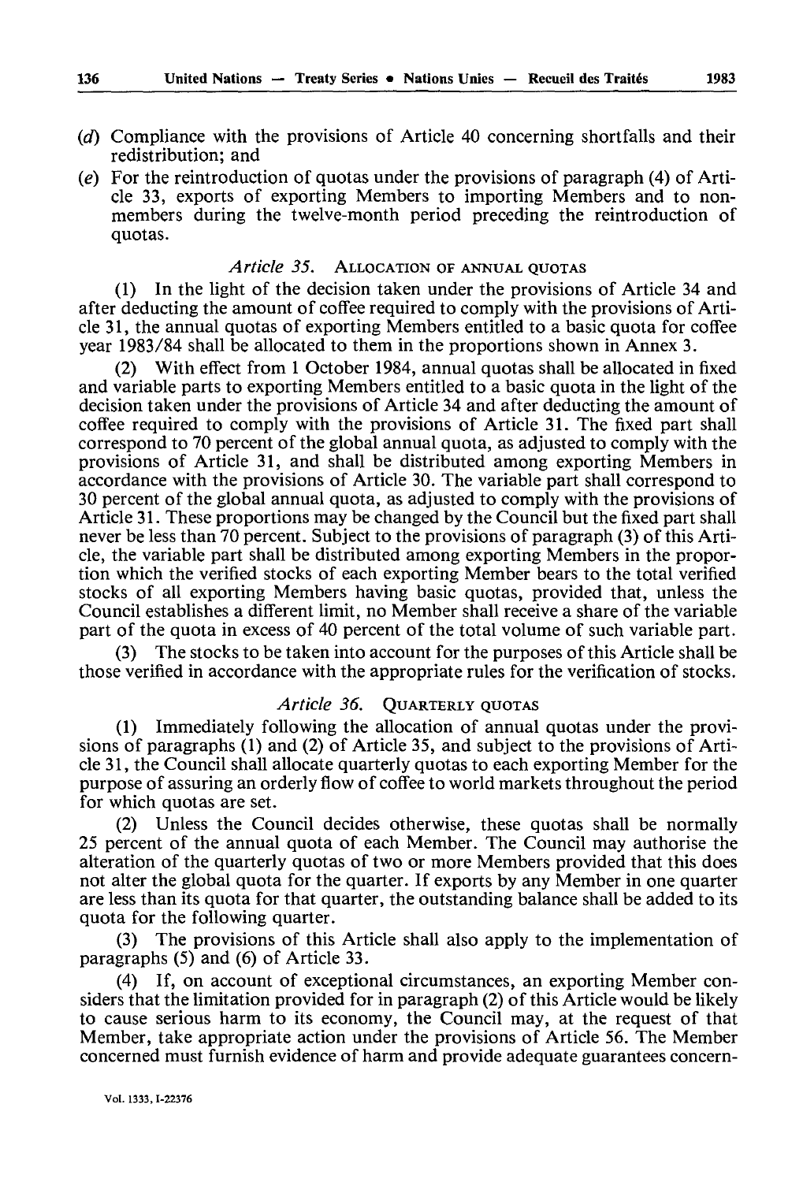(*d*) Compliance with the provisions of Article 40 concerning shortfalls and their redistribution; and

(*e*) For the reintroduction of quotas under the provisions of paragraph (4) of Article 33, exports of exporting Members to importing Members and to non-members during the twelve-month period preceding the reintroduction of quotas.

### *Article 35.* ALLOCATION OF ANNUAL QUOTAS

(1) In the light of the decision taken under the provisions of Article 34 and after deducting the amount of coffee required to comply with the provisions of Article 31, the annual quotas of exporting Members entitled to a basic quota for coffee year 1983/84 shall be allocated to them in the proportions shown in Annex 3.

(2) With effect from 1 October 1984, annual quotas shall be allocated in fixed and variable parts to exporting Members entitled to a basic quota in the light of the decision taken under the provisions of Article 34 and after deducting the amount of coffee required to comply with the provisions of Article 31. The fixed part shall correspond to 70 percent of the global annual quota, as adjusted to comply with the provisions of Article 31, and shall be distributed among exporting Members in accordance with the provisions of Article 30. The variable part shall correspond to 30 percent of the global annual quota, as adjusted to comply with the provisions of Article 31. These proportions may be changed by the Council but the fixed part shall never be less than 70 percent. Subject to the provisions of paragraph (3) of this Article, the variable part shall be distributed among exporting Members in the proportion which the verified stocks of each exporting Member bears to the total verified stocks of all exporting Members having basic quotas, provided that, unless the Council establishes a different limit, no Member shall receive a share of the variable part of the quota in excess of 40 percent of the total volume of such variable part.

(3) The stocks to be taken into account for the purposes of this Article shall be those verified in accordance with the appropriate rules for the verification of stocks.

### *Article 36.* QUARTERLY QUOTAS

(1) Immediately following the allocation of annual quotas under the provisions of paragraphs (1) and (2) of Article 35, and subject to the provisions of Article 31, the Council shall allocate quarterly quotas to each exporting Member for the purpose of assuring an orderly flow of coffee to world markets throughout the period for which quotas are set.

(2) Unless the Council decides otherwise, these quotas shall be normally 25 percent of the annual quota of each Member. The Council may authorise the alteration of the quarterly quotas of two or more Members provided that this does not alter the global quota for the quarter. If exports by any Member in one quarter are less than its quota for that quarter, the outstanding balance shall be added to its quota for the following quarter.

(3) The provisions of this Article shall also apply to the implementation of paragraphs (5) and (6) of Article 33.

(4) If, on account of exceptional circumstances, an exporting Member considers that the limitation provided for in paragraph (2) of this Article would be likely to cause serious harm to its economy, the Council may, at the request of that Member, take appropriate action under the provisions of Article 56. The Member concerned must furnish evidence of harm and provide adequate guarantees concern-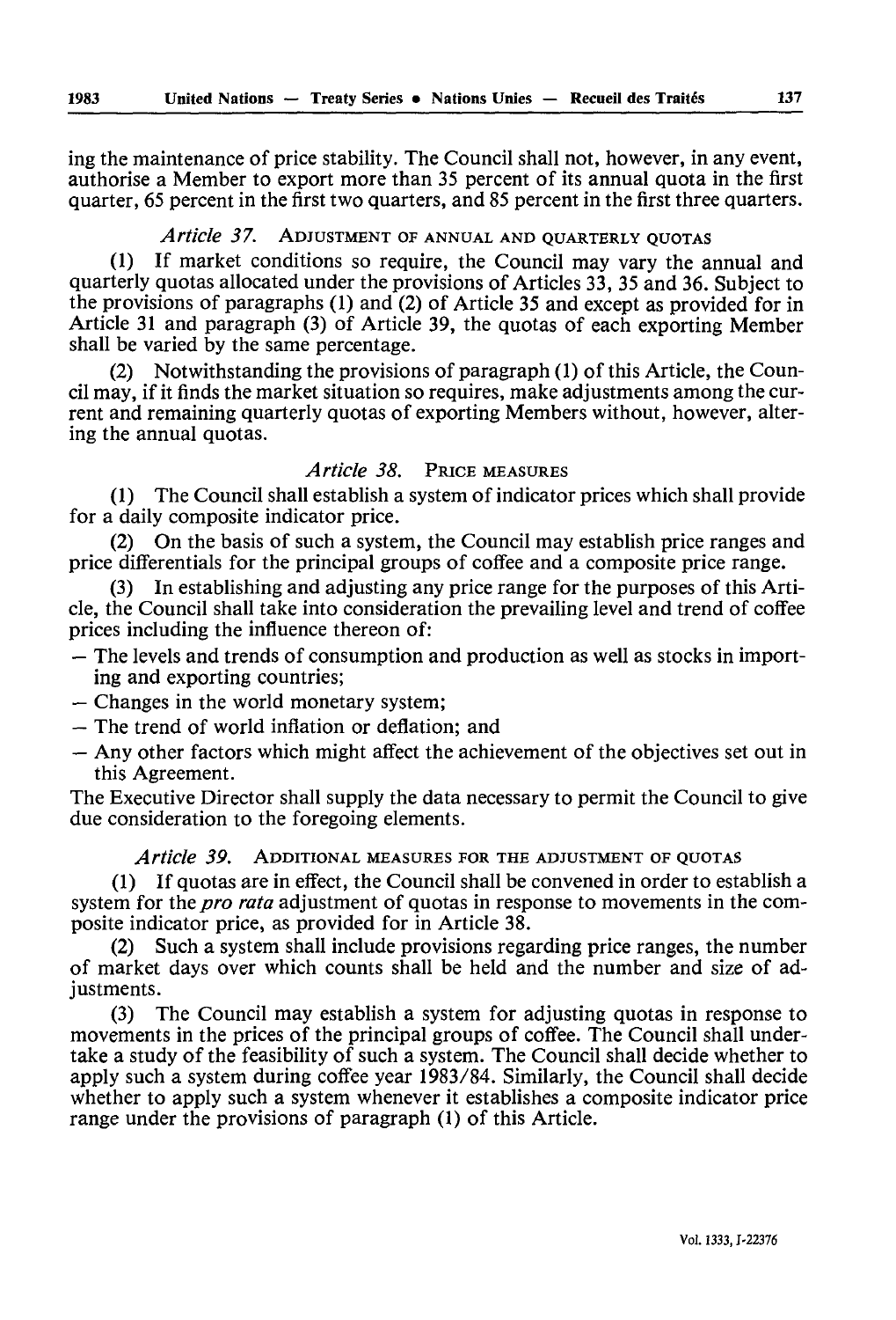ing the maintenance of price stability. The Council shall not, however, in any event, authorise a Member to export more than 35 percent of its annual quota in the first quarter, 65 percent in the first two quarters, and 85 percent in the first three quarters.

### *Article 37.* ADJUSTMENT OF ANNUAL AND QUARTERLY QUOTAS

(1) If market conditions so require, the Council may vary the annual and quarterly quotas allocated under the provisions of Articles 33, 35 and 36. Subject to the provisions of paragraphs (1) and (2) of Article 35 and except as provided for in Article 31 and paragraph (3) of Article 39, the quotas of each exporting Member shall be varied by the same percentage.

(2) Notwithstanding the provisions of paragraph (1) of this Article, the Council may, if it finds the market situation so requires, make adjustments among the current and remaining quarterly quotas of exporting Members without, however, altering the annual quotas.

### *Article 38.* PRICE MEASURES

(1) The Council shall establish a system of indicator prices which shall provide for a daily composite indicator price.

(2) On the basis of such a system, the Council may establish price ranges and price differentials for the principal groups of coffee and a composite price range.

(3) In establishing and adjusting any price range for the purposes of this Article, the Council shall take into consideration the prevailing level and trend of coffee prices including the influence thereon of:

- The levels and trends of consumption and production as well as stocks in importing and exporting countries;
- Changes in the world monetary system;
- The trend of world inflation or deflation; and
- Any other factors which might affect the achievement of the objectives set out in this Agreement.

The Executive Director shall supply the data necessary to permit the Council to give due consideration to the foregoing elements.

### *Article 39.* ADDITIONAL MEASURES FOR THE ADJUSTMENT OF QUOTAS

(1) If quotas are in effect, the Council shall be convened in order to establish a system for the *pro rata* adjustment of quotas in response to movements in the composite indicator price, as provided for in Article 38.

(2) Such a system shall include provisions regarding price ranges, the number of market days over which counts shall be held and the number and size of adjustments.

(3) The Council may establish a system for adjusting quotas in response to movements in the prices of the principal groups of coffee. The Council shall undertake a study of the feasibility of such a system. The Council shall decide whether to apply such a system during coffee year 1983/84. Similarly, the Council shall decide whether to apply such a system whenever it establishes a composite indicator price range under the provisions of paragraph (1) of this Article.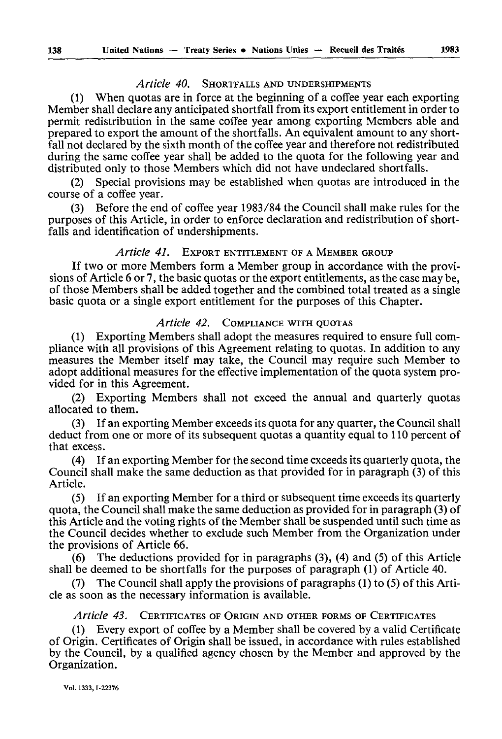### *Article 40.* SHORTFALLS AND UNDERSHIPMENTS

(1) When quotas are in force at the beginning of a coffee year each exporting Member shall declare any anticipated shortfall from its export entitlement in order to permit redistribution in the same coffee year among exporting Members able and prepared to export the amount of the shortfalls. An equivalent amount to any shortfall not declared by the sixth month of the coffee year and therefore not redistributed during the same coffee year shall be added to the quota for the following year and distributed only to those Members which did not have undeclared shortfalls.

(2) Special provisions may be established when quotas are introduced in the course of a coffee year.

(3) Before the end of coffee year 1983/84 the Council shall make rules for the purposes of this Article, in order to enforce declaration and redistribution of shortfalls and identification of undershipments.

### *Article 41.* EXPORT ENTITLEMENT OF A MEMBER GROUP

If two or more Members form a Member group in accordance with the provisions of Article 6 or 7, the basic quotas or the export entitlements, as the case may be, of those Members shall be added together and the combined total treated as a single basic quota or a single export entitlement for the purposes of this Chapter.

### *Article 42.* COMPLIANCE WITH QUOTAS

(1) Exporting Members shall adopt the measures required to ensure full compliance with all provisions of this Agreement relating to quotas. In addition to any measures the Member itself may take, the Council may require such Member to adopt additional measures for the effective implementation of the quota system provided for in this Agreement.

(2) Exporting Members shall not exceed the annual and quarterly quotas allocated to them.

(3) If an exporting Member exceeds its quota for any quarter, the Council shall deduct from one or more of its subsequent quotas a quantity equal to 110 percent of that excess.

(4) If an exporting Member for the second time exceeds its quarterly quota, the Council shall make the same deduction as that provided for in paragraph (3) of this Article.

(5) If an exporting Member for a third or subsequent time exceeds its quarterly quota, the Council shall make the same deduction as provided for in paragraph (3) of this Article and the voting rights of the Member shall be suspended until such time as the Council decides whether to exclude such Member from the Organization under the provisions of Article 66.

(6) The deductions provided for in paragraphs (3), (4) and (5) of this Article shall be deemed to be shortfalls for the purposes of paragraph (1) of Article 40.

(7) The Council shall apply the provisions of paragraphs (1) to (5) of this Article as soon as the necessary information is available.

### *Article 43.* CERTIFICATES OF ORIGIN AND OTHER FORMS OF CERTIFICATES

(1) Every export of coffee by a Member shall be covered by a valid Certificate of Origin. Certificates of Origin shall be issued, in accordance with rules established by the Council, by a qualified agency chosen by the Member and approved by the Organization.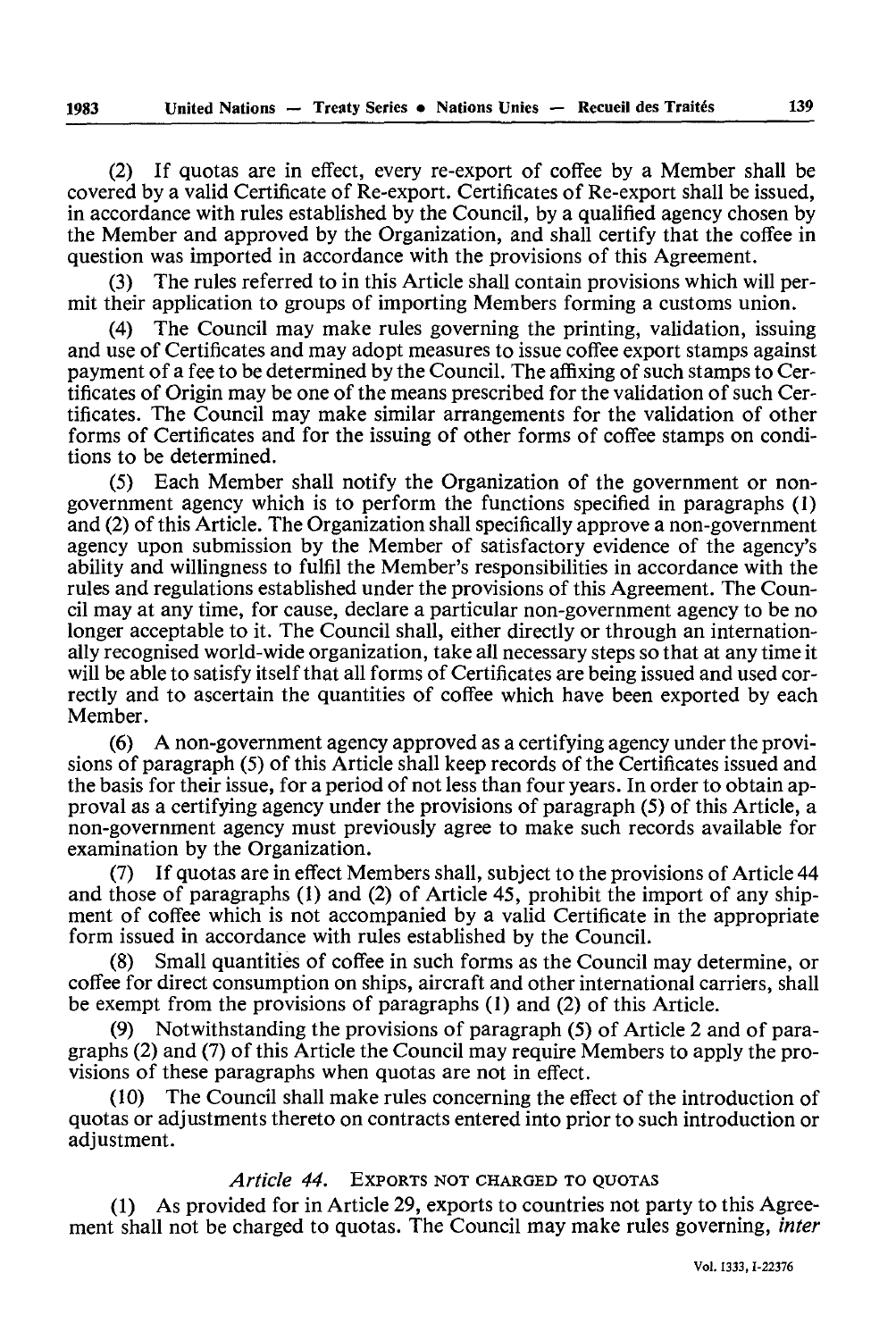(2) If quotas are in effect, every re-export of coffee by a Member shall be covered by a valid Certificate of Re-export. Certificates of Re-export shall be issued, in accordance with rules established by the Council, by a qualified agency chosen by the Member and approved by the Organization, and shall certify that the coffee in question was imported in accordance with the provisions of this Agreement.

(3) The rules referred to in this Article shall contain provisions which will permit their application to groups of importing Members forming a customs union.

(4) The Council may make rules governing the printing, validation, issuing and use of Certificates and may adopt measures to issue coffee export stamps against payment of a fee to be determined by the Council. The affixing of such stamps to Certificates of Origin may be one of the means prescribed for the validation of such Certificates. The Council may make similar arrangements for the validation of other forms of Certificates and for the issuing of other forms of coffee stamps on conditions to be determined.

(5) Each Member shall notify the Organization of the government or non-government agency which is to perform the functions specified in paragraphs (1) and (2) of this Article. The Organization shall specifically approve a non-government agency upon submission by the Member of satisfactory evidence of the agency's ability and willingness to fulfil the Member's responsibilities in accordance with the rules and regulations established under the provisions of this Agreement. The Council may at any time, for cause, declare a particular non-government agency to be no longer acceptable to it. The Council shall, either directly or through an internationally recognised world-wide organization, take all necessary steps so that at any time it will be able to satisfy itself that all forms of Certificates are being issued and used correctly and to ascertain the quantities of coffee which have been exported by each Member.

(6) A non-government agency approved as a certifying agency under the provisions of paragraph (5) of this Article shall keep records of the Certificates issued and the basis for their issue, for a period of not less than four years. In order to obtain approval as a certifying agency under the provisions of paragraph (5) of this Article, a non-government agency must previously agree to make such records available for examination by the Organization.

(7) If quotas are in effect Members shall, subject to the provisions of Article 44 and those of paragraphs (1) and (2) of Article 45, prohibit the import of any shipment of coffee which is not accompanied by a valid Certificate in the appropriate form issued in accordance with rules established by the Council.

(8) Small quantities of coffee in such forms as the Council may determine, or coffee for direct consumption on ships, aircraft and other international carriers, shall be exempt from the provisions of paragraphs (1) and (2) of this Article.

(9) Notwithstanding the provisions of paragraph (5) of Article 2 and of paragraphs (2) and (7) of this Article the Council may require Members to apply the provisions of these paragraphs when quotas are not in effect.

(10) The Council shall make rules concerning the effect of the introduction of quotas or adjustments thereto on contracts entered into prior to such introduction or adjustment.

### *Article 44.* Exports not charged to quotas

(1) As provided for in Article 29, exports to countries not party to this Agreement shall not be charged to quotas. The Council may make rules governing, *inter*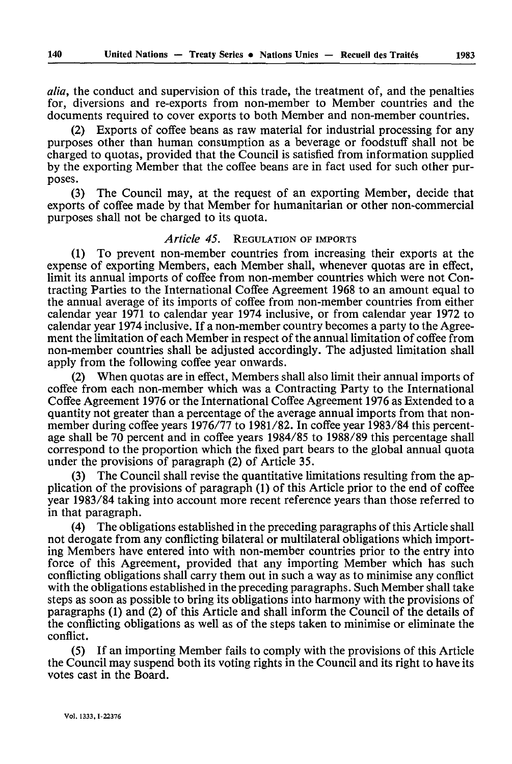*alia*, the conduct and supervision of this trade, the treatment of, and the penalties for, diversions and re-exports from non-member to Member countries and the documents required to cover exports to both Member and non-member countries.

(2) Exports of coffee beans as raw material for industrial processing for any purposes other than human consumption as a beverage or foodstuff shall not be charged to quotas, provided that the Council is satisfied from information supplied by the exporting Member that the coffee beans are in fact used for such other purposes.

(3) The Council may, at the request of an exporting Member, decide that exports of coffee made by that Member for humanitarian or other non-commercial purposes shall not be charged to its quota.

### *Article 45.* REGULATION OF IMPORTS

(1) To prevent non-member countries from increasing their exports at the expense of exporting Members, each Member shall, whenever quotas are in effect, limit its annual imports of coffee from non-member countries which were not Contracting Parties to the International Coffee Agreement 1968 to an amount equal to the annual average of its imports of coffee from non-member countries from either calendar year 1971 to calendar year 1974 inclusive, or from calendar year 1972 to calendar year 1974 inclusive. If a non-member country becomes a party to the Agreement the limitation of each Member in respect of the annual limitation of coffee from non-member countries shall be adjusted accordingly. The adjusted limitation shall apply from the following coffee year onwards.

(2) When quotas are in effect, Members shall also limit their annual imports of coffee from each non-member which was a Contracting Party to the International Coffee Agreement 1976 or the International Coffee Agreement 1976 as Extended to a quantity not greater than a percentage of the average annual imports from that non-member during coffee years 1976/77 to 1981/82. In coffee year 1983/84 this percentage shall be 70 percent and in coffee years 1984/85 to 1988/89 this percentage shall correspond to the proportion which the fixed part bears to the global annual quota under the provisions of paragraph (2) of Article 35.

(3) The Council shall revise the quantitative limitations resulting from the application of the provisions of paragraph (1) of this Article prior to the end of coffee year 1983/84 taking into account more recent reference years than those referred to in that paragraph.

(4) The obligations established in the preceding paragraphs of this Article shall not derogate from any conflicting bilateral or multilateral obligations which importing Members have entered into with non-member countries prior to the entry into force of this Agreement, provided that any importing Member which has such conflicting obligations shall carry them out in such a way as to minimise any conflict with the obligations established in the preceding paragraphs. Such Member shall take steps as soon as possible to bring its obligations into harmony with the provisions of paragraphs (1) and (2) of this Article and shall inform the Council of the details of the conflicting obligations as well as of the steps taken to minimise or eliminate the conflict.

(5) If an importing Member fails to comply with the provisions of this Article the Council may suspend both its voting rights in the Council and its right to have its votes cast in the Board.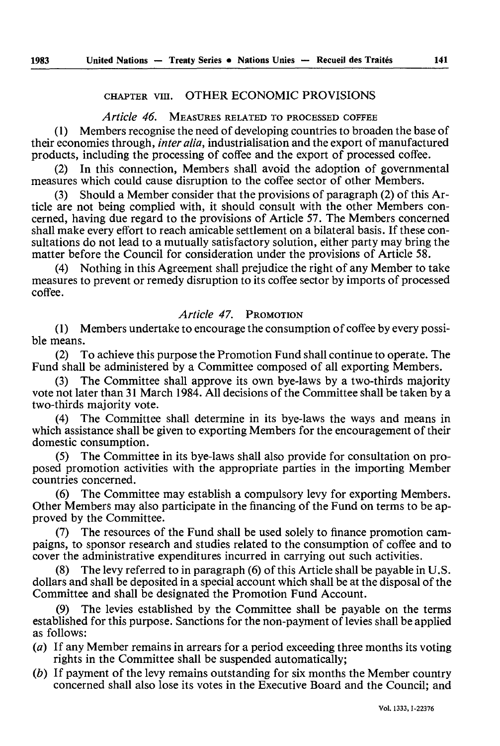## CHAPTER VIII. OTHER ECONOMIC PROVISIONS

### *Article 46.* MEASURES RELATED TO PROCESSED COFFEE

(1) Members recognise the need of developing countries to broaden the base of their economies through, *inter alia*, industrialisation and the export of manufactured products, including the processing of coffee and the export of processed coffee.

(2) In this connection, Members shall avoid the adoption of governmental measures which could cause disruption to the coffee sector of other Members.

(3) Should a Member consider that the provisions of paragraph (2) of this Article are not being complied with, it should consult with the other Members concerned, having due regard to the provisions of Article 57. The Members concerned shall make every effort to reach amicable settlement on a bilateral basis. If these consultations do not lead to a mutually satisfactory solution, either party may bring the matter before the Council for consideration under the provisions of Article 58.

(4) Nothing in this Agreement shall prejudice the right of any Member to take measures to prevent or remedy disruption to its coffee sector by imports of processed coffee.

### *Article 47.* PROMOTION

(1) Members undertake to encourage the consumption of coffee by every possible means.

(2) To achieve this purpose the Promotion Fund shall continue to operate. The Fund shall be administered by a Committee composed of all exporting Members.

(3) The Committee shall approve its own bye-laws by a two-thirds majority vote not later than 31 March 1984. All decisions of the Committee shall be taken by a two-thirds majority vote.

(4) The Committee shall determine in its bye-laws the ways and means in which assistance shall be given to exporting Members for the encouragement of their domestic consumption.

(5) The Committee in its bye-laws shall also provide for consultation on proposed promotion activities with the appropriate parties in the importing Member countries concerned.

(6) The Committee may establish a compulsory levy for exporting Members. Other Members may also participate in the financing of the Fund on terms to be approved by the Committee.

(7) The resources of the Fund shall be used solely to finance promotion campaigns, to sponsor research and studies related to the consumption of coffee and to cover the administrative expenditures incurred in carrying out such activities.

(8) The levy referred to in paragraph (6) of this Article shall be payable in U.S. dollars and shall be deposited in a special account which shall be at the disposal of the Committee and shall be designated the Promotion Fund Account.

(9) The levies established by the Committee shall be payable on the terms established for this purpose. Sanctions for the non-payment of levies shall be applied as follows:

(*a*) If any Member remains in arrears for a period exceeding three months its voting rights in the Committee shall be suspended automatically;

(*b*) If payment of the levy remains outstanding for six months the Member country concerned shall also lose its votes in the Executive Board and the Council; and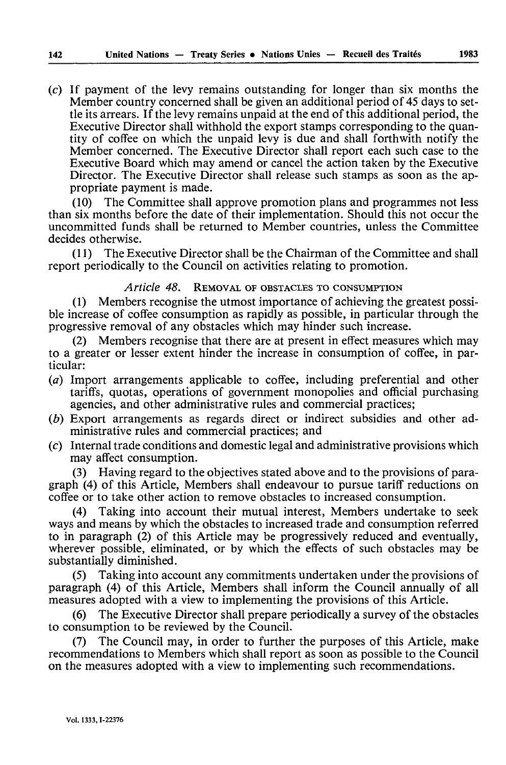(*c*) If payment of the levy remains outstanding for longer than six months the Member country concerned shall be given an additional period of 45 days to settle its arrears. If the levy remains unpaid at the end of this additional period, the Executive Director shall withhold the export stamps corresponding to the quantity of coffee on which the unpaid levy is due and shall forthwith notify the Member concerned. The Executive Director shall report each such case to the Executive Board which may amend or cancel the action taken by the Executive Director. The Executive Director shall release such stamps as soon as the appropriate payment is made.

(10) The Committee shall approve promotion plans and programmes not less than six months before the date of their implementation. Should this not occur the uncommitted funds shall be returned to Member countries, unless the Committee decides otherwise.

(11) The Executive Director shall be the Chairman of the Committee and shall report periodically to the Council on activities relating to promotion.

### *Article 48.* REMOVAL OF OBSTACLES TO CONSUMPTION

(1) Members recognise the utmost importance of achieving the greatest possible increase of coffee consumption as rapidly as possible, in particular through the progressive removal of any obstacles which may hinder such increase.

(2) Members recognise that there are at present in effect measures which may to a greater or lesser extent hinder the increase in consumption of coffee, in particular:

(*a*) Import arrangements applicable to coffee, including preferential and other tariffs, quotas, operations of government monopolies and official purchasing agencies, and other administrative rules and commercial practices;

(*b*) Export arrangements as regards direct or indirect subsidies and other administrative rules and commercial practices; and

(*c*) Internal trade conditions and domestic legal and administrative provisions which may affect consumption.

(3) Having regard to the objectives stated above and to the provisions of paragraph (4) of this Article, Members shall endeavour to pursue tariff reductions on coffee or to take other action to remove obstacles to increased consumption.

(4) Taking into account their mutual interest, Members undertake to seek ways and means by which the obstacles to increased trade and consumption referred to in paragraph (2) of this Article may be progressively reduced and eventually, wherever possible, eliminated, or by which the effects of such obstacles may be substantially diminished.

(5) Taking into account any commitments undertaken under the provisions of paragraph (4) of this Article, Members shall inform the Council annually of all measures adopted with a view to implementing the provisions of this Article.

(6) The Executive Director shall prepare periodically a survey of the obstacles to consumption to be reviewed by the Council.

(7) The Council may, in order to further the purposes of this Article, make recommendations to Members which shall report as soon as possible to the Council on the measures adopted with a view to implementing such recommendations.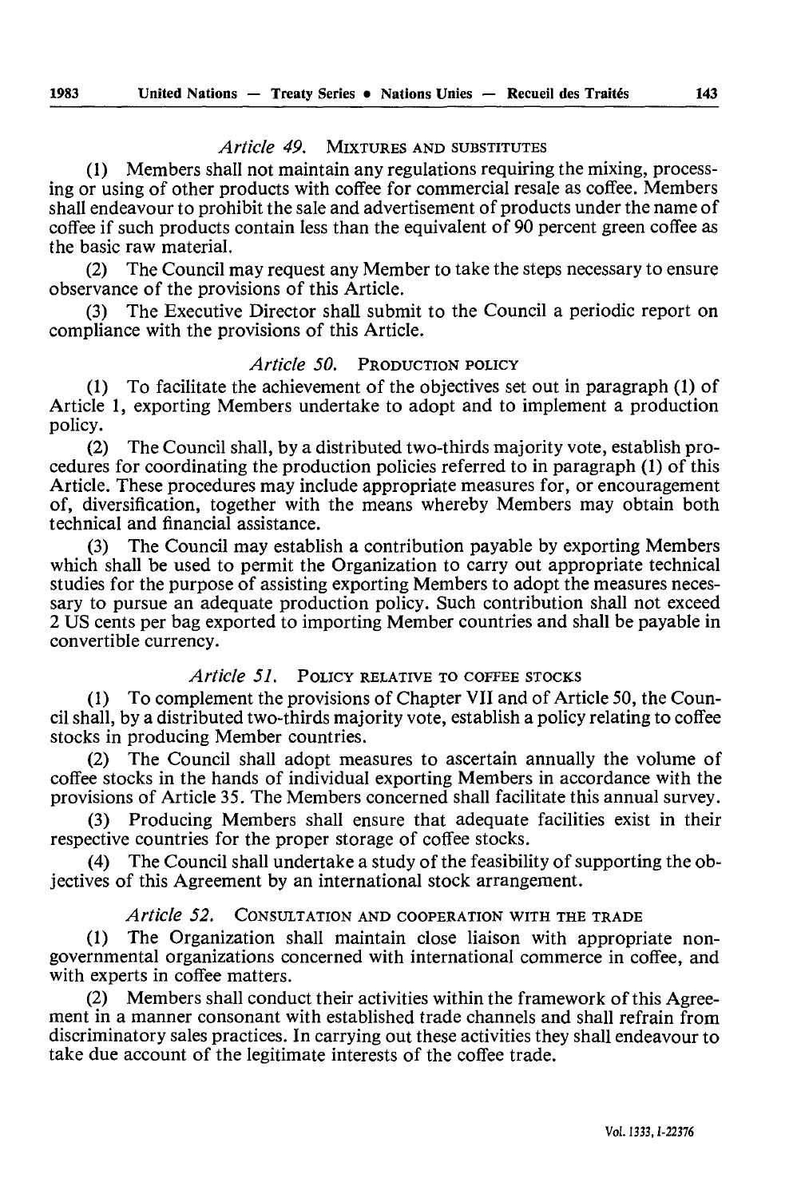### *Article 49.* MIXTURES AND SUBSTITUTES

(1) Members shall not maintain any regulations requiring the mixing, processing or using of other products with coffee for commercial resale as coffee. Members shall endeavour to prohibit the sale and advertisement of products under the name of coffee if such products contain less than the equivalent of 90 percent green coffee as the basic raw material.

(2) The Council may request any Member to take the steps necessary to ensure observance of the provisions of this Article.

(3) The Executive Director shall submit to the Council a periodic report on compliance with the provisions of this Article.

### *Article 50.* PRODUCTION POLICY

(1) To facilitate the achievement of the objectives set out in paragraph (1) of Article 1, exporting Members undertake to adopt and to implement a production policy.

(2) The Council shall, by a distributed two-thirds majority vote, establish procedures for coordinating the production policies referred to in paragraph (1) of this Article. These procedures may include appropriate measures for, or encouragement of, diversification, together with the means whereby Members may obtain both technical and financial assistance.

(3) The Council may establish a contribution payable by exporting Members which shall be used to permit the Organization to carry out appropriate technical studies for the purpose of assisting exporting Members to adopt the measures necessary to pursue an adequate production policy. Such contribution shall not exceed 2 US cents per bag exported to importing Member countries and shall be payable in convertible currency.

### *Article 51.* POLICY RELATIVE TO COFFEE STOCKS

(1) To complement the provisions of Chapter VII and of Article 50, the Council shall, by a distributed two-thirds majority vote, establish a policy relating to coffee stocks in producing Member countries.

(2) The Council shall adopt measures to ascertain annually the volume of coffee stocks in the hands of individual exporting Members in accordance with the provisions of Article 35. The Members concerned shall facilitate this annual survey.

(3) Producing Members shall ensure that adequate facilities exist in their respective countries for the proper storage of coffee stocks.

(4) The Council shall undertake a study of the feasibility of supporting the objectives of this Agreement by an international stock arrangement.

### *Article 52.* CONSULTATION AND COOPERATION WITH THE TRADE

(1) The Organization shall maintain close liaison with appropriate non-governmental organizations concerned with international commerce in coffee, and with experts in coffee matters.

(2) Members shall conduct their activities within the framework of this Agreement in a manner consonant with established trade channels and shall refrain from discriminatory sales practices. In carrying out these activities they shall endeavour to take due account of the legitimate interests of the coffee trade.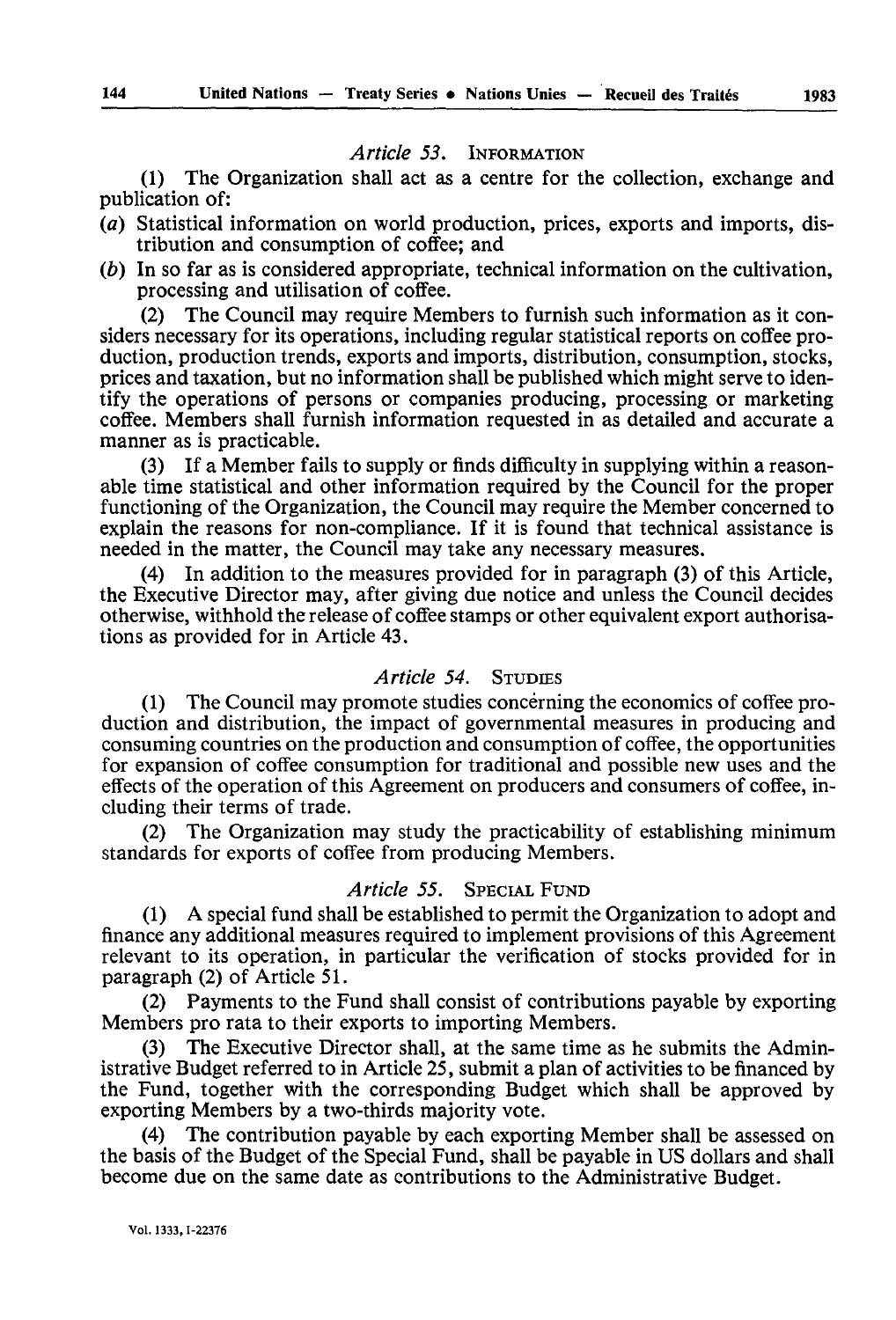### *Article 53.* INFORMATION

(1) The Organization shall act as a centre for the collection, exchange and publication of:

(*a*) Statistical information on world production, prices, exports and imports, distribution and consumption of coffee; and

(*b*) In so far as is considered appropriate, technical information on the cultivation, processing and utilisation of coffee.

(2) The Council may require Members to furnish such information as it considers necessary for its operations, including regular statistical reports on coffee production, production trends, exports and imports, distribution, consumption, stocks, prices and taxation, but no information shall be published which might serve to identify the operations of persons or companies producing, processing or marketing coffee. Members shall furnish information requested in as detailed and accurate a manner as is practicable.

(3) If a Member fails to supply or finds difficulty in supplying within a reasonable time statistical and other information required by the Council for the proper functioning of the Organization, the Council may require the Member concerned to explain the reasons for non-compliance. If it is found that technical assistance is needed in the matter, the Council may take any necessary measures.

(4) In addition to the measures provided for in paragraph (3) of this Article, the Executive Director may, after giving due notice and unless the Council decides otherwise, withhold the release of coffee stamps or other equivalent export authorisations as provided for in Article 43.

### *Article 54.* STUDIES

(1) The Council may promote studies concerning the economics of coffee production and distribution, the impact of governmental measures in producing and consuming countries on the production and consumption of coffee, the opportunities for expansion of coffee consumption for traditional and possible new uses and the effects of the operation of this Agreement on producers and consumers of coffee, including their terms of trade.

(2) The Organization may study the practicability of establishing minimum standards for exports of coffee from producing Members.

### *Article 55.* SPECIAL FUND

(1) A special fund shall be established to permit the Organization to adopt and finance any additional measures required to implement provisions of this Agreement relevant to its operation, in particular the verification of stocks provided for in paragraph (2) of Article 51.

(2) Payments to the Fund shall consist of contributions payable by exporting Members pro rata to their exports to importing Members.

(3) The Executive Director shall, at the same time as he submits the Administrative Budget referred to in Article 25, submit a plan of activities to be financed by the Fund, together with the corresponding Budget which shall be approved by exporting Members by a two-thirds majority vote.

(4) The contribution payable by each exporting Member shall be assessed on the basis of the Budget of the Special Fund, shall be payable in US dollars and shall become due on the same date as contributions to the Administrative Budget.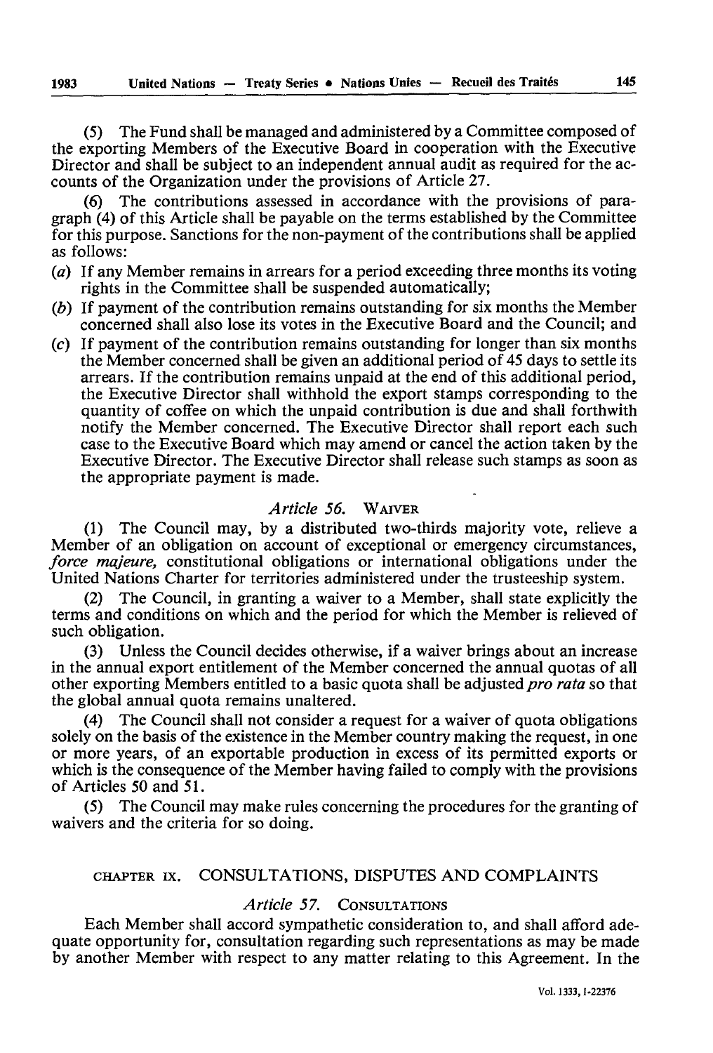(5) The Fund shall be managed and administered by a Committee composed of the exporting Members of the Executive Board in cooperation with the Executive Director and shall be subject to an independent annual audit as required for the accounts of the Organization under the provisions of Article 27.

(6) The contributions assessed in accordance with the provisions of paragraph (4) of this Article shall be payable on the terms established by the Committee for this purpose. Sanctions for the non-payment of the contributions shall be applied as follows:

(*a*) If any Member remains in arrears for a period exceeding three months its voting rights in the Committee shall be suspended automatically;

(*b*) If payment of the contribution remains outstanding for six months the Member concerned shall also lose its votes in the Executive Board and the Council; and

(*c*) If payment of the contribution remains outstanding for longer than six months the Member concerned shall be given an additional period of 45 days to settle its arrears. If the contribution remains unpaid at the end of this additional period, the Executive Director shall withhold the export stamps corresponding to the quantity of coffee on which the unpaid contribution is due and shall forthwith notify the Member concerned. The Executive Director shall report each such case to the Executive Board which may amend or cancel the action taken by the Executive Director. The Executive Director shall release such stamps as soon as the appropriate payment is made.

### *Article 56.* WAIVER

(1) The Council may, by a distributed two-thirds majority vote, relieve a Member of an obligation on account of exceptional or emergency circumstances, *force majeure,* constitutional obligations or international obligations under the United Nations Charter for territories administered under the trusteeship system.

(2) The Council, in granting a waiver to a Member, shall state explicitly the terms and conditions on which and the period for which the Member is relieved of such obligation.

(3) Unless the Council decides otherwise, if a waiver brings about an increase in the annual export entitlement of the Member concerned the annual quotas of all other exporting Members entitled to a basic quota shall be adjusted *pro rata* so that the global annual quota remains unaltered.

(4) The Council shall not consider a request for a waiver of quota obligations solely on the basis of the existence in the Member country making the request, in one or more years, of an exportable production in excess of its permitted exports or which is the consequence of the Member having failed to comply with the provisions of Articles 50 and 51.

(5) The Council may make rules concerning the procedures for the granting of waivers and the criteria for so doing.

## CHAPTER IX. CONSULTATIONS, DISPUTES AND COMPLAINTS

### *Article 57.* CONSULTATIONS

Each Member shall accord sympathetic consideration to, and shall afford adequate opportunity for, consultation regarding such representations as may be made by another Member with respect to any matter relating to this Agreement. In the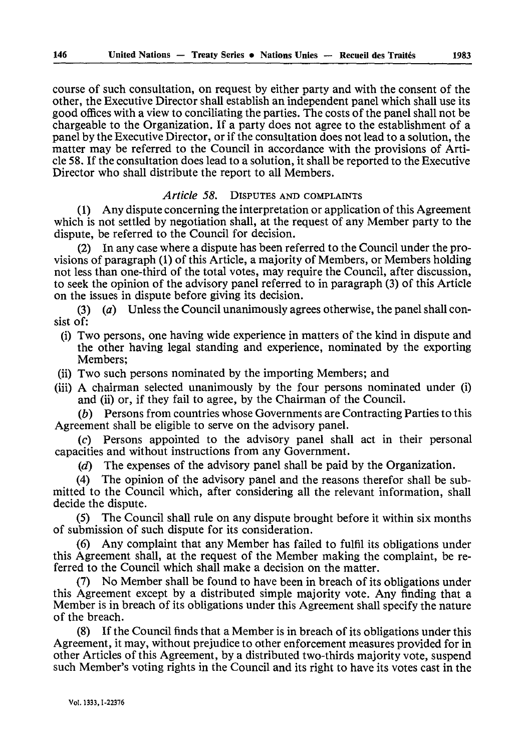course of such consultation, on request by either party and with the consent of the other, the Executive Director shall establish an independent panel which shall use its good offices with a view to conciliating the parties. The costs of the panel shall not be chargeable to the Organization. If a party does not agree to the establishment of a panel by the Executive Director, or if the consultation does not lead to a solution, the matter may be referred to the Council in accordance with the provisions of Article 58. If the consultation does lead to a solution, it shall be reported to the Executive Director who shall distribute the report to all Members.

### *Article 58.* DISPUTES AND COMPLAINTS

(1) Any dispute concerning the interpretation or application of this Agreement which is not settled by negotiation shall, at the request of any Member party to the dispute, be referred to the Council for decision.

(2) In any case where a dispute has been referred to the Council under the provisions of paragraph (1) of this Article, a majority of Members, or Members holding not less than one-third of the total votes, may require the Council, after discussion, to seek the opinion of the advisory panel referred to in paragraph (3) of this Article on the issues in dispute before giving its decision.

(3) (*a*) Unless the Council unanimously agrees otherwise, the panel shall consist of:

- (i) Two persons, one having wide experience in matters of the kind in dispute and the other having legal standing and experience, nominated by the exporting Members;
- (ii) Two such persons nominated by the importing Members; and
- (iii) A chairman selected unanimously by the four persons nominated under (i) and (ii) or, if they fail to agree, by the Chairman of the Council.

(*b*) Persons from countries whose Governments are Contracting Parties to this Agreement shall be eligible to serve on the advisory panel.

(*c*) Persons appointed to the advisory panel shall act in their personal capacities and without instructions from any Government.

(*d*) The expenses of the advisory panel shall be paid by the Organization.

(4) The opinion of the advisory panel and the reasons therefor shall be submitted to the Council which, after considering all the relevant information, shall decide the dispute.

(5) The Council shall rule on any dispute brought before it within six months of submission of such dispute for its consideration.

(6) Any complaint that any Member has failed to fulfil its obligations under this Agreement shall, at the request of the Member making the complaint, be referred to the Council which shall make a decision on the matter.

(7) No Member shall be found to have been in breach of its obligations under this Agreement except by a distributed simple majority vote. Any finding that a Member is in breach of its obligations under this Agreement shall specify the nature of the breach.

(8) If the Council finds that a Member is in breach of its obligations under this Agreement, it may, without prejudice to other enforcement measures provided for in other Articles of this Agreement, by a distributed two-thirds majority vote, suspend such Member's voting rights in the Council and its right to have its votes cast in the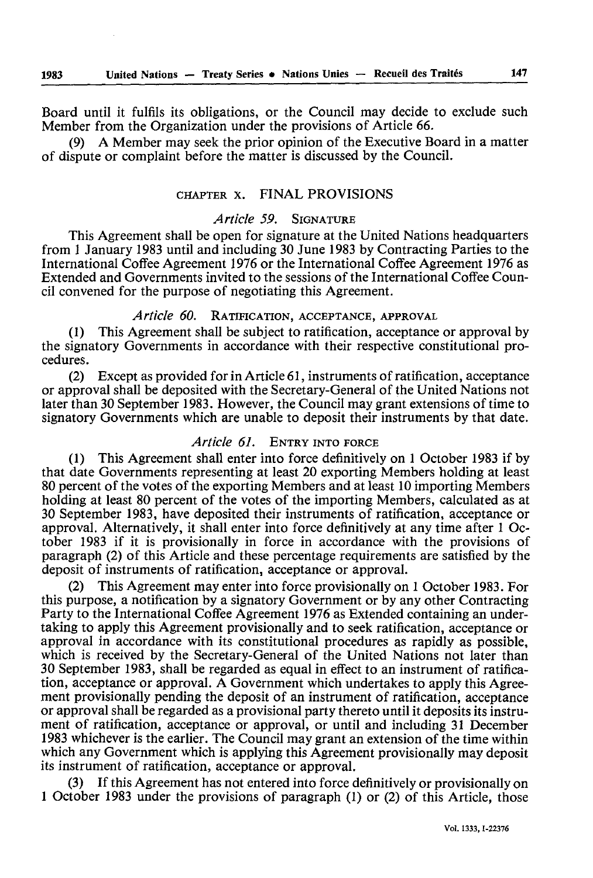Board until it fulfils its obligations, or the Council may decide to exclude such Member from the Organization under the provisions of Article 66.

(9) A Member may seek the prior opinion of the Executive Board in a matter of dispute or complaint before the matter is discussed by the Council.

## CHAPTER X. FINAL PROVISIONS

### *Article 59.* SIGNATURE

This Agreement shall be open for signature at the United Nations headquarters from 1 January 1983 until and including 30 June 1983 by Contracting Parties to the International Coffee Agreement 1976 or the International Coffee Agreement 1976 as Extended and Governments invited to the sessions of the International Coffee Council convened for the purpose of negotiating this Agreement.

### *Article 60.* RATIFICATION, ACCEPTANCE, APPROVAL

(1) This Agreement shall be subject to ratification, acceptance or approval by the signatory Governments in accordance with their respective constitutional procedures.

(2) Except as provided for in Article 61, instruments of ratification, acceptance or approval shall be deposited with the Secretary-General of the United Nations not later than 30 September 1983. However, the Council may grant extensions of time to signatory Governments which are unable to deposit their instruments by that date.

### *Article 61.* ENTRY INTO FORCE

(1) This Agreement shall enter into force definitively on 1 October 1983 if by that date Governments representing at least 20 exporting Members holding at least 80 percent of the votes of the exporting Members and at least 10 importing Members holding at least 80 percent of the votes of the importing Members, calculated as at 30 September 1983, have deposited their instruments of ratification, acceptance or approval. Alternatively, it shall enter into force definitively at any time after 1 October 1983 if it is provisionally in force in accordance with the provisions of paragraph (2) of this Article and these percentage requirements are satisfied by the deposit of instruments of ratification, acceptance or approval.

(2) This Agreement may enter into force provisionally on 1 October 1983. For this purpose, a notification by a signatory Government or by any other Contracting Party to the International Coffee Agreement 1976 as Extended containing an undertaking to apply this Agreement provisionally and to seek ratification, acceptance or approval in accordance with its constitutional procedures as rapidly as possible, which is received by the Secretary-General of the United Nations not later than 30 September 1983, shall be regarded as equal in effect to an instrument of ratification, acceptance or approval. A Government which undertakes to apply this Agreement provisionally pending the deposit of an instrument of ratification, acceptance or approval shall be regarded as a provisional party thereto until it deposits its instrument of ratification, acceptance or approval, or until and including 31 December 1983 whichever is the earlier. The Council may grant an extension of the time within which any Government which is applying this Agreement provisionally may deposit its instrument of ratification, acceptance or approval.

(3) If this Agreement has not entered into force definitively or provisionally on 1 October 1983 under the provisions of paragraph (1) or (2) of this Article, those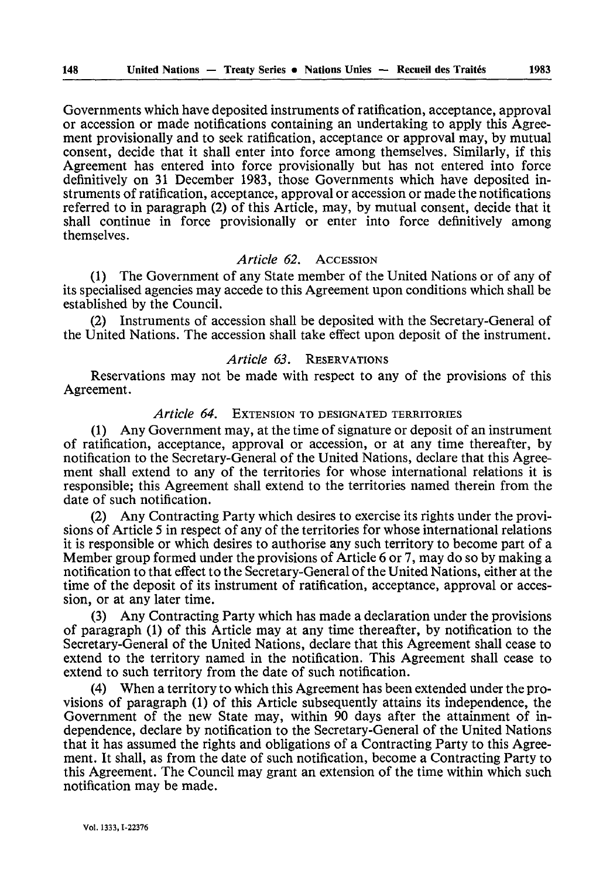Governments which have deposited instruments of ratification, acceptance, approval or accession or made notifications containing an undertaking to apply this Agreement provisionally and to seek ratification, acceptance or approval may, by mutual consent, decide that it shall enter into force among themselves. Similarly, if this Agreement has entered into force provisionally but has not entered into force definitively on 31 December 1983, those Governments which have deposited instruments of ratification, acceptance, approval or accession or made the notifications referred to in paragraph (2) of this Article, may, by mutual consent, decide that it shall continue in force provisionally or enter into force definitively among themselves.

### *Article 62.* ACCESSION

(1) The Government of any State member of the United Nations or of any of its specialised agencies may accede to this Agreement upon conditions which shall be established by the Council.

(2) Instruments of accession shall be deposited with the Secretary-General of the United Nations. The accession shall take effect upon deposit of the instrument.

### *Article 63.* RESERVATIONS

Reservations may not be made with respect to any of the provisions of this Agreement.

### *Article 64.* EXTENSION TO DESIGNATED TERRITORIES

(1) Any Government may, at the time of signature or deposit of an instrument of ratification, acceptance, approval or accession, or at any time thereafter, by notification to the Secretary-General of the United Nations, declare that this Agreement shall extend to any of the territories for whose international relations it is responsible; this Agreement shall extend to the territories named therein from the date of such notification.

(2) Any Contracting Party which desires to exercise its rights under the provisions of Article 5 in respect of any of the territories for whose international relations it is responsible or which desires to authorise any such territory to become part of a Member group formed under the provisions of Article 6 or 7, may do so by making a notification to that effect to the Secretary-General of the United Nations, either at the time of the deposit of its instrument of ratification, acceptance, approval or accession, or at any later time.

(3) Any Contracting Party which has made a declaration under the provisions of paragraph (1) of this Article may at any time thereafter, by notification to the Secretary-General of the United Nations, declare that this Agreement shall cease to extend to the territory named in the notification. This Agreement shall cease to extend to such territory from the date of such notification.

(4) When a territory to which this Agreement has been extended under the provisions of paragraph (1) of this Article subsequently attains its independence, the Government of the new State may, within 90 days after the attainment of independence, declare by notification to the Secretary-General of the United Nations that it has assumed the rights and obligations of a Contracting Party to this Agreement. It shall, as from the date of such notification, become a Contracting Party to this Agreement. The Council may grant an extension of the time within which such notification may be made.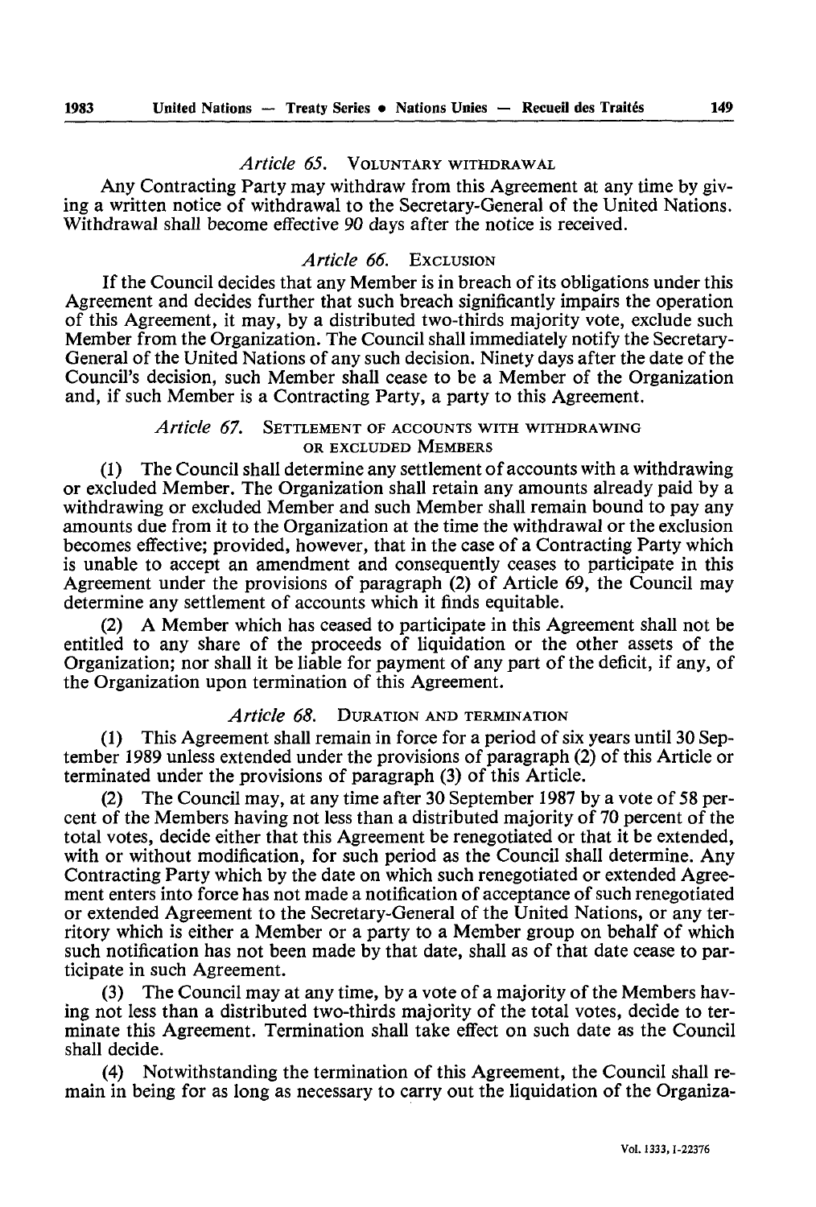### *Article 65.* VOLUNTARY WITHDRAWAL

Any Contracting Party may withdraw from this Agreement at any time by giving a written notice of withdrawal to the Secretary-General of the United Nations. Withdrawal shall become effective 90 days after the notice is received.

### *Article 66.* EXCLUSION

If the Council decides that any Member is in breach of its obligations under this Agreement and decides further that such breach significantly impairs the operation of this Agreement, it may, by a distributed two-thirds majority vote, exclude such Member from the Organization. The Council shall immediately notify the Secretary-General of the United Nations of any such decision. Ninety days after the date of the Council's decision, such Member shall cease to be a Member of the Organization and, if such Member is a Contracting Party, a party to this Agreement.

### *Article 67.* SETTLEMENT OF ACCOUNTS WITH WITHDRAWING OR EXCLUDED MEMBERS

(1) The Council shall determine any settlement of accounts with a withdrawing or excluded Member. The Organization shall retain any amounts already paid by a withdrawing or excluded Member and such Member shall remain bound to pay any amounts due from it to the Organization at the time the withdrawal or the exclusion becomes effective; provided, however, that in the case of a Contracting Party which is unable to accept an amendment and consequently ceases to participate in this Agreement under the provisions of paragraph (2) of Article 69, the Council may determine any settlement of accounts which it finds equitable.

(2) A Member which has ceased to participate in this Agreement shall not be entitled to any share of the proceeds of liquidation or the other assets of the Organization; nor shall it be liable for payment of any part of the deficit, if any, of the Organization upon termination of this Agreement.

### *Article 68.* DURATION AND TERMINATION

(1) This Agreement shall remain in force for a period of six years until 30 September 1989 unless extended under the provisions of paragraph (2) of this Article or terminated under the provisions of paragraph (3) of this Article.

(2) The Council may, at any time after 30 September 1987 by a vote of 58 percent of the Members having not less than a distributed majority of 70 percent of the total votes, decide either that this Agreement be renegotiated or that it be extended, with or without modification, for such period as the Council shall determine. Any Contracting Party which by the date on which such renegotiated or extended Agreement enters into force has not made a notification of acceptance of such renegotiated or extended Agreement to the Secretary-General of the United Nations, or any territory which is either a Member or a party to a Member group on behalf of which such notification has not been made by that date, shall as of that date cease to participate in such Agreement.

(3) The Council may at any time, by a vote of a majority of the Members having not less than a distributed two-thirds majority of the total votes, decide to terminate this Agreement. Termination shall take effect on such date as the Council shall decide.

(4) Notwithstanding the termination of this Agreement, the Council shall remain in being for as long as necessary to carry out the liquidation of the Organiza-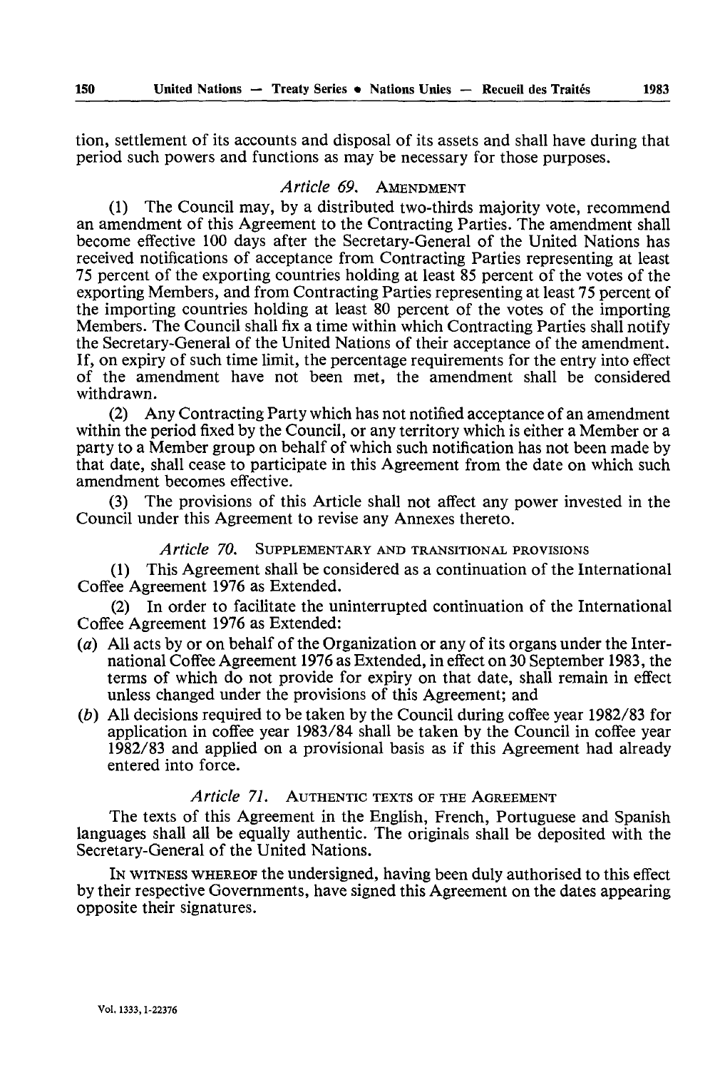tion, settlement of its accounts and disposal of its assets and shall have during that period such powers and functions as may be necessary for those purposes.

### *Article 69.* AMENDMENT

(1) The Council may, by a distributed two-thirds majority vote, recommend an amendment of this Agreement to the Contracting Parties. The amendment shall become effective 100 days after the Secretary-General of the United Nations has received notifications of acceptance from Contracting Parties representing at least 75 percent of the exporting countries holding at least 85 percent of the votes of the exporting Members, and from Contracting Parties representing at least 75 percent of the importing countries holding at least 80 percent of the votes of the importing Members. The Council shall fix a time within which Contracting Parties shall notify the Secretary-General of the United Nations of their acceptance of the amendment. If, on expiry of such time limit, the percentage requirements for the entry into effect of the amendment have not been met, the amendment shall be considered withdrawn.

(2) Any Contracting Party which has not notified acceptance of an amendment within the period fixed by the Council, or any territory which is either a Member or a party to a Member group on behalf of which such notification has not been made by that date, shall cease to participate in this Agreement from the date on which such amendment becomes effective.

(3) The provisions of this Article shall not affect any power invested in the Council under this Agreement to revise any Annexes thereto.

### *Article 70.* SUPPLEMENTARY AND TRANSITIONAL PROVISIONS

(1) This Agreement shall be considered as a continuation of the International Coffee Agreement 1976 as Extended.

(2) In order to facilitate the uninterrupted continuation of the International Coffee Agreement 1976 as Extended:

(*a*) All acts by or on behalf of the Organization or any of its organs under the International Coffee Agreement 1976 as Extended, in effect on 30 September 1983, the terms of which do not provide for expiry on that date, shall remain in effect unless changed under the provisions of this Agreement; and

(*b*) All decisions required to be taken by the Council during coffee year 1982/83 for application in coffee year 1983/84 shall be taken by the Council in coffee year 1982/83 and applied on a provisional basis as if this Agreement had already entered into force.

### *Article 71.* AUTHENTIC TEXTS OF THE AGREEMENT

The texts of this Agreement in the English, French, Portuguese and Spanish languages shall all be equally authentic. The originals shall be deposited with the Secretary-General of the United Nations.

IN WITNESS WHEREOF the undersigned, having been duly authorised to this effect by their respective Governments, have signed this Agreement on the dates appearing opposite their signatures.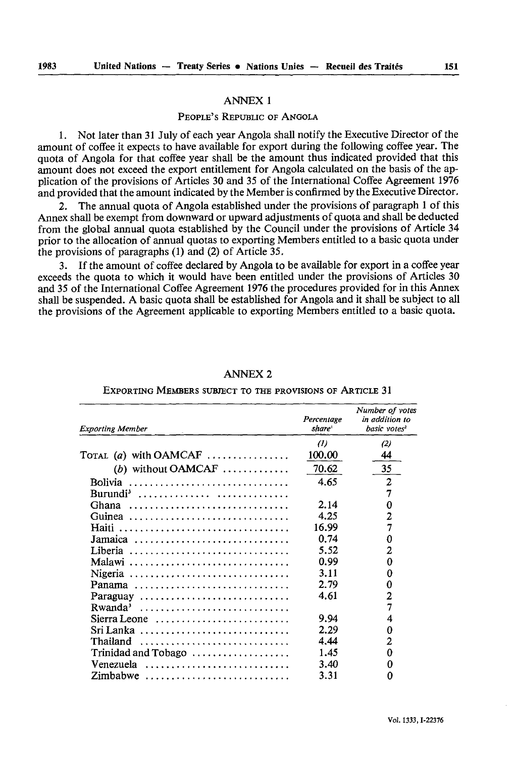## ANNEX 1

### People's Republic of Angola

1. Not later than 31 July of each year Angola shall notify the Executive Director of the amount of coffee it expects to have available for export during the following coffee year. The quota of Angola for that coffee year shall be the amount thus indicated provided that this amount does not exceed the export entitlement for Angola calculated on the basis of the application of the provisions of Articles 30 and 35 of the International Coffee Agreement 1976 and provided that the amount indicated by the Member is confirmed by the Executive Director.

2. The annual quota of Angola established under the provisions of paragraph 1 of this Annex shall be exempt from downward or upward adjustments of quota and shall be deducted from the global annual quota established by the Council under the provisions of Article 34 prior to the allocation of annual quotas to exporting Members entitled to a basic quota under the provisions of paragraphs (1) and (2) of Article 35.

3. If the amount of coffee declared by Angola to be available for export in a coffee year exceeds the quota to which it would have been entitled under the provisions of Articles 30 and 35 of the International Coffee Agreement 1976 the procedures provided for in this Annex shall be suspended. A basic quota shall be established for Angola and it shall be subject to all the provisions of the Agreement applicable to exporting Members entitled to a basic quota.

## ANNEX 2

### Exporting Members subject to the provisions of Article 31

| *Exporting Member* | *Percentage share*[1] | *Number of votes in addition to basic votes*[2] |
|---|---|---|
| | *(1)* | *(2)* |
| Total (*a*) with OAMCAF | 100.00 | 44 |
| (*b*) without OAMCAF | 70.62 | 35 |
| Bolivia | 4.65 | 2 |
| Burundi[3] | | 7 |
| Ghana | 2.14 | 0 |
| Guinea | 4.25 | 2 |
| Haiti | 16.99 | 7 |
| Jamaica | 0.74 | 0 |
| Liberia | 5.52 | 2 |
| Malawi | 0.99 | 0 |
| Nigeria | 3.11 | 0 |
| Panama | 2.79 | 0 |
| Paraguay | 4.61 | 2 |
| Rwanda[3] | | 7 |
| Sierra Leone | 9.94 | 4 |
| Sri Lanka | 2.29 | 0 |
| Thailand | 4.44 | 2 |
| Trinidad and Tobago | 1.45 | 0 |
| Venezuela | 3.40 | 0 |
| Zimbabwe | 3.31 | 0 |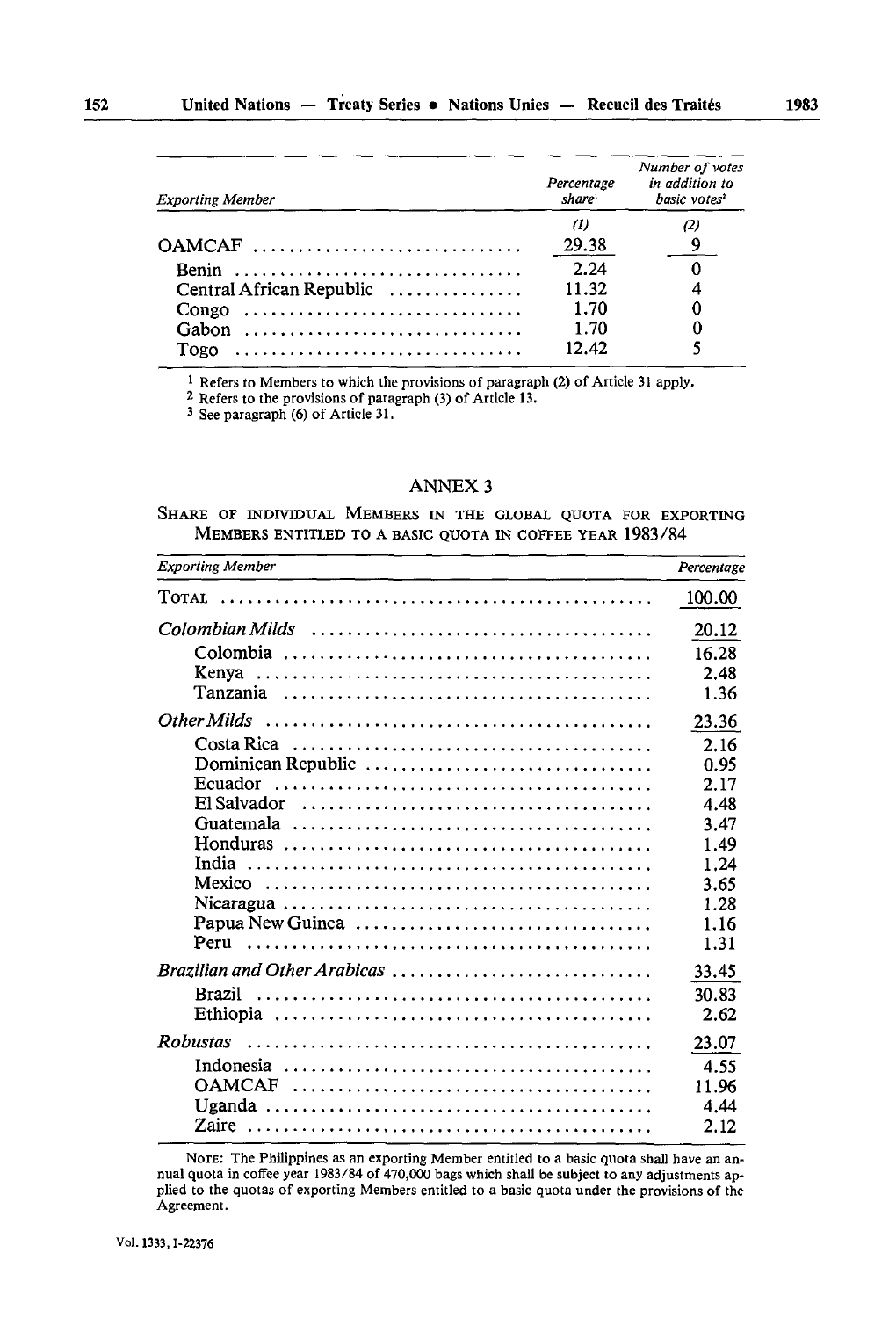| Exporting Member | Percentage share[1] | Number of votes in addition to basic votes[2] |
|---|---|---|
| | (1) | (2) |
| OAMCAF | 29.38 | 9 |
| Benin | 2.24 | 0 |
| Central African Republic | 11.32 | 4 |
| Congo | 1.70 | 0 |
| Gabon | 1.70 | 0 |
| Togo | 12.42 | 5 |

[1] Refers to Members to which the provisions of paragraph (2) of Article 31 apply.

[2] Refers to the provisions of paragraph (3) of Article 13.

[3] See paragraph (6) of Article 31.

## ANNEX 3

SHARE OF INDIVIDUAL MEMBERS IN THE GLOBAL QUOTA FOR EXPORTING MEMBERS ENTITLED TO A BASIC QUOTA IN COFFEE YEAR 1983/84

| *Exporting Member* | *Percentage* |
|---|---|
| TOTAL | 100.00 |
| *Colombian Milds* | 20.12 |
| Colombia | 16.28 |
| Kenya | 2.48 |
| Tanzania | 1.36 |
| *Other Milds* | 23.36 |
| Costa Rica | 2.16 |
| Dominican Republic | 0.95 |
| Ecuador | 2.17 |
| El Salvador | 4.48 |
| Guatemala | 3.47 |
| Honduras | 1.49 |
| India | 1.24 |
| Mexico | 3.65 |
| Nicaragua | 1.28 |
| Papua New Guinea | 1.16 |
| Peru | 1.31 |
| *Brazilian and Other Arabicas* | 33.45 |
| Brazil | 30.83 |
| Ethiopia | 2.62 |
| *Robustas* | 23.07 |
| Indonesia | 4.55 |
| OAMCAF | 11.96 |
| Uganda | 4.44 |
| Zaire | 2.12 |

NOTE: The Philippines as an exporting Member entitled to a basic quota shall have an annual quota in coffee year 1983/84 of 470,000 bags which shall be subject to any adjustments applied to the quotas of exporting Members entitled to a basic quota under the provisions of the Agreement.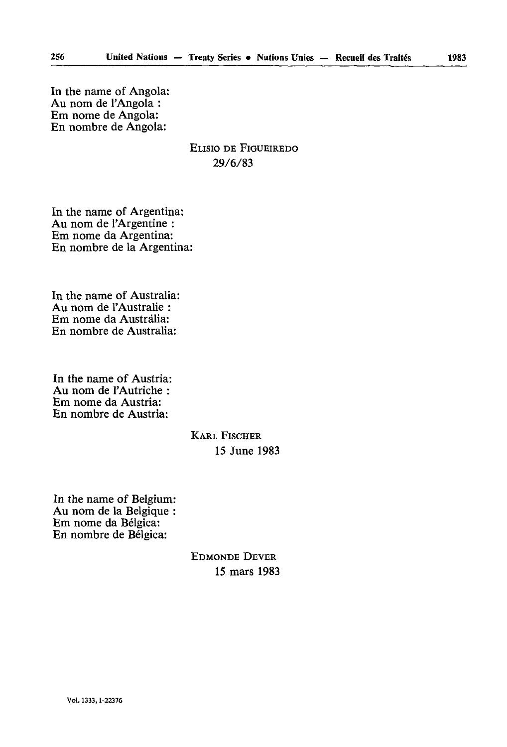In the name of Angola:
Au nom de l'Angola :
Em nome de Angola:
En nombre de Angola:

ELISIO DE FIGUEIREDO
29/6/83

In the name of Argentina:
Au nom de l'Argentine :
Em nome da Argentina:
En nombre de la Argentina:

In the name of Australia:
Au nom de l'Australie :
Em nome da Austrália:
En nombre de Australia:

In the name of Austria:
Au nom de l'Autriche :
Em nome da Austria:
En nombre de Austria:

KARL FISCHER
15 June 1983

In the name of Belgium:
Au nom de la Belgique :
Em nome da Bélgica:
En nombre de Bélgica:

EDMONDE DEVER
15 mars 1983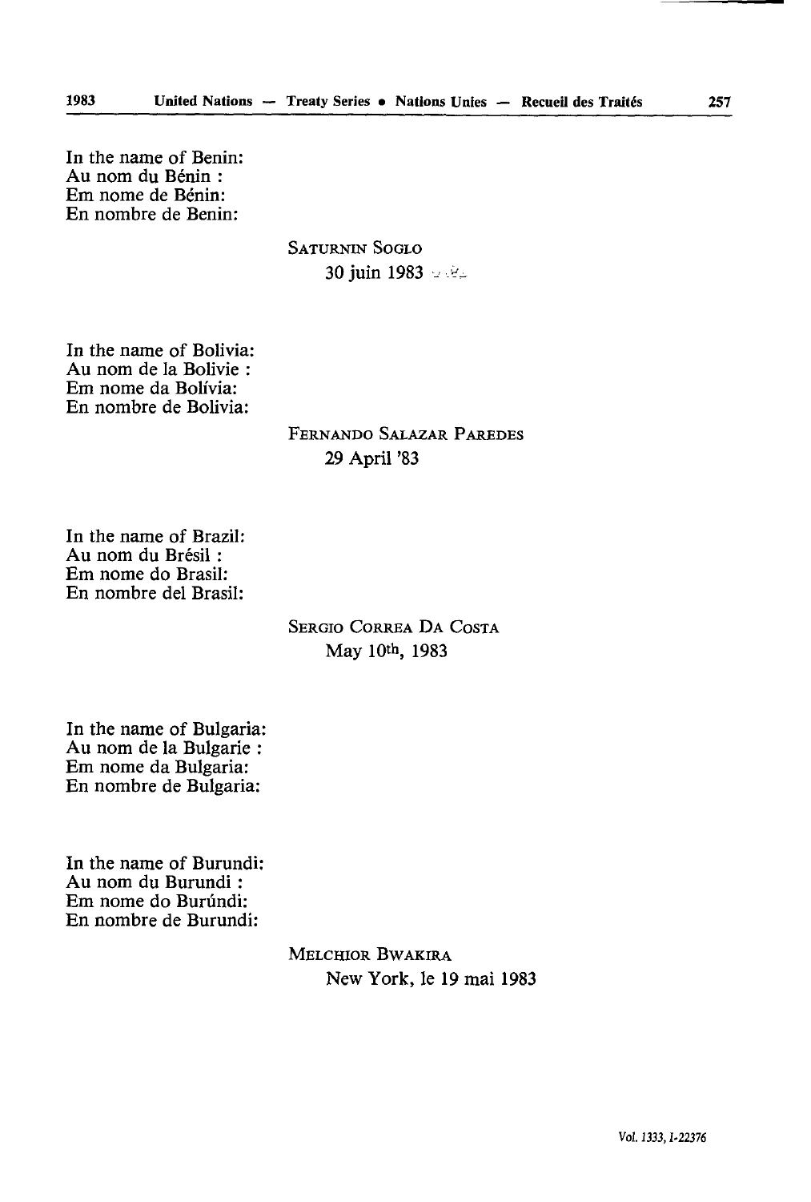In the name of Benin:
Au nom du Bénin :
Em nome de Bénin:
En nombre de Benin:

SATURNIN SOGLO
30 juin 1983

In the name of Bolivia:
Au nom de la Bolivie :
Em nome da Bolívia:
En nombre de Bolivia:

FERNANDO SALAZAR PAREDES
29 April '83

In the name of Brazil:
Au nom du Brésil :
Em nome do Brasil:
En nombre del Brasil:

SERGIO CORREA DA COSTA
May 10th, 1983

In the name of Bulgaria:
Au nom de la Bulgarie :
Em nome da Bulgaria:
En nombre de Bulgaria:

In the name of Burundi:
Au nom du Burundi :
Em nome do Burúndi:
En nombre de Burundi:

MELCHIOR BWAKIRA
New York, le 19 mai 1983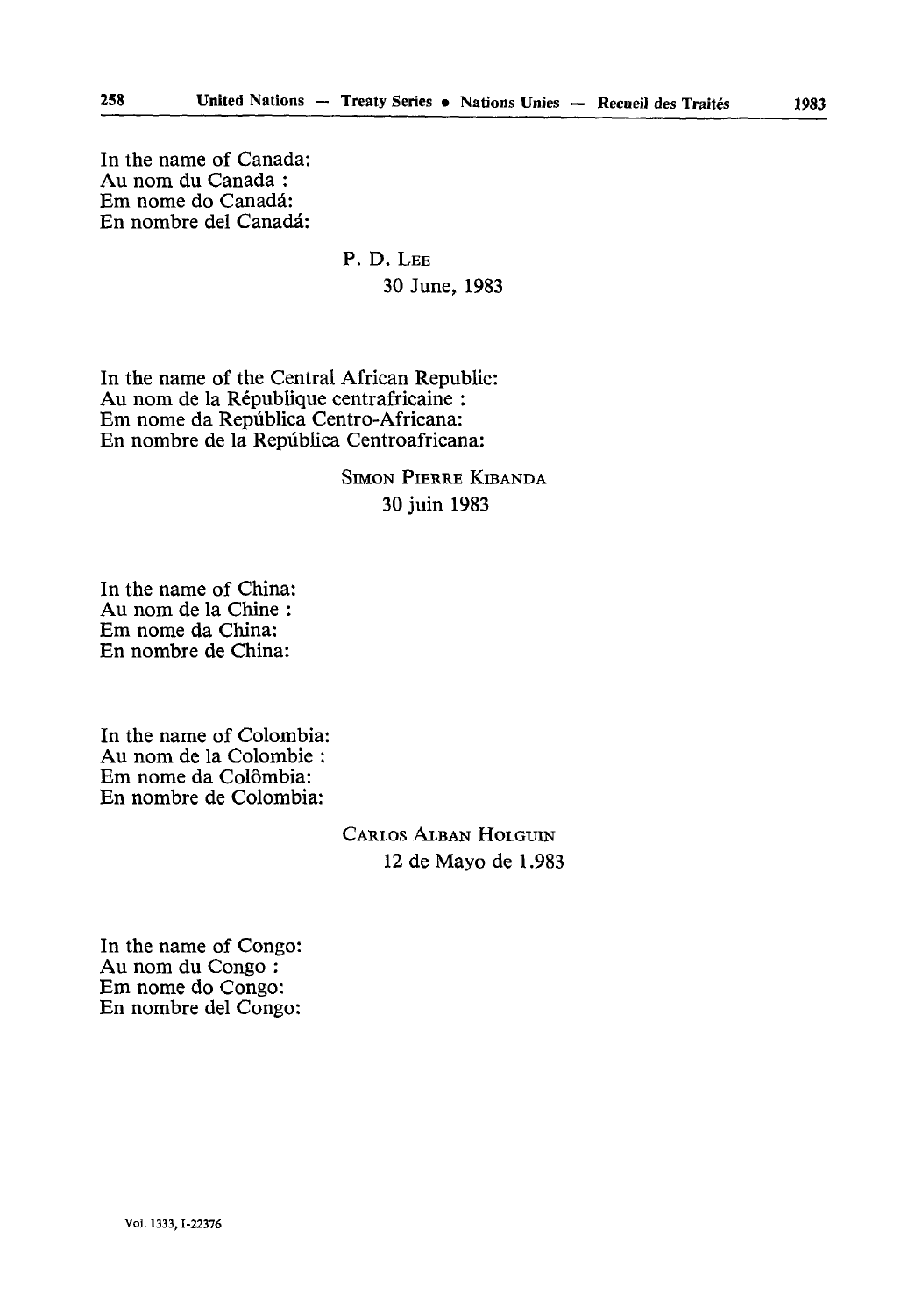In the name of Canada:
Au nom du Canada :
Em nome do Canadá:
En nombre del Canadá:

P. D. LEE
30 June, 1983

In the name of the Central African Republic:
Au nom de la République centrafricaine :
Em nome da República Centro-Africana:
En nombre de la República Centroafricana:

SIMON PIERRE KIBANDA
30 juin 1983

In the name of China:
Au nom de la Chine :
Em nome da China:
En nombre de China:

In the name of Colombia:
Au nom de la Colombie :
Em nome da Colômbia:
En nombre de Colombia:

CARLOS ALBAN HOLGUIN
12 de Mayo de 1.983

In the name of Congo:
Au nom du Congo :
Em nome do Congo:
En nombre del Congo: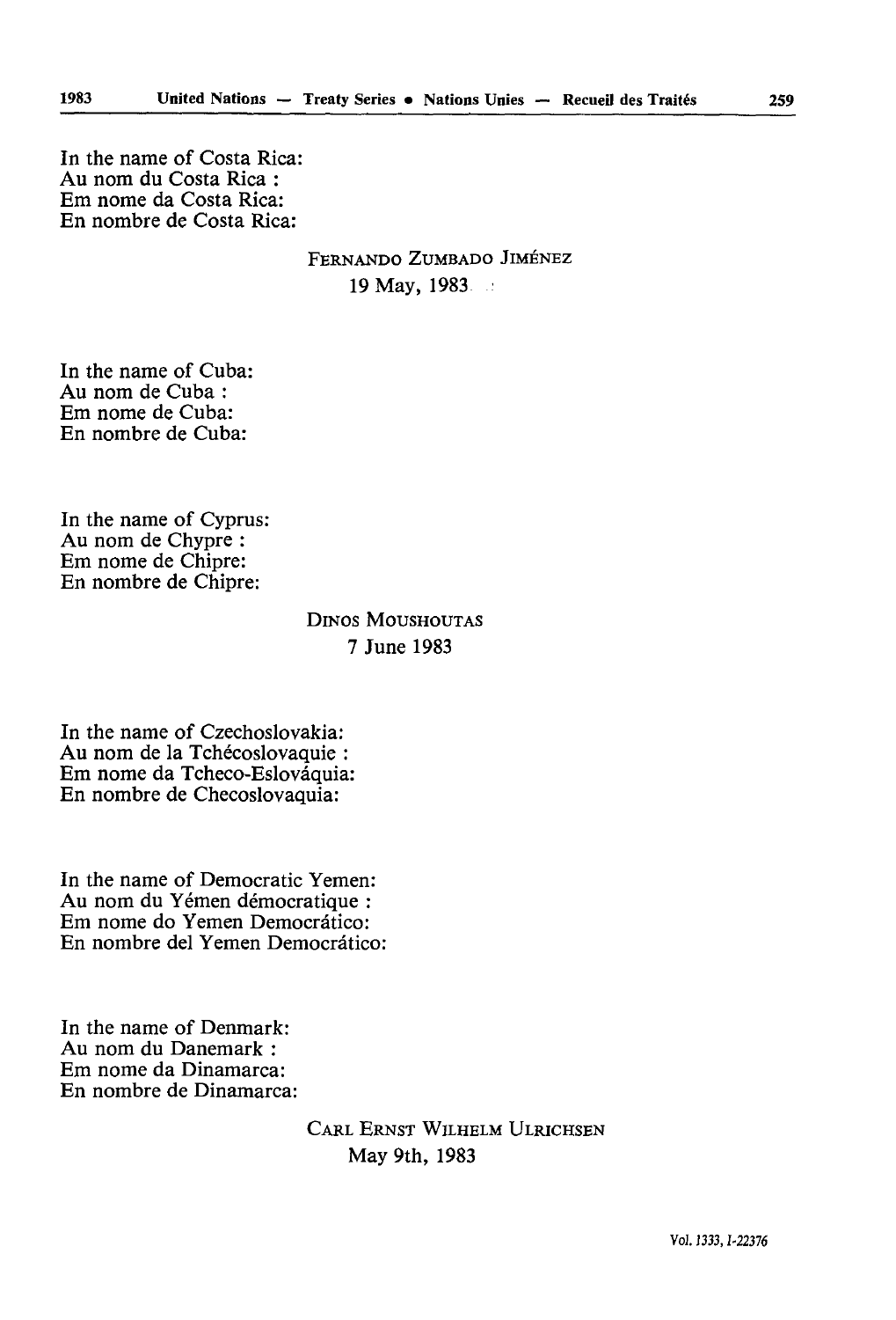In the name of Costa Rica:
Au nom du Costa Rica :
Em nome da Costa Rica:
En nombre de Costa Rica:

FERNANDO ZUMBADO JIMÉNEZ
19 May, 1983

In the name of Cuba:
Au nom de Cuba :
Em nome de Cuba:
En nombre de Cuba:

In the name of Cyprus:
Au nom de Chypre :
Em nome de Chipre:
En nombre de Chipre:

DINOS MOUSHOUTAS
7 June 1983

In the name of Czechoslovakia:
Au nom de la Tchécoslovaquie :
Em nome da Tcheco-Eslováquia:
En nombre de Checoslovaquia:

In the name of Democratic Yemen:
Au nom du Yémen démocratique :
Em nome do Yemen Democrático:
En nombre del Yemen Democrático:

In the name of Denmark:
Au nom du Danemark :
Em nome da Dinamarca:
En nombre de Dinamarca:

CARL ERNST WILHELM ULRICHSEN
May 9th, 1983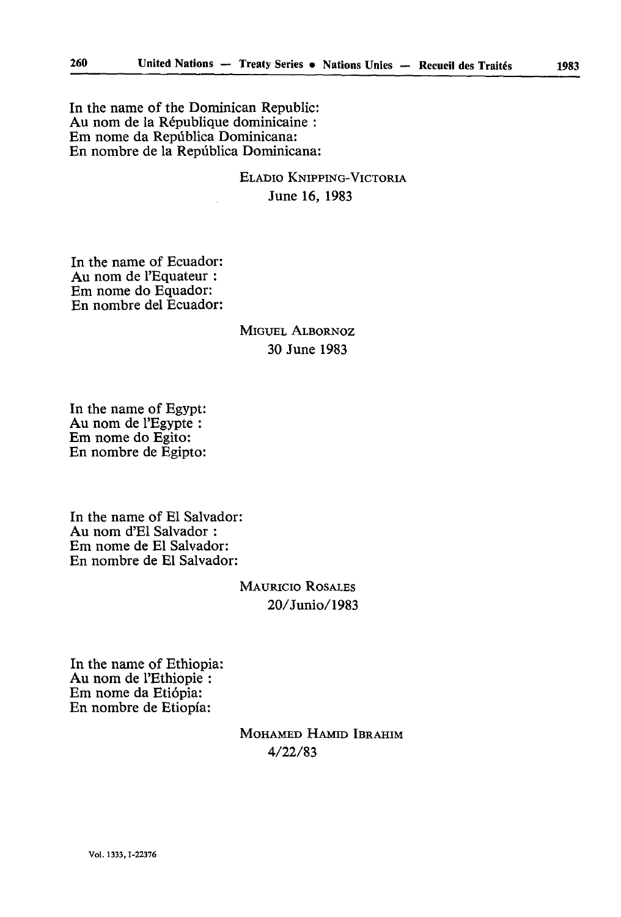In the name of the Dominican Republic:
Au nom de la République dominicaine :
Em nome da República Dominicana:
En nombre de la República Dominicana:

ELADIO KNIPPING-VICTORIA
June 16, 1983

In the name of Ecuador:
Au nom de l'Equateur :
Em nome do Equador:
En nombre del Ecuador:

MIGUEL ALBORNOZ
30 June 1983

In the name of Egypt:
Au nom de l'Egypte :
Em nome do Egito:
En nombre de Egipto:

In the name of El Salvador:
Au nom d'El Salvador :
Em nome de El Salvador:
En nombre de El Salvador:

MAURICIO ROSALES
20/Junio/1983

In the name of Ethiopia:
Au nom de l'Ethiopie :
Em nome da Etiópia:
En nombre de Etiopía:

MOHAMED HAMID IBRAHIM
4/22/83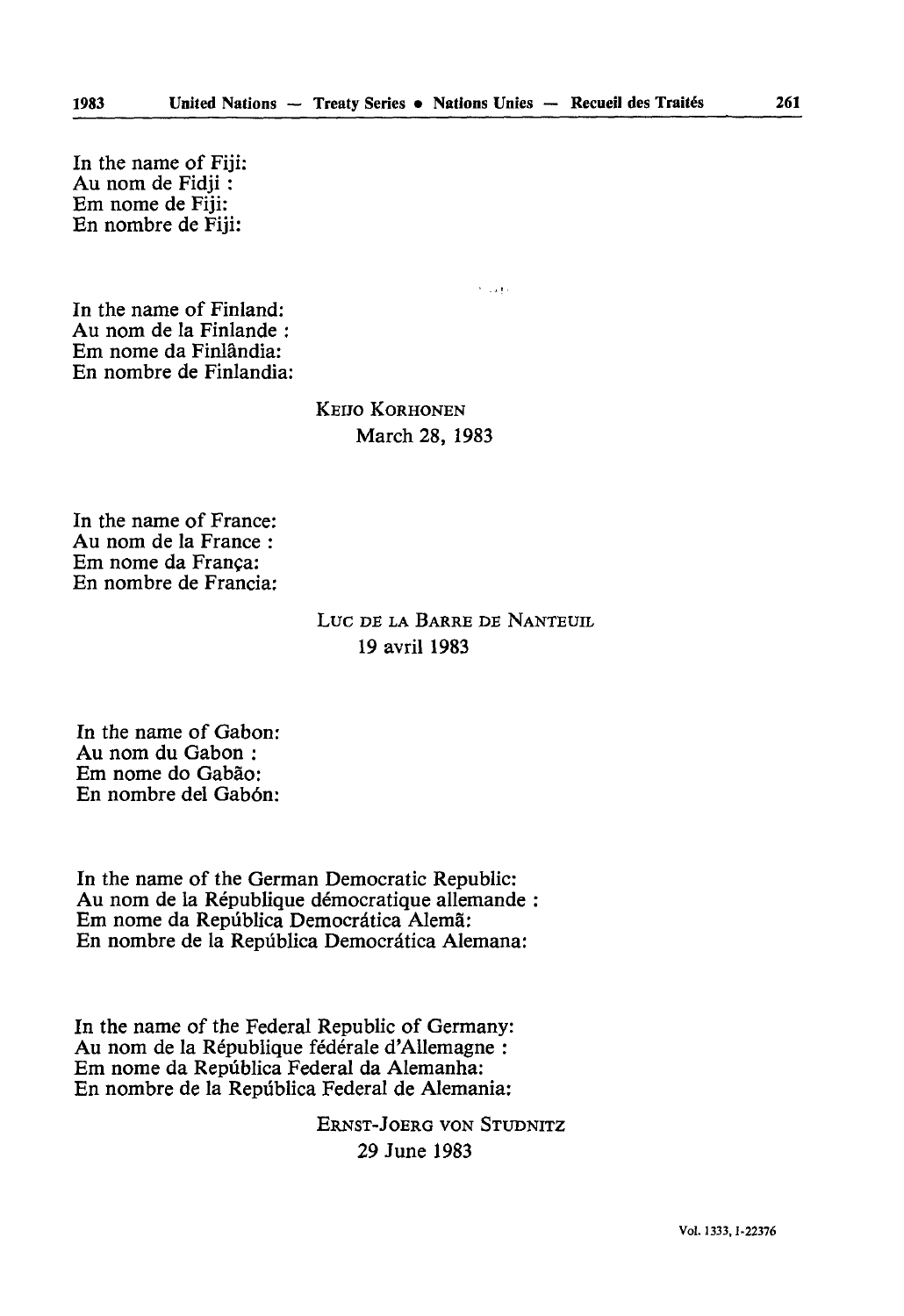In the name of Fiji:
Au nom de Fidji :
Em nome de Fiji:
En nombre de Fiji:

In the name of Finland:
Au nom de la Finlande :
Em nome da Finlândia:
En nombre de Finlandia:

KEIJO KORHONEN
March 28, 1983

In the name of France:
Au nom de la France :
Em nome da França:
En nombre de Francia:

LUC DE LA BARRE DE NANTEUIL
19 avril 1983

In the name of Gabon:
Au nom du Gabon :
Em nome do Gabão:
En nombre del Gabón:

In the name of the German Democratic Republic:
Au nom de la République démocratique allemande :
Em nome da República Democrática Alemã:
En nombre de la República Democrática Alemana:

In the name of the Federal Republic of Germany:
Au nom de la République fédérale d'Allemagne :
Em nome da República Federal da Alemanha:
En nombre de la República Federal de Alemania:

ERNST-JOERG VON STUDNITZ
29 June 1983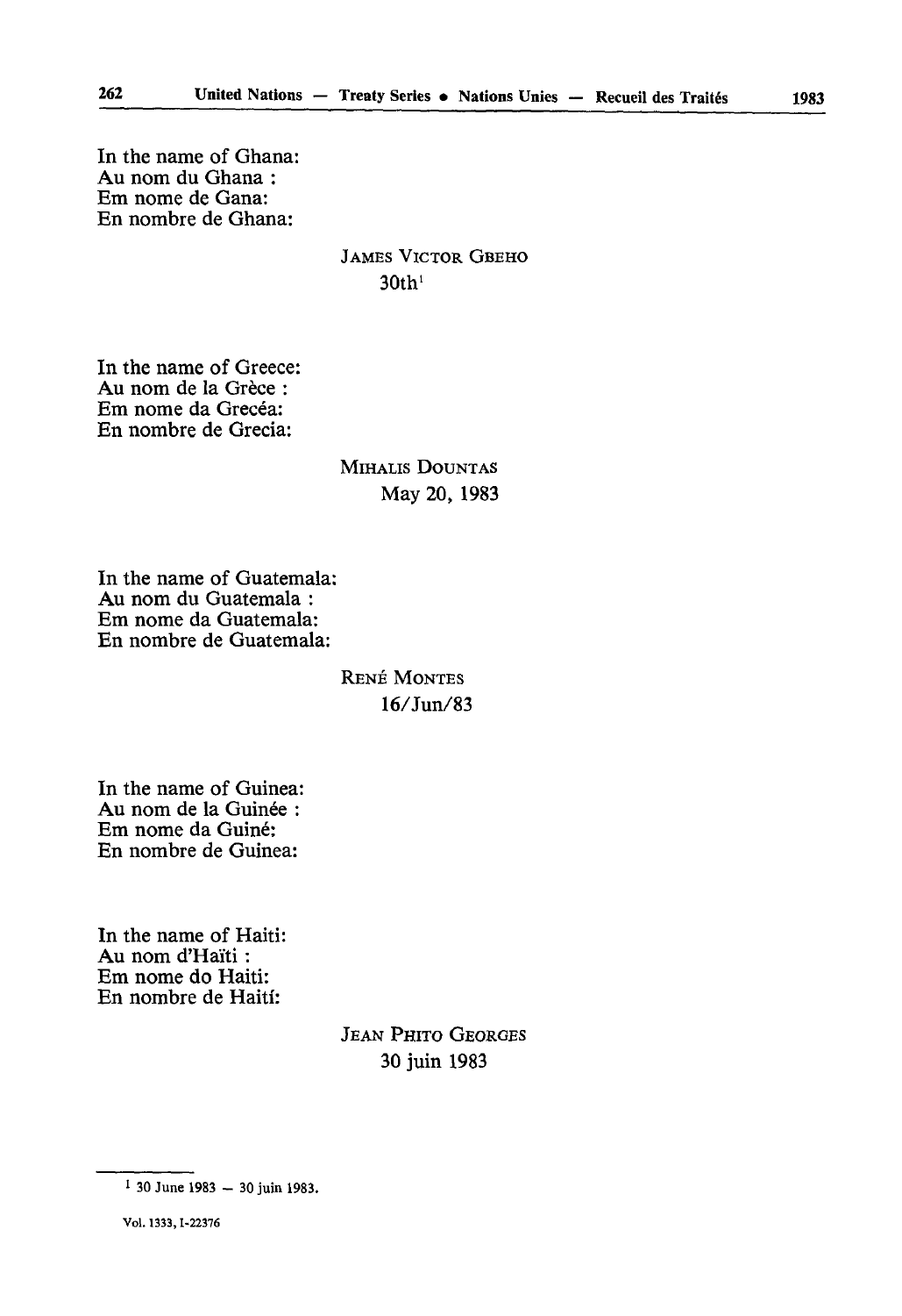In the name of Ghana:
Au nom du Ghana :
Em nome de Gana:
En nombre de Ghana:

JAMES VICTOR GBEHO
30th[1]

In the name of Greece:
Au nom de la Grèce :
Em nome da Grecéa:
En nombre de Grecia:

MIHALIS DOUNTAS
May 20, 1983

In the name of Guatemala:
Au nom du Guatemala :
Em nome da Guatemala:
En nombre de Guatemala:

RENÉ MONTES
16/Jun/83

In the name of Guinea:
Au nom de la Guinée :
Em nome da Guiné:
En nombre de Guinea:

In the name of Haiti:
Au nom d'Haïti :
Em nome do Haiti:
En nombre de Haití:

JEAN PHITO GEORGES
30 juin 1983

[1] 30 June 1983 — 30 juin 1983.

Vol. 1333, I-22376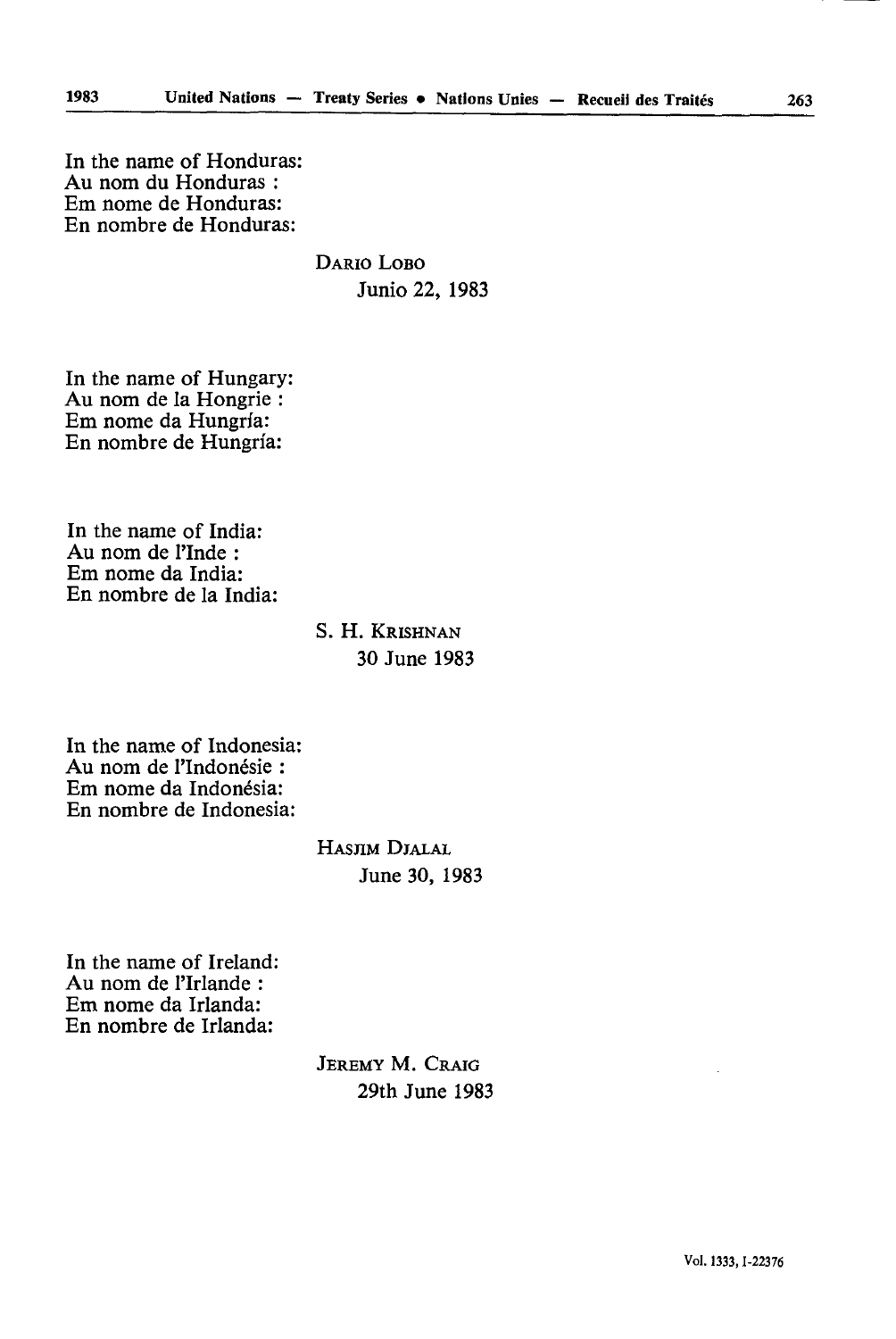In the name of Honduras:
Au nom du Honduras :
Em nome de Honduras:
En nombre de Honduras:

DARIO LOBO
Junio 22, 1983

In the name of Hungary:
Au nom de la Hongrie :
Em nome da Hungria:
En nombre de Hungría:

In the name of India:
Au nom de l'Inde :
Em nome da India:
En nombre de la India:

S. H. KRISHNAN
30 June 1983

In the name of Indonesia:
Au nom de l'Indonésie :
Em nome da Indonésia:
En nombre de Indonesia:

HASJIM DJALAL
June 30, 1983

In the name of Ireland:
Au nom de l'Irlande :
Em nome da Irlanda:
En nombre de Irlanda:

JEREMY M. CRAIG
29th June 1983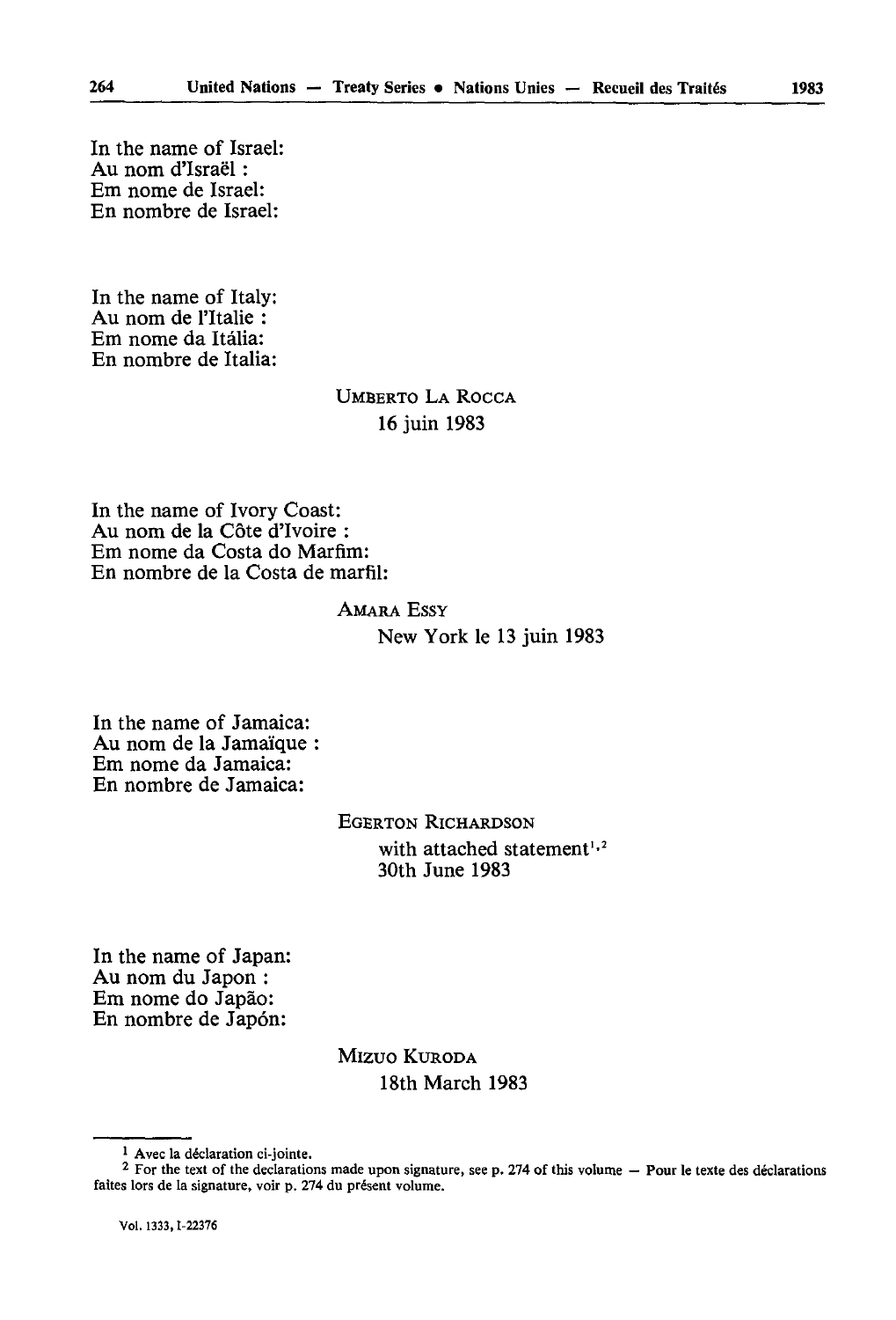In the name of Israel:
Au nom d'Israël :
Em nome de Israel:
En nombre de Israel:

In the name of Italy:
Au nom de l'Italie :
Em nome da Itália:
En nombre de Italia:

UMBERTO LA ROCCA
16 juin 1983

In the name of Ivory Coast:
Au nom de la Côte d'Ivoire :
Em nome da Costa do Marfim:
En nombre de la Costa de marfil:

AMARA ESSY
New York le 13 juin 1983

In the name of Jamaica:
Au nom de la Jamaïque :
Em nome da Jamaica:
En nombre de Jamaica:

EGERTON RICHARDSON
with attached statement[1,2]
30th June 1983

In the name of Japan:
Au nom du Japon :
Em nome do Japão:
En nombre de Japón:

MIZUO KURODA
18th March 1983

---

[1] Avec la déclaration ci-jointe.

[2] For the text of the declarations made upon signature, see p. 274 of this volume — Pour le texte des déclarations faites lors de la signature, voir p. 274 du présent volume.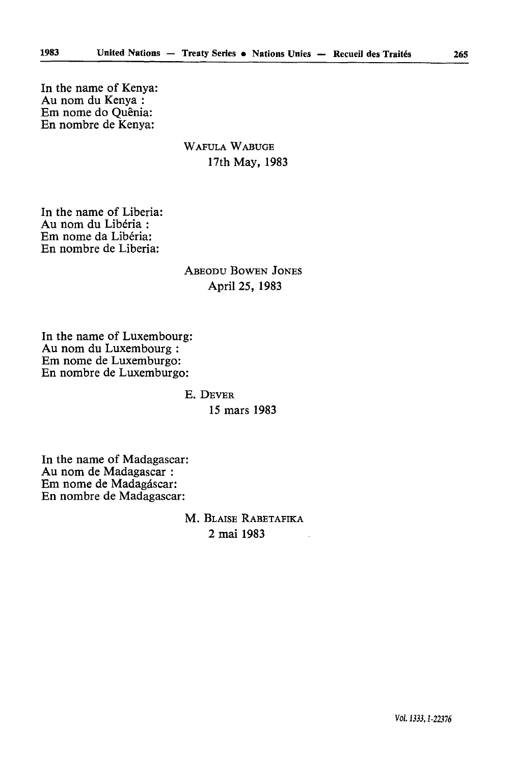In the name of Kenya:
Au nom du Kenya :
Em nome do Quênia:
En nombre de Kenya:

WAFULA WABUGE
17th May, 1983

In the name of Liberia:
Au nom du Libéria :
Em nome da Libéria:
En nombre de Liberia:

ABEODU BOWEN JONES
April 25, 1983

In the name of Luxembourg:
Au nom du Luxembourg :
Em nome de Luxemburgo:
En nombre de Luxemburgo:

E. DEVER
15 mars 1983

In the name of Madagascar:
Au nom de Madagascar :
Em nome de Madagáscar:
En nombre de Madagascar:

M. BLAISE RABETAFIKA
2 mai 1983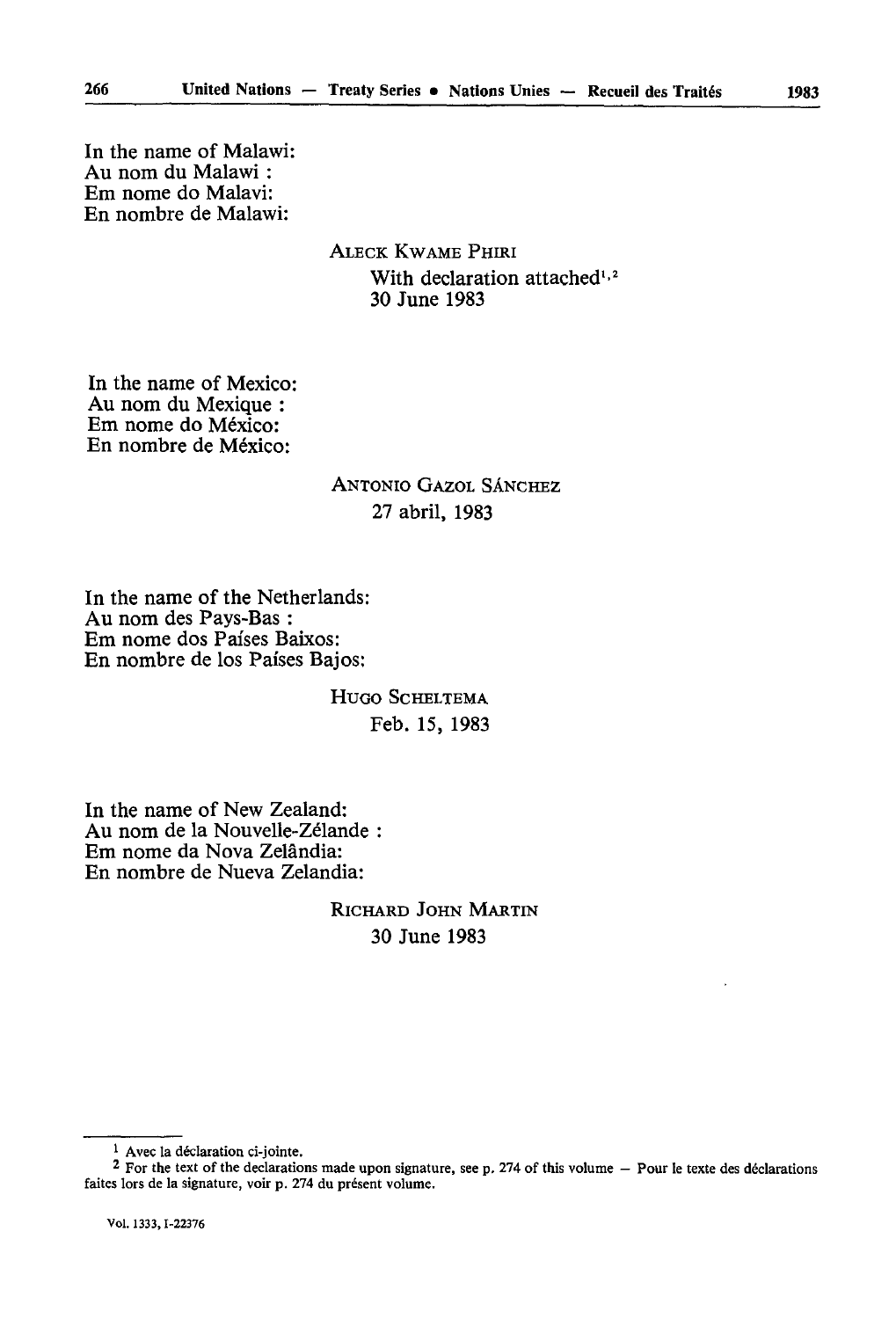In the name of Malawi:
Au nom du Malawi :
Em nome do Malavi:
En nombre de Malawi:

ALECK KWAME PHIRI
With declaration attached[1,2]
30 June 1983

In the name of Mexico:
Au nom du Mexique :
Em nome do México:
En nombre de México:

ANTONIO GAZOL SÁNCHEZ
27 abril, 1983

In the name of the Netherlands:
Au nom des Pays-Bas :
Em nome dos Países Baixos:
En nombre de los Países Bajos:

HUGO SCHELTEMA
Feb. 15, 1983

In the name of New Zealand:
Au nom de la Nouvelle-Zélande :
Em nome da Nova Zelândia:
En nombre de Nueva Zelandia:

RICHARD JOHN MARTIN
30 June 1983

---

[1] Avec la déclaration ci-jointe.

[2] For the text of the declarations made upon signature, see p. 274 of this volume — Pour le texte des déclarations faites lors de la signature, voir p. 274 du présent volume.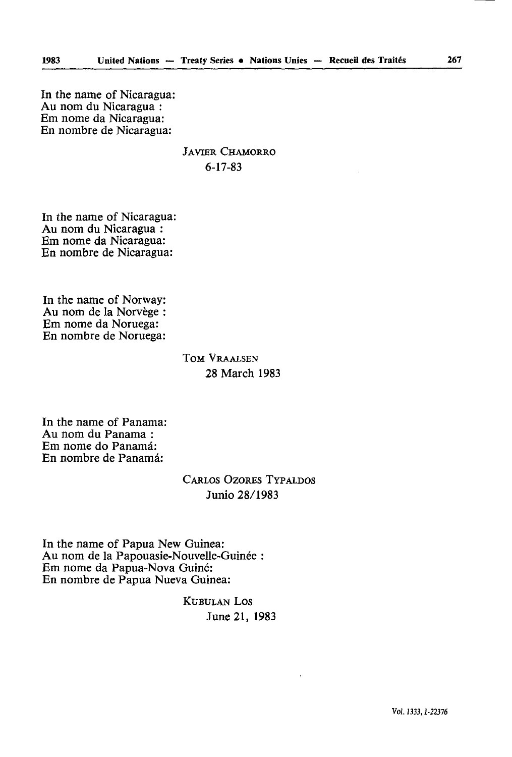In the name of Nicaragua:
Au nom du Nicaragua :
Em nome da Nicaragua:
En nombre de Nicaragua:

JAVIER CHAMORRO
6-17-83

In the name of Nicaragua:
Au nom du Nicaragua :
Em nome da Nicaragua:
En nombre de Nicaragua:

In the name of Norway:
Au nom de la Norvège :
Em nome da Noruega:
En nombre de Noruega:

TOM VRAALSEN
28 March 1983

In the name of Panama:
Au nom du Panama :
Em nome do Panamá:
En nombre de Panamá:

CARLOS OZORES TYPALDOS
Junio 28/1983

In the name of Papua New Guinea:
Au nom de la Papouasie-Nouvelle-Guinée :
Em nome da Papua-Nova Guiné:
En nombre de Papua Nueva Guinea:

KUBULAN LOS
June 21, 1983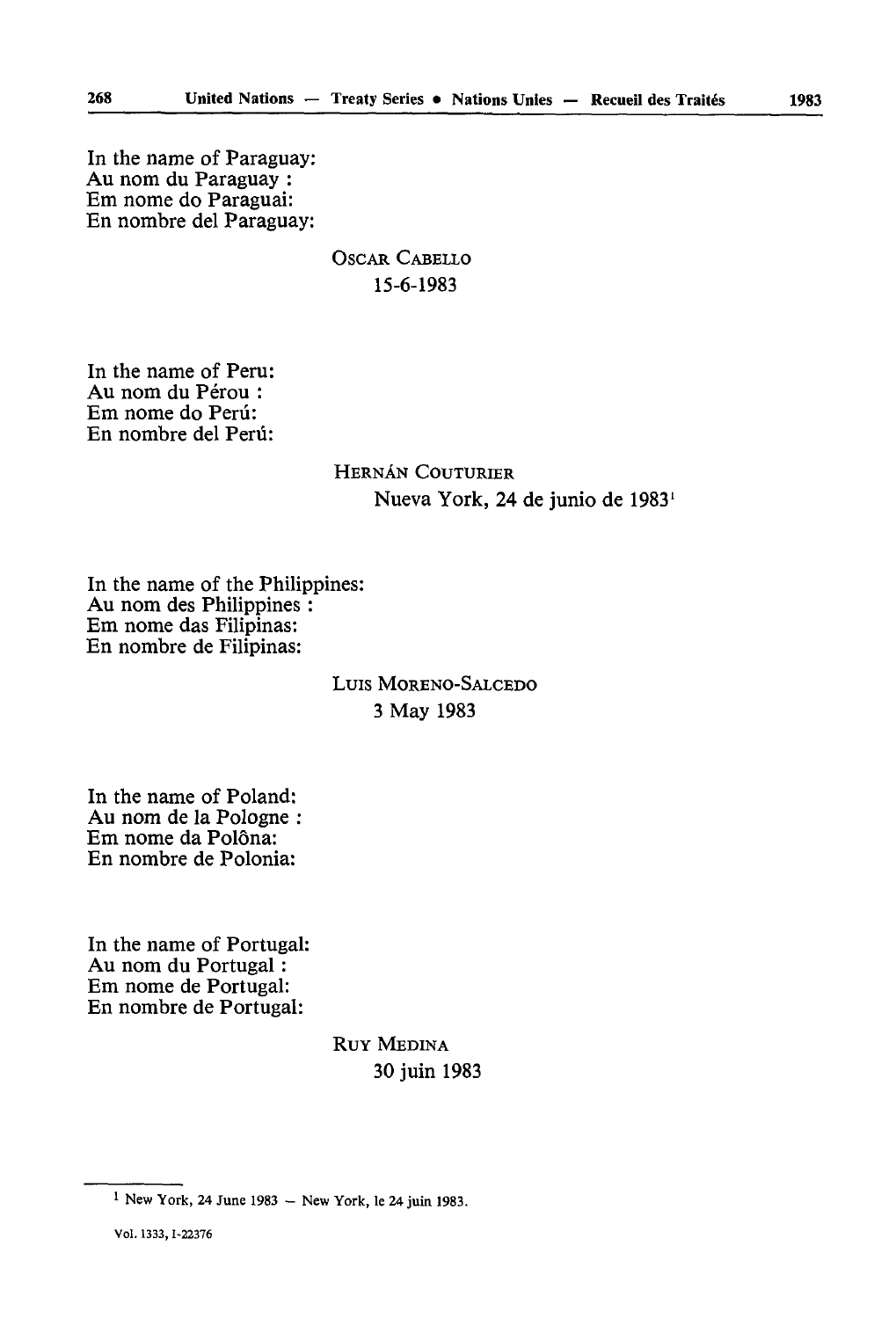In the name of Paraguay:
Au nom du Paraguay :
Em nome do Paraguai:
En nombre del Paraguay:

OSCAR CABELLO
15-6-1983

In the name of Peru:
Au nom du Pérou :
Em nome do Perú:
En nombre del Perú:

HERNÁN COUTURIER
Nueva York, 24 de junio de 1983[1]

In the name of the Philippines:
Au nom des Philippines :
Em nome das Filipinas:
En nombre de Filipinas:

LUIS MORENO-SALCEDO
3 May 1983

In the name of Poland:
Au nom de la Pologne :
Em nome da Polôna:
En nombre de Polonia:

In the name of Portugal:
Au nom du Portugal :
Em nome de Portugal:
En nombre de Portugal:

RUY MEDINA
30 juin 1983

---

[1] New York, 24 June 1983 — New York, le 24 juin 1983.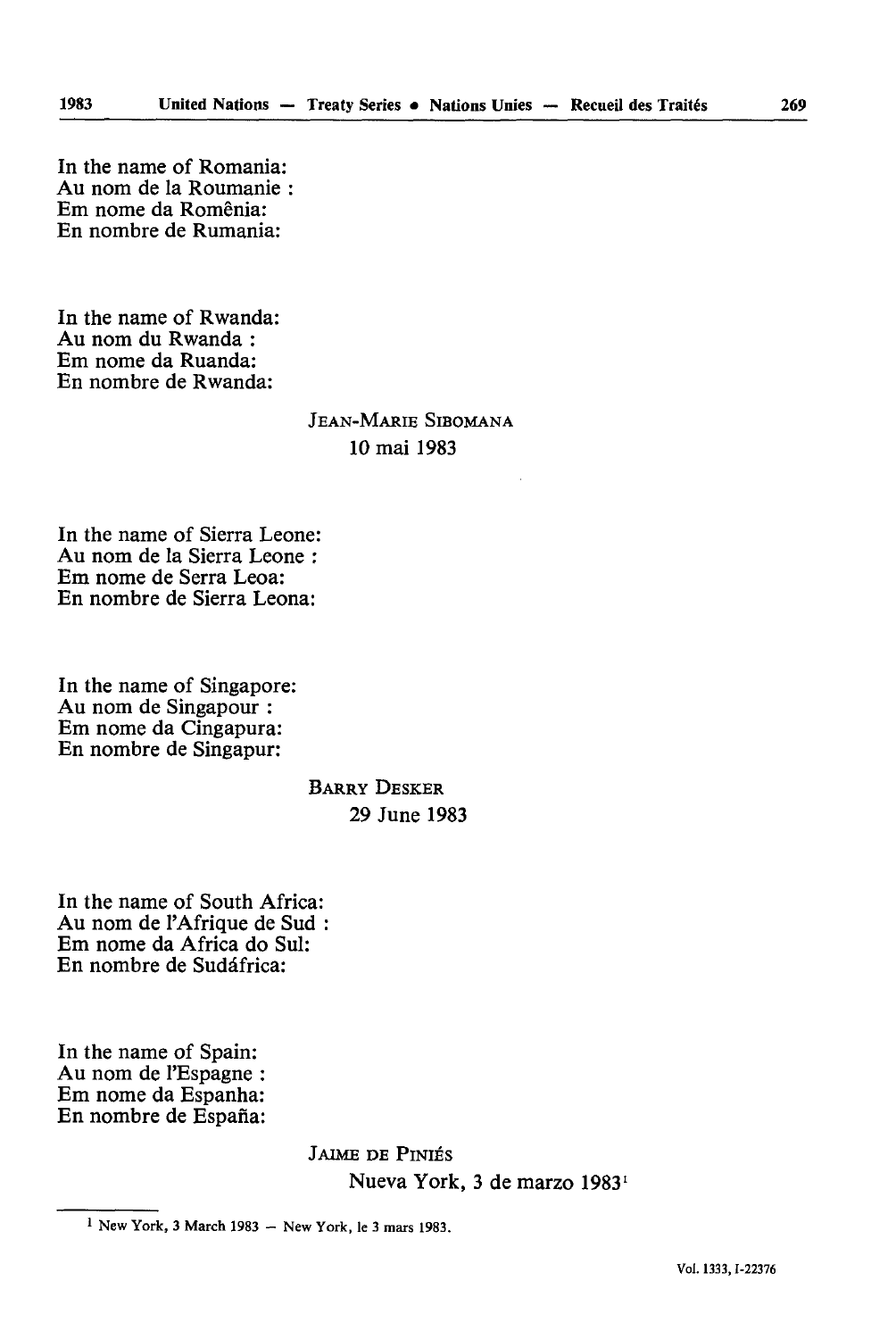In the name of Romania:
Au nom de la Roumanie :
Em nome da Romênia:
En nombre de Rumania:

In the name of Rwanda:
Au nom du Rwanda :
Em nome da Ruanda:
En nombre de Rwanda:

JEAN-MARIE SIBOMANA
10 mai 1983

In the name of Sierra Leone:
Au nom de la Sierra Leone :
Em nome de Serra Leoa:
En nombre de Sierra Leona:

In the name of Singapore:
Au nom de Singapour :
Em nome da Cingapura:
En nombre de Singapur:

BARRY DESKER
29 June 1983

In the name of South Africa:
Au nom de l'Afrique de Sud :
Em nome da Africa do Sul:
En nombre de Sudáfrica:

In the name of Spain:
Au nom de l'Espagne :
Em nome da Espanha:
En nombre de España:

JAIME DE PINIÉS
Nueva York, 3 de marzo 1983[1]

[1] New York, 3 March 1983 — New York, le 3 mars 1983.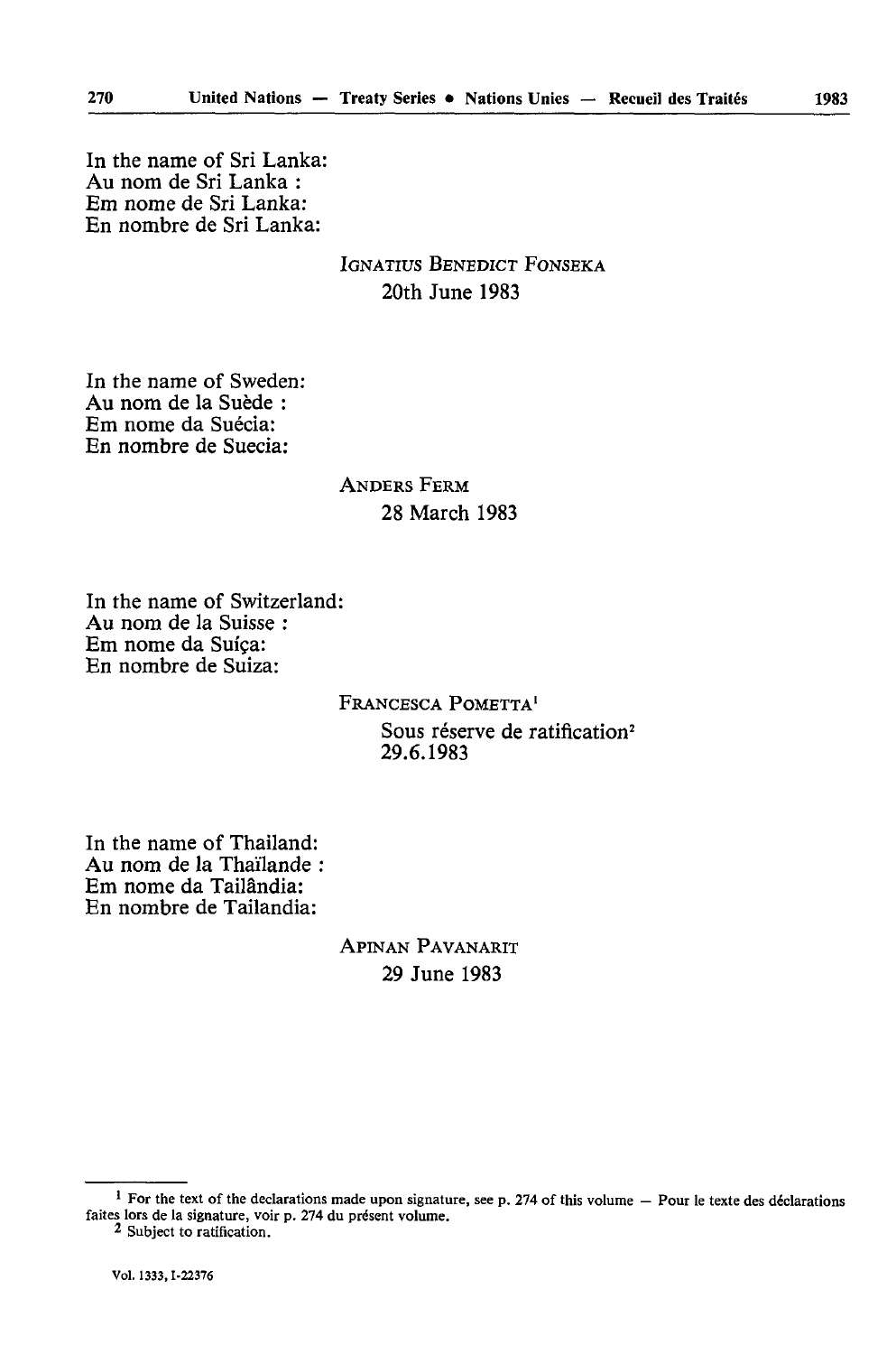In the name of Sri Lanka:
Au nom de Sri Lanka :
Em nome de Sri Lanka:
En nombre de Sri Lanka:

IGNATIUS BENEDICT FONSEKA
20th June 1983

In the name of Sweden:
Au nom de la Suède :
Em nome da Suécia:
En nombre de Suecia:

ANDERS FERM
28 March 1983

In the name of Switzerland:
Au nom de la Suisse :
Em nome da Suíça:
En nombre de Suiza:

FRANCESCA POMETTA[1]
Sous réserve de ratification[2]
29.6.1983

In the name of Thailand:
Au nom de la Thaïlande :
Em nome da Tailândia:
En nombre de Tailandia:

APINAN PAVANARIT
29 June 1983

---

[1] For the text of the declarations made upon signature, see p. 274 of this volume — Pour le texte des déclarations faites lors de la signature, voir p. 274 du présent volume.

[2] Subject to ratification.

Vol. 1333, I-22376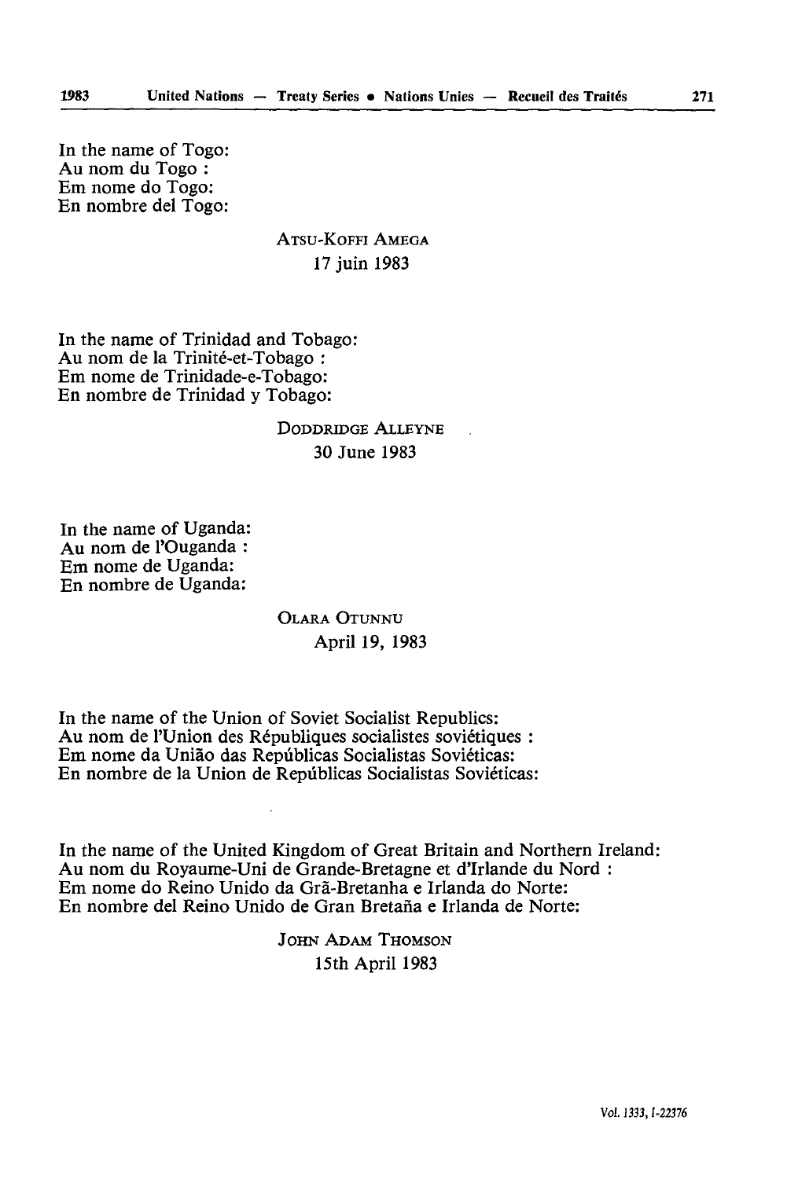In the name of Togo:
Au nom du Togo :
Em nome do Togo:
En nombre del Togo:

ATSU-KOFFI AMEGA
17 juin 1983

In the name of Trinidad and Tobago:
Au nom de la Trinité-et-Tobago :
Em nome de Trinidade-e-Tobago:
En nombre de Trinidad y Tobago:

DODDRIDGE ALLEYNE
30 June 1983

In the name of Uganda:
Au nom de l'Ouganda :
Em nome de Uganda:
En nombre de Uganda:

OLARA OTUNNU
April 19, 1983

In the name of the Union of Soviet Socialist Republics:
Au nom de l'Union des Républiques socialistes soviétiques :
Em nome da União das Repúblicas Socialistas Soviéticas:
En nombre de la Union de Repúblicas Socialistas Soviéticas:

In the name of the United Kingdom of Great Britain and Northern Ireland:
Au nom du Royaume-Uni de Grande-Bretagne et d'Irlande du Nord :
Em nome do Reino Unido da Grã-Bretanha e Irlanda do Norte:
En nombre del Reino Unido de Gran Bretaña e Irlanda de Norte:

JOHN ADAM THOMSON
15th April 1983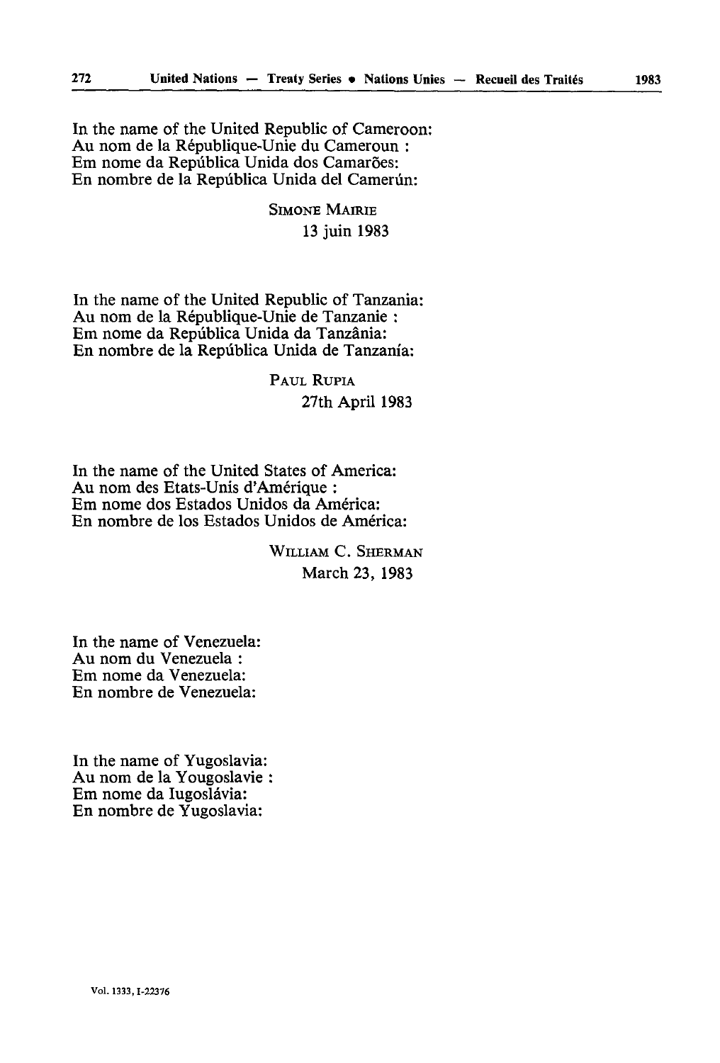In the name of the United Republic of Cameroon:
Au nom de la République-Unie du Cameroun :
Em nome da República Unida dos Camarões:
En nombre de la República Unida del Camerún:

SIMONE MAIRIE
13 juin 1983

In the name of the United Republic of Tanzania:
Au nom de la République-Unie de Tanzanie :
Em nome da República Unida da Tanzânia:
En nombre de la República Unida de Tanzanía:

PAUL RUPIA
27th April 1983

In the name of the United States of America:
Au nom des Etats-Unis d'Amérique :
Em nome dos Estados Unidos da América:
En nombre de los Estados Unidos de América:

WILLIAM C. SHERMAN
March 23, 1983

In the name of Venezuela:
Au nom du Venezuela :
Em nome da Venezuela:
En nombre de Venezuela:

In the name of Yugoslavia:
Au nom de la Yougoslavie :
Em nome da Iugoslávia:
En nombre de Yugoslavia: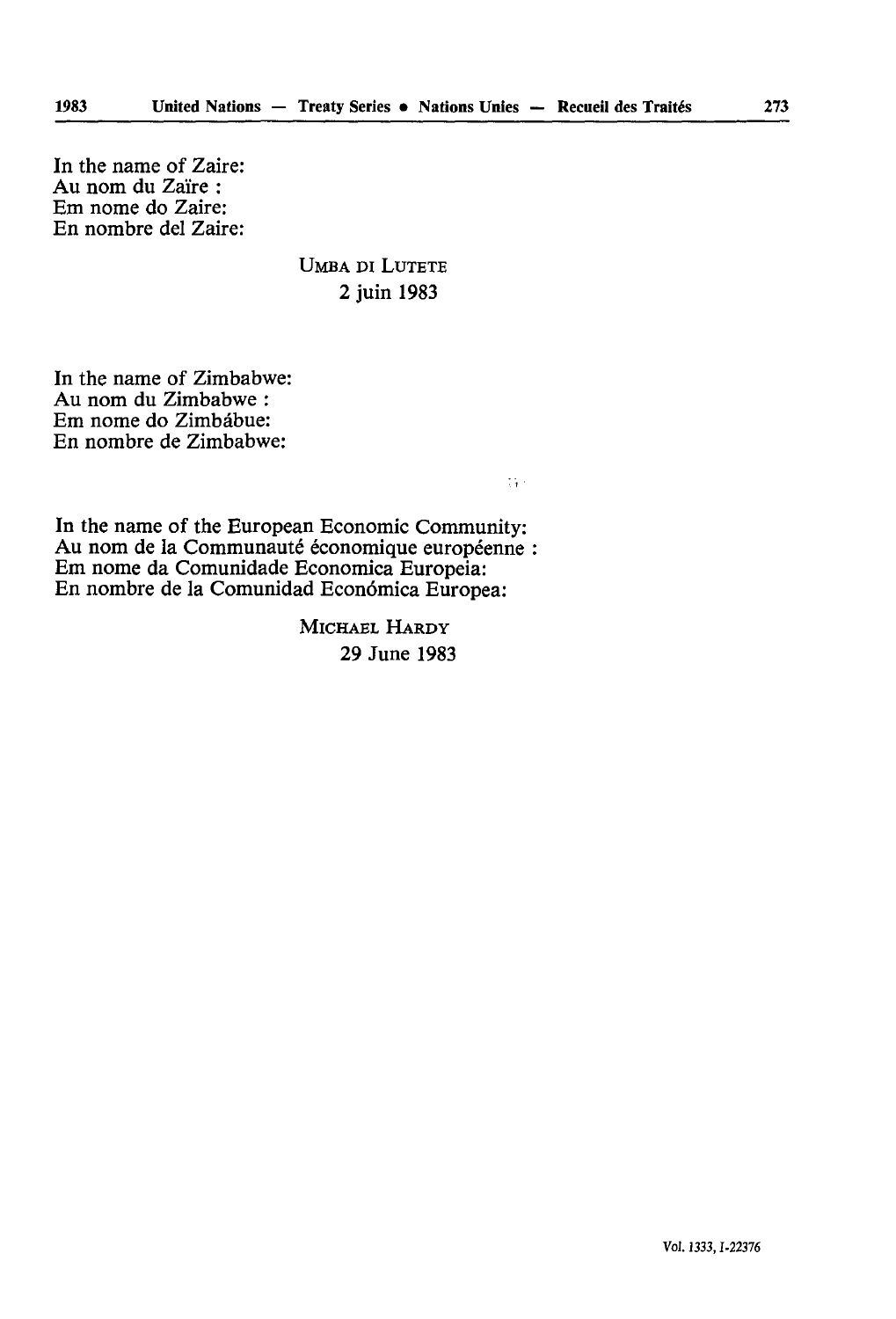In the name of Zaire:
Au nom du Zaïre :
Em nome do Zaire:
En nombre del Zaire:

UMBA DI LUTETE
2 juin 1983

In the name of Zimbabwe:
Au nom du Zimbabwe :
Em nome do Zimbábue:
En nombre de Zimbabwe:

In the name of the European Economic Community:
Au nom de la Communauté économique européenne :
Em nome da Comunidade Economica Europeia:
En nombre de la Comunidad Económica Europea:

MICHAEL HARDY
29 June 1983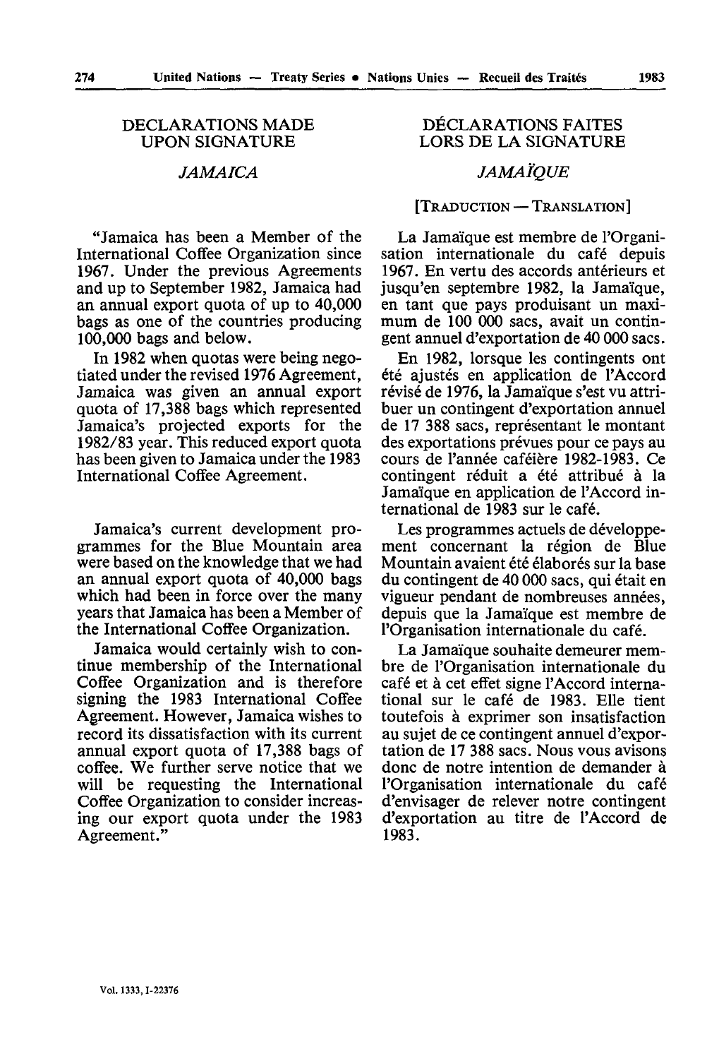## DECLARATIONS MADE UPON SIGNATURE

### *JAMAICA*

"Jamaica has been a Member of the International Coffee Organization since 1967. Under the previous Agreements and up to September 1982, Jamaica had an annual export quota of up to 40,000 bags as one of the countries producing 100,000 bags and below.

In 1982 when quotas were being negotiated under the revised 1976 Agreement, Jamaica was given an annual export quota of 17,388 bags which represented Jamaica's projected exports for the 1982/83 year. This reduced export quota has been given to Jamaica under the 1983 International Coffee Agreement.

Jamaica's current development programmes for the Blue Mountain area were based on the knowledge that we had an annual export quota of 40,000 bags which had been in force over the many years that Jamaica has been a Member of the International Coffee Organization.

Jamaica would certainly wish to continue membership of the International Coffee Organization and is therefore signing the 1983 International Coffee Agreement. However, Jamaica wishes to record its dissatisfaction with its current annual export quota of 17,388 bags of coffee. We further serve notice that we will be requesting the International Coffee Organization to consider increasing our export quota under the 1983 Agreement."

## DÉCLARATIONS FAITES LORS DE LA SIGNATURE

### *JAMAÏQUE*

[TRADUCTION — TRANSLATION]

La Jamaïque est membre de l'Organisation internationale du café depuis 1967. En vertu des accords antérieurs et jusqu'en septembre 1982, la Jamaïque, en tant que pays produisant un maximum de 100 000 sacs, avait un contingent annuel d'exportation de 40 000 sacs.

En 1982, lorsque les contingents ont été ajustés en application de l'Accord révisé de 1976, la Jamaïque s'est vu attribuer un contingent d'exportation annuel de 17 388 sacs, représentant le montant des exportations prévues pour ce pays au cours de l'année caféière 1982-1983. Ce contingent réduit a été attribué à la Jamaïque en application de l'Accord international de 1983 sur le café.

Les programmes actuels de développement concernant la région de Blue Mountain avaient été élaborés sur la base du contingent de 40 000 sacs, qui était en vigueur pendant de nombreuses années, depuis que la Jamaïque est membre de l'Organisation internationale du café.

La Jamaïque souhaite demeurer membre de l'Organisation internationale du café et à cet effet signe l'Accord international sur le café de 1983. Elle tient toutefois à exprimer son insatisfaction au sujet de ce contingent annuel d'exportation de 17 388 sacs. Nous vous avisons donc de notre intention de demander à l'Organisation internationale du café d'envisager de relever notre contingent d'exportation au titre de l'Accord de 1983.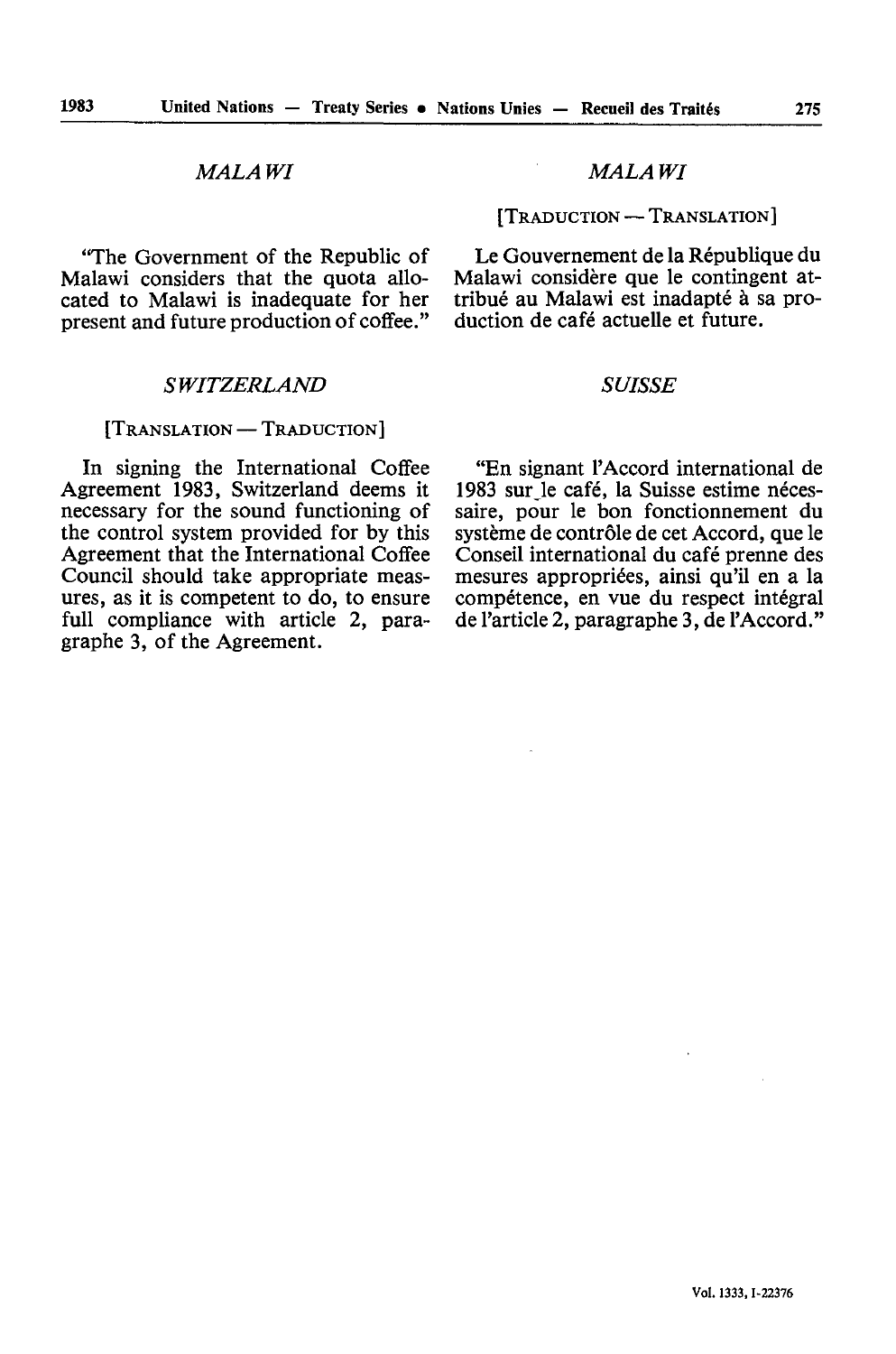*MALAWI*

"The Government of the Republic of Malawi considers that the quota allocated to Malawi is inadequate for her present and future production of coffee."

*MALAWI*

[TRADUCTION — TRANSLATION]

Le Gouvernement de la République du Malawi considère que le contingent attribué au Malawi est inadapté à sa production de café actuelle et future.

*SWITZERLAND*

[TRANSLATION — TRADUCTION]

In signing the International Coffee Agreement 1983, Switzerland deems it necessary for the sound functioning of the control system provided for by this Agreement that the International Coffee Council should take appropriate measures, as it is competent to do, to ensure full compliance with article 2, paragraphe 3, of the Agreement.

*SUISSE*

"En signant l'Accord international de 1983 sur le café, la Suisse estime nécessaire, pour le bon fonctionnement du système de contrôle de cet Accord, que le Conseil international du café prenne des mesures appropriées, ainsi qu'il en a la compétence, en vue du respect intégral de l'article 2, paragraphe 3, de l'Accord."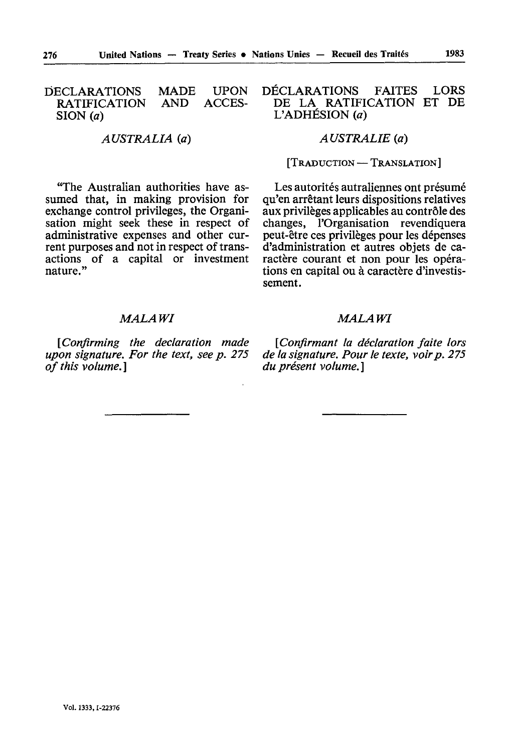## DECLARATIONS MADE UPON RATIFICATION AND ACCESSION (*a*)

### *AUSTRALIA* (*a*)

"The Australian authorities have assumed that, in making provision for exchange control privileges, the Organisation might seek these in respect of administrative expenses and other current purposes and not in respect of transactions of a capital or investment nature."

### *MALAWI*

[*Confirming the declaration made upon signature. For the text, see p. 275 of this volume.*]

## DÉCLARATIONS FAITES LORS DE LA RATIFICATION ET DE L'ADHÉSION (*a*)

### *AUSTRALIE* (*a*)

[TRADUCTION — TRANSLATION]

Les autorités autraliennes ont présumé qu'en arrêtant leurs dispositions relatives aux privilèges applicables au contrôle des changes, l'Organisation revendiquera peut-être ces privilèges pour les dépenses d'administration et autres objets de caractère courant et non pour les opérations en capital ou à caractère d'investissement.

### *MALAWI*

[*Confirmant la déclaration faite lors de la signature. Pour le texte, voir p. 275 du présent volume.*]